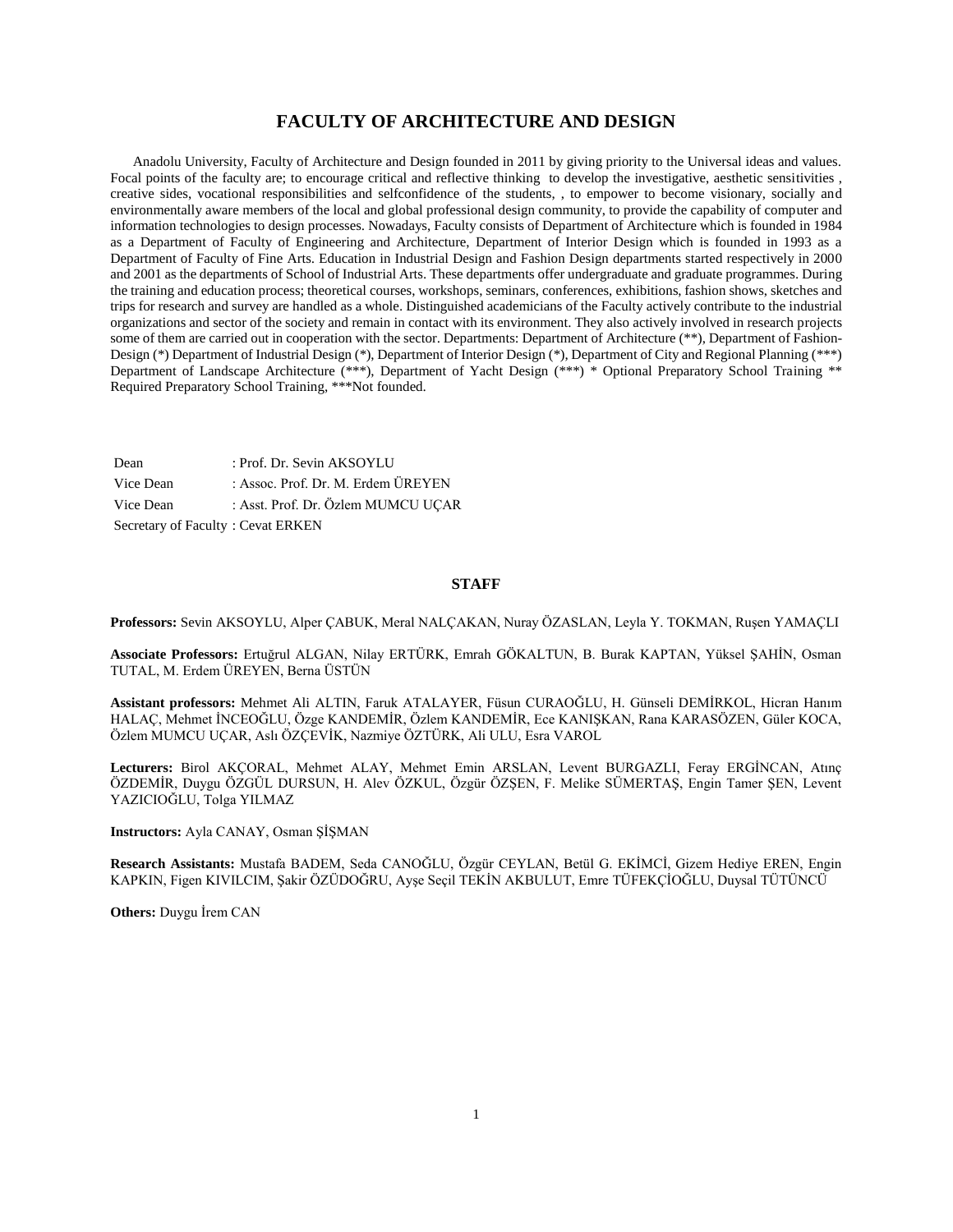# FACULTY OF ARCHITECTURE AND DESIGN

Anadolu University, Faculty of Architecture and Design founded in 2011 by giving priority to the Universal ideas and values. Focal points of the faculty are; to encourage critical and reflective thinking to develop the investigative, aesthetic sensitivities , creative sides, vocational responsibilities and selfconfidence of the students, , to empower to become visionary, socially and environmentally aware members of the local and global professional design community, to provide the capability of computer and information technologies to design processes. Nowadays, Faculty consists of Department of Architecture which is founded in 1984 as a Department of Faculty of Engineering and Architecture, Department of Interior Design which is founded in 1993 as a Department of Faculty of Fine Arts. Education in Industrial Design and Fashion Design departments started respectively in 2000 and 2001 as the departments of School of Industrial Arts. These departments offer undergraduate and graduate programmes. During the training and education process; theoretical courses, workshops, seminars, conferences, exhibitions, fashion shows, sketches and trips for research and survey are handled as a whole. Distinguished academicians of the Faculty actively contribute to the industrial organizations and sector of the society and remain in contact with its environment. They also actively involved in research projects some of them are carried out in cooperation with the sector. Departments: Department of Architecture (**), Department of Fashion-Design (*) Department of Industrial Design (*), Department of Interior Design (*), Department of City and Regional Planning (***) Department of Landscape Architecture (***), Department of Yacht Design (***) * Optional Preparatory School Training ** Required Preparatory School Training, ***Not founded.

Dean : Prof. Dr. Sevin AKSOYLU
Vice Dean : Assoc. Prof. Dr. M. Erdem ÜREYEN
Vice Dean : Asst. Prof. Dr. Özlem MUMCU UÇAR
Secretary of Faculty : Cevat ERKEN

## STAFF

**Professors:** Sevin AKSOYLU, Alper ÇABUK, Meral NALÇAKAN, Nuray ÖZASLAN, Leyla Y. TOKMAN, Ruşen YAMAÇLI

**Associate Professors:** Ertuğrul ALGAN, Nilay ERTÜRK, Emrah GÖKALTUN, B. Burak KAPTAN, Yüksel ŞAHİN, Osman TUTAL, M. Erdem ÜREYEN, Berna ÜSTÜN

**Assistant professors:** Mehmet Ali ALTIN, Faruk ATALAYER, Füsun CURAOĞLU, H. Günseli DEMİRKOL, Hicran Hanım HALAÇ, Mehmet İNCEOĞLU, Özge KANDEMİR, Özlem KANDEMİR, Ece KANIŞKAN, Rana KARASÖZEN, Güler KOCA, Özlem MUMCU UÇAR, Aslı ÖZÇEVİK, Nazmiye ÖZTÜRK, Ali ULU, Esra VAROL

**Lecturers:** Birol AKÇORAL, Mehmet ALAY, Mehmet Emin ARSLAN, Levent BURGAZLI, Feray ERGİNCAN, Atınç ÖZDEMİR, Duygu ÖZGÜL DURSUN, H. Alev ÖZKUL, Özgür ÖZŞEN, F. Melike SÜMERTAŞ, Engin Tamer ŞEN, Levent YAZICIOĞLU, Tolga YILMAZ

**Instructors:** Ayla CANAY, Osman ŞİŞMAN

**Research Assistants:** Mustafa BADEM, Seda CANOĞLU, Özgür CEYLAN, Betül G. EKİMCİ, Gizem Hediye EREN, Engin KAPKIN, Figen KIVILCIM, Şakir ÖZÜDOĞRU, Ayşe Seçil TEKİN AKBULUT, Emre TÜFEKÇİOĞLU, Duysal TÜTÜNCÜ

**Others:** Duygu İrem CAN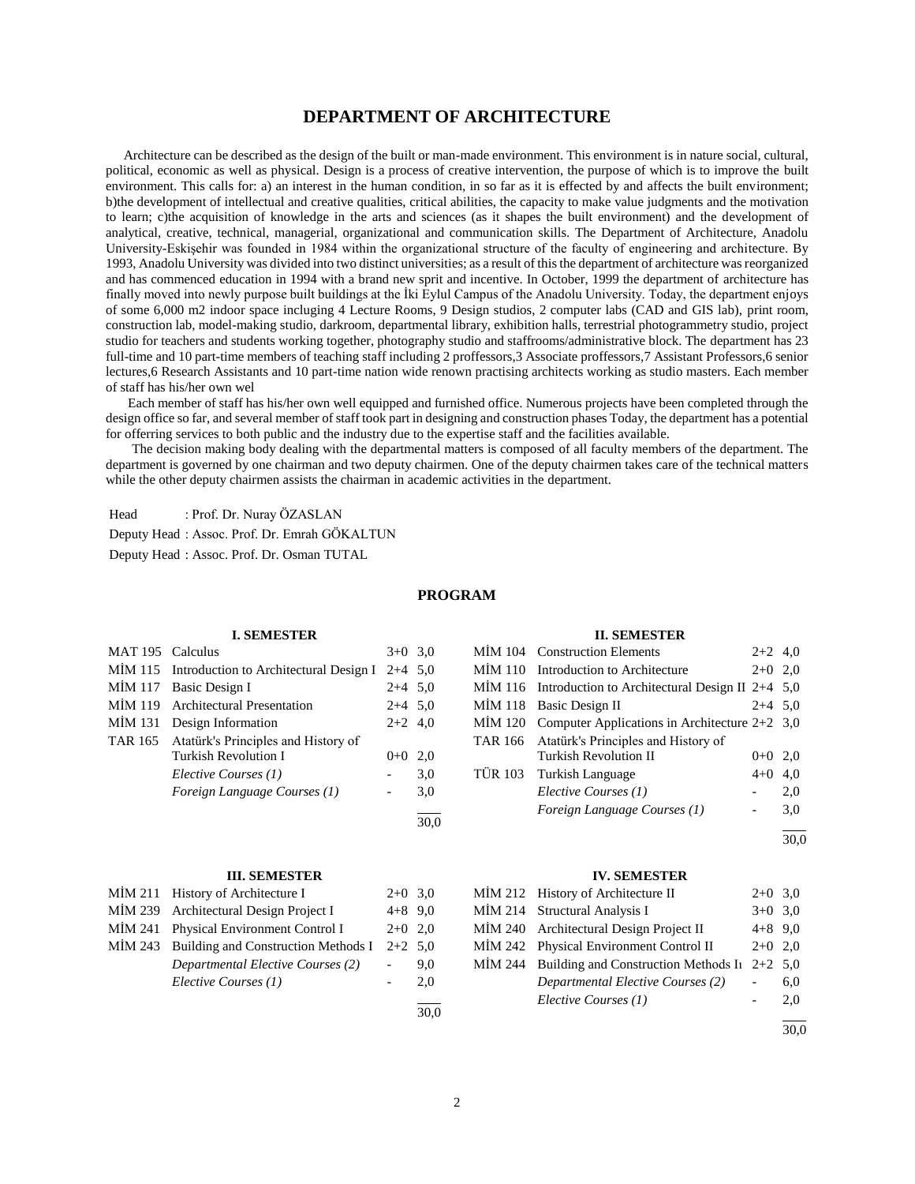# DEPARTMENT OF ARCHITECTURE

Architecture can be described as the design of the built or man-made environment. This environment is in nature social, cultural, political, economic as well as physical. Design is a process of creative intervention, the purpose of which is to improve the built environment. This calls for: a) an interest in the human condition, in so far as it is effected by and affects the built environment; b)the development of intellectual and creative qualities, critical abilities, the capacity to make value judgments and the motivation to learn; c)the acquisition of knowledge in the arts and sciences (as it shapes the built environment) and the development of analytical, creative, technical, managerial, organizational and communication skills. The Department of Architecture, Anadolu University-Eskişehir was founded in 1984 within the organizational structure of the faculty of engineering and architecture. By 1993, Anadolu University was divided into two distinct universities; as a result of this the department of architecture was reorganized and has commenced education in 1994 with a brand new sprit and incentive. In October, 1999 the department of architecture has finally moved into newly purpose built buildings at the İki Eylul Campus of the Anadolu University. Today, the department enjoys of some 6,000 m2 indoor space incluging 4 Lecture Rooms, 9 Design studios, 2 computer labs (CAD and GIS lab), print room, construction lab, model-making studio, darkroom, departmental library, exhibition halls, terrestrial photogrammetry studio, project studio for teachers and students working together, photography studio and staffrooms/administrative block. The department has 23 full-time and 10 part-time members of teaching staff including 2 proffessors,3 Associate proffessors,7 Assistant Professors,6 senior lectures,6 Research Assistants and 10 part-time nation wide renown practising architects working as studio masters. Each member of staff has his/her own wel

Each member of staff has his/her own well equipped and furnished office. Numerous projects have been completed through the design office so far, and several member of staff took part in designing and construction phases Today, the department has a potential for offerring services to both public and the industry due to the expertise staff and the facilities available.

The decision making body dealing with the departmental matters is composed of all faculty members of the department. The department is governed by one chairman and two deputy chairmen. One of the deputy chairmen takes care of the technical matters while the other deputy chairmen assists the chairman in academic activities in the department.

Head : Prof. Dr. Nuray ÖZASLAN
Deputy Head : Assoc. Prof. Dr. Emrah GÖKALTUN
Deputy Head : Assoc. Prof. Dr. Osman TUTAL

## PROGRAM

### I. SEMESTER

| | | | |
|---|---|---|---|
| MAT 195 | Calculus | 3+0 | 3,0 |
| MİM 115 | Introduction to Architectural Design I | 2+4 | 5,0 |
| MİM 117 | Basic Design I | 2+4 | 5,0 |
| MİM 119 | Architectural Presentation | 2+4 | 5,0 |
| MİM 131 | Design Information | 2+2 | 4,0 |
| TAR 165 | Atatürk's Principles and History of Turkish Revolution I | 0+0 | 2,0 |
| | *Elective Courses (1)* | - | 3,0 |
| | *Foreign Language Courses (1)* | - | 3,0 |
| | | | 30,0 |

### II. SEMESTER

| | | | |
|---|---|---|---|
| MİM 104 | Construction Elements | 2+2 | 4,0 |
| MİM 110 | Introduction to Architecture | 2+0 | 2,0 |
| MİM 116 | Introduction to Architectural Design II | 2+4 | 5,0 |
| MİM 118 | Basic Design II | 2+4 | 5,0 |
| MİM 120 | Computer Applications in Architecture | 2+2 | 3,0 |
| TAR 166 | Atatürk's Principles and History of Turkish Revolution II | 0+0 | 2,0 |
| TÜR 103 | Turkish Language | 4+0 | 4,0 |
| | *Elective Courses (1)* | - | 2,0 |
| | *Foreign Language Courses (1)* | - | 3,0 |
| | | | 30,0 |

### III. SEMESTER

| | | | |
|---|---|---|---|
| MİM 211 | History of Architecture I | 2+0 | 3,0 |
| MİM 239 | Architectural Design Project I | 4+8 | 9,0 |
| MİM 241 | Physical Environment Control I | 2+0 | 2,0 |
| MİM 243 | Building and Construction Methods I | 2+2 | 5,0 |
| | *Departmental Elective Courses (2)* | - | 9,0 |
| | *Elective Courses (1)* | - | 2,0 |
| | | | 30,0 |

### IV. SEMESTER

| | | | |
|---|---|---|---|
| MİM 212 | History of Architecture II | 2+0 | 3,0 |
| MİM 214 | Structural Analysis I | 3+0 | 3,0 |
| MİM 240 | Architectural Design Project II | 4+8 | 9,0 |
| MİM 242 | Physical Environment Control II | 2+0 | 2,0 |
| MİM 244 | Building and Construction Methods Iı | 2+2 | 5,0 |
| | *Departmental Elective Courses (2)* | - | 6,0 |
| | *Elective Courses (1)* | - | 2,0 |
| | | | 30,0 |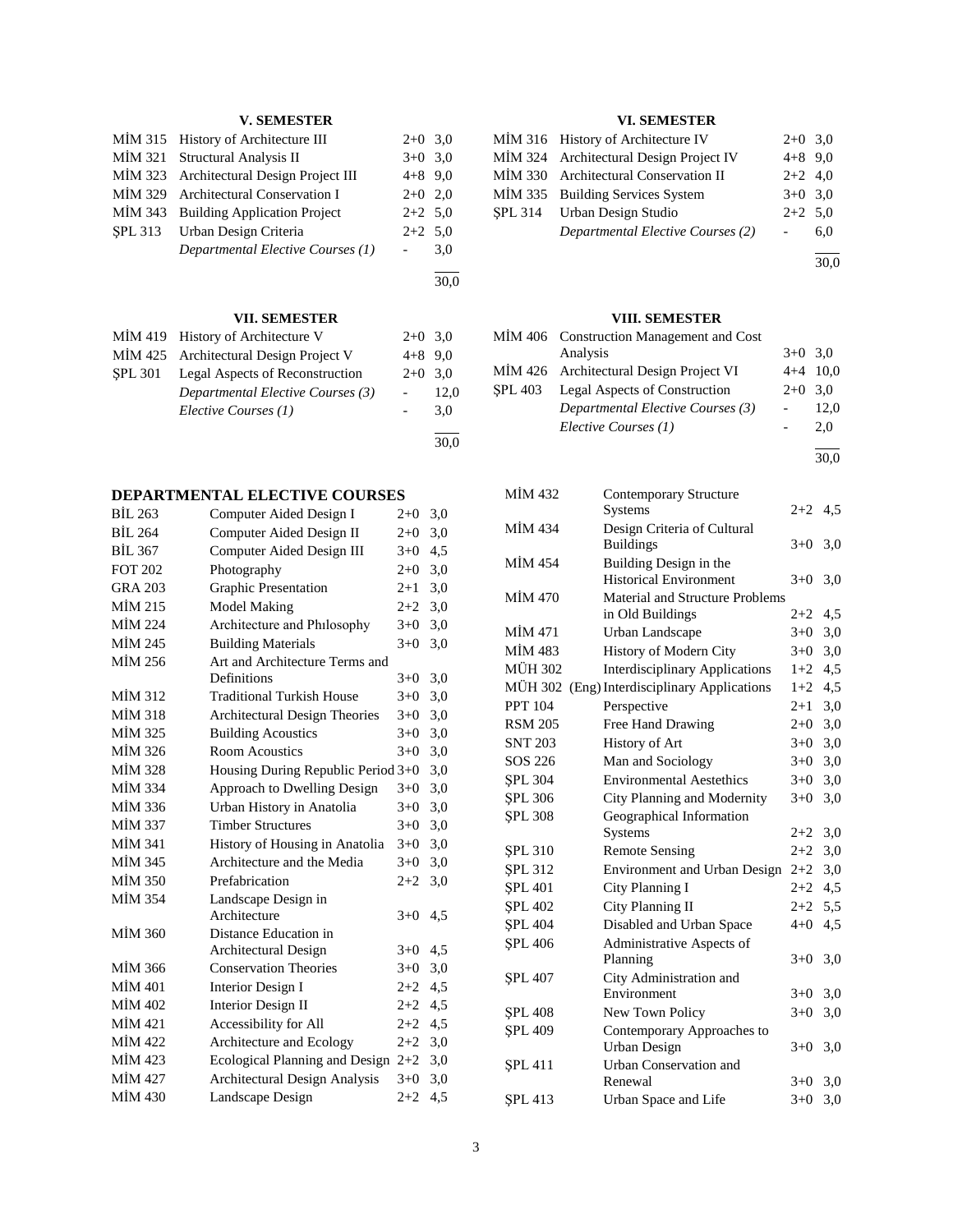### V. SEMESTER

| | | | |
|---|---|---|---|
| MİM 315 | History of Architecture III | 2+0 | 3,0 |
| MİM 321 | Structural Analysis II | 3+0 | 3,0 |
| MİM 323 | Architectural Design Project III | 4+8 | 9,0 |
| MİM 329 | Architectural Conservation I | 2+0 | 2,0 |
| MİM 343 | Building Application Project | 2+2 | 5,0 |
| ŞPL 313 | Urban Design Criteria | 2+2 | 5,0 |
| | *Departmental Elective Courses (1)* | - | 3,0 |
| | | | 30,0 |

### VI. SEMESTER

| | | | |
|---|---|---|---|
| MİM 316 | History of Architecture IV | 2+0 | 3,0 |
| MİM 324 | Architectural Design Project IV | 4+8 | 9,0 |
| MİM 330 | Architectural Conservation II | 2+2 | 4,0 |
| MİM 335 | Building Services System | 3+0 | 3,0 |
| ŞPL 314 | Urban Design Studio | 2+2 | 5,0 |
| | *Departmental Elective Courses (2)* | - | 6,0 |
| | | | 30,0 |

### VII. SEMESTER

| | | | |
|---|---|---|---|
| MİM 419 | History of Architecture V | 2+0 | 3,0 |
| MİM 425 | Architectural Design Project V | 4+8 | 9,0 |
| ŞPL 301 | Legal Aspects of Reconstruction | 2+0 | 3,0 |
| | *Departmental Elective Courses (3)* | - | 12,0 |
| | *Elective Courses (1)* | - | 3,0 |
| | | | 30,0 |

### VIII. SEMESTER

| | | | |
|---|---|---|---|
| MİM 406 | Construction Management and Cost Analysis | 3+0 | 3,0 |
| MİM 426 | Architectural Design Project VI | 4+4 | 10,0 |
| ŞPL 403 | Legal Aspects of Construction | 2+0 | 3,0 |
| | *Departmental Elective Courses (3)* | - | 12,0 |
| | *Elective Courses (1)* | - | 2,0 |
| | | | 30,0 |

## DEPARTMENTAL ELECTIVE COURSES

| | | | |
|---|---|---|---|
| BİL 263 | Computer Aided Design I | 2+0 | 3,0 |
| BİL 264 | Computer Aided Design II | 2+0 | 3,0 |
| BİL 367 | Computer Aided Design III | 3+0 | 4,5 |
| FOT 202 | Photography | 2+0 | 3,0 |
| GRA 203 | Graphic Presentation | 2+1 | 3,0 |
| MİM 215 | Model Making | 2+2 | 3,0 |
| MİM 224 | Architecture and Phılosophy | 3+0 | 3,0 |
| MİM 245 | Building Materials | 3+0 | 3,0 |
| MİM 256 | Art and Architecture Terms and Definitions | 3+0 | 3,0 |
| MİM 312 | Traditional Turkish House | 3+0 | 3,0 |
| MİM 318 | Architectural Design Theories | 3+0 | 3,0 |
| MİM 325 | Building Acoustics | 3+0 | 3,0 |
| MİM 326 | Room Acoustics | 3+0 | 3,0 |
| MİM 328 | Housing During Republic Period | 3+0 | 3,0 |
| MİM 334 | Approach to Dwelling Design | 3+0 | 3,0 |
| MİM 336 | Urban History in Anatolia | 3+0 | 3,0 |
| MİM 337 | Timber Structures | 3+0 | 3,0 |
| MİM 341 | History of Housing in Anatolia | 3+0 | 3,0 |
| MİM 345 | Architecture and the Media | 3+0 | 3,0 |
| MİM 350 | Prefabrication | 2+2 | 3,0 |
| MİM 354 | Landscape Design in Architecture | 3+0 | 4,5 |
| MİM 360 | Distance Education in Architectural Design | 3+0 | 4,5 |
| MİM 366 | Conservation Theories | 3+0 | 3,0 |
| MİM 401 | Interior Design I | 2+2 | 4,5 |
| MİM 402 | Interior Design II | 2+2 | 4,5 |
| MİM 421 | Accessibility for All | 2+2 | 4,5 |
| MİM 422 | Architecture and Ecology | 2+2 | 3,0 |
| MİM 423 | Ecological Planning and Design | 2+2 | 3,0 |
| MİM 427 | Architectural Design Analysis | 3+0 | 3,0 |
| MİM 430 | Landscape Design | 2+2 | 4,5 |
| MİM 432 | Contemporary Structure Systems | 2+2 | 4,5 |
| MİM 434 | Design Criteria of Cultural Buildings | 3+0 | 3,0 |
| MİM 454 | Building Design in the Historical Environment | 3+0 | 3,0 |
| MİM 470 | Material and Structure Problems in Old Buildings | 2+2 | 4,5 |
| MİM 471 | Urban Landscape | 3+0 | 3,0 |
| MİM 483 | History of Modern City | 3+0 | 3,0 |
| MÜH 302 | Interdisciplinary Applications | 1+2 | 4,5 |
| MÜH 302 (Eng) | Interdisciplinary Applications | 1+2 | 4,5 |
| PPT 104 | Perspective | 2+1 | 3,0 |
| RSM 205 | Free Hand Drawing | 2+0 | 3,0 |
| SNT 203 | History of Art | 3+0 | 3,0 |
| SOS 226 | Man and Sociology | 3+0 | 3,0 |
| ŞPL 304 | Environmental Aestethics | 3+0 | 3,0 |
| ŞPL 306 | City Planning and Modernity | 3+0 | 3,0 |
| ŞPL 308 | Geographical Information Systems | 2+2 | 3,0 |
| ŞPL 310 | Remote Sensing | 2+2 | 3,0 |
| ŞPL 312 | Environment and Urban Design | 2+2 | 3,0 |
| ŞPL 401 | City Planning I | 2+2 | 4,5 |
| ŞPL 402 | City Planning II | 2+2 | 5,5 |
| ŞPL 404 | Disabled and Urban Space | 4+0 | 4,5 |
| ŞPL 406 | Administrative Aspects of Planning | 3+0 | 3,0 |
| ŞPL 407 | City Administration and Environment | 3+0 | 3,0 |
| ŞPL 408 | New Town Policy | 3+0 | 3,0 |
| ŞPL 409 | Contemporary Approaches to Urban Design | 3+0 | 3,0 |
| ŞPL 411 | Urban Conservation and Renewal | 3+0 | 3,0 |
| ŞPL 413 | Urban Space and Life | 3+0 | 3,0 |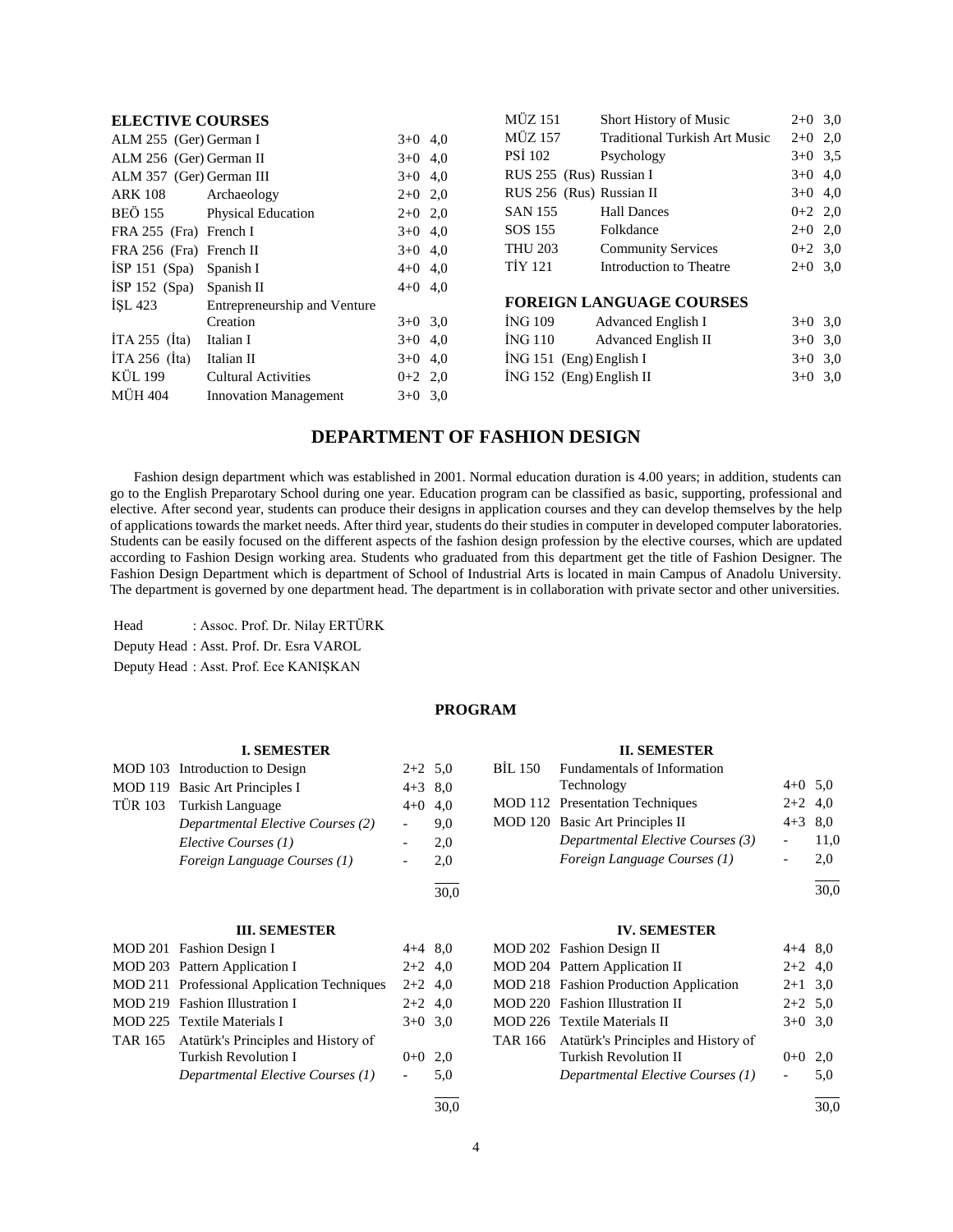## ELECTIVE COURSES

| | | | |
|---|---|---|---|
| ALM 255 (Ger) | German I | 3+0 | 4,0 |
| ALM 256 (Ger) | German II | 3+0 | 4,0 |
| ALM 357 (Ger) | German III | 3+0 | 4,0 |
| ARK 108 | Archaeology | 2+0 | 2,0 |
| BEÖ 155 | Physical Education | 2+0 | 2,0 |
| FRA 255 (Fra) | French I | 3+0 | 4,0 |
| FRA 256 (Fra) | French II | 3+0 | 4,0 |
| İSP 151 (Spa) | Spanish I | 4+0 | 4,0 |
| İSP 152 (Spa) | Spanish II | 4+0 | 4,0 |
| İŞL 423 | Entrepreneurship and Venture Creation | 3+0 | 3,0 |
| İTA 255 (İta) | Italian I | 3+0 | 4,0 |
| İTA 256 (İta) | Italian II | 3+0 | 4,0 |
| KÜL 199 | Cultural Activities | 0+2 | 2,0 |
| MÜH 404 | Innovation Management | 3+0 | 3,0 |
| MÜZ 151 | Short History of Music | 2+0 | 3,0 |
| MÜZ 157 | Traditional Turkish Art Music | 2+0 | 2,0 |
| PSİ 102 | Psychology | 3+0 | 3,5 |
| RUS 255 (Rus) | Russian I | 3+0 | 4,0 |
| RUS 256 (Rus) | Russian II | 3+0 | 4,0 |
| SAN 155 | Hall Dances | 0+2 | 2,0 |
| SOS 155 | Folkdance | 2+0 | 2,0 |
| THU 203 | Community Services | 0+2 | 3,0 |
| TİY 121 | Introduction to Theatre | 2+0 | 3,0 |

## FOREIGN LANGUAGE COURSES

| | | | |
|---|---|---|---|
| İNG 109 | Advanced English I | 3+0 | 3,0 |
| İNG 110 | Advanced English II | 3+0 | 3,0 |
| İNG 151 (Eng) | English I | 3+0 | 3,0 |
| İNG 152 (Eng) | English II | 3+0 | 3,0 |

# DEPARTMENT OF FASHION DESIGN

Fashion design department which was established in 2001. Normal education duration is 4.00 years; in addition, students can go to the English Preparotary School during one year. Education program can be classified as basic, supporting, professional and elective. After second year, students can produce their designs in application courses and they can develop themselves by the help of applications towards the market needs. After third year, students do their studies in computer in developed computer laboratories. Students can be easily focused on the different aspects of the fashion design profession by the elective courses, which are updated according to Fashion Design working area. Students who graduated from this department get the title of Fashion Designer. The Fashion Design Department which is department of School of Industrial Arts is located in main Campus of Anadolu University. The department is governed by one department head. The department is in collaboration with private sector and other universities.

Head : Assoc. Prof. Dr. Nilay ERTÜRK
Deputy Head : Asst. Prof. Dr. Esra VAROL
Deputy Head : Asst. Prof. Ece KANIŞKAN

## PROGRAM

### I. SEMESTER

| | | | |
|---|---|---|---|
| MOD 103 | Introduction to Design | 2+2 | 5,0 |
| MOD 119 | Basic Art Principles I | 4+3 | 8,0 |
| TÜR 103 | Turkish Language | 4+0 | 4,0 |
| | *Departmental Elective Courses (2)* | - | 9,0 |
| | *Elective Courses (1)* | - | 2,0 |
| | *Foreign Language Courses (1)* | - | 2,0 |
| | | | 30,0 |

### II. SEMESTER

| | | | |
|---|---|---|---|
| BİL 150 | Fundamentals of Information Technology | 4+0 | 5,0 |
| MOD 112 | Presentation Techniques | 2+2 | 4,0 |
| MOD 120 | Basic Art Principles II | 4+3 | 8,0 |
| | *Departmental Elective Courses (3)* | - | 11,0 |
| | *Foreign Language Courses (1)* | - | 2,0 |
| | | | 30,0 |

### III. SEMESTER

| | | | |
|---|---|---|---|
| MOD 201 | Fashion Design I | 4+4 | 8,0 |
| MOD 203 | Pattern Application I | 2+2 | 4,0 |
| MOD 211 | Professional Application Techniques | 2+2 | 4,0 |
| MOD 219 | Fashion Illustration I | 2+2 | 4,0 |
| MOD 225 | Textile Materials I | 3+0 | 3,0 |
| TAR 165 | Atatürk's Principles and History of Turkish Revolution I | 0+0 | 2,0 |
| | *Departmental Elective Courses (1)* | - | 5,0 |
| | | | 30,0 |

### IV. SEMESTER

| | | | |
|---|---|---|---|
| MOD 202 | Fashion Design II | 4+4 | 8,0 |
| MOD 204 | Pattern Application II | 2+2 | 4,0 |
| MOD 218 | Fashion Production Application | 2+1 | 3,0 |
| MOD 220 | Fashion Illustration II | 2+2 | 5,0 |
| MOD 226 | Textile Materials II | 3+0 | 3,0 |
| TAR 166 | Atatürk's Principles and History of Turkish Revolution II | 0+0 | 2,0 |
| | *Departmental Elective Courses (1)* | - | 5,0 |
| | | | 30,0 |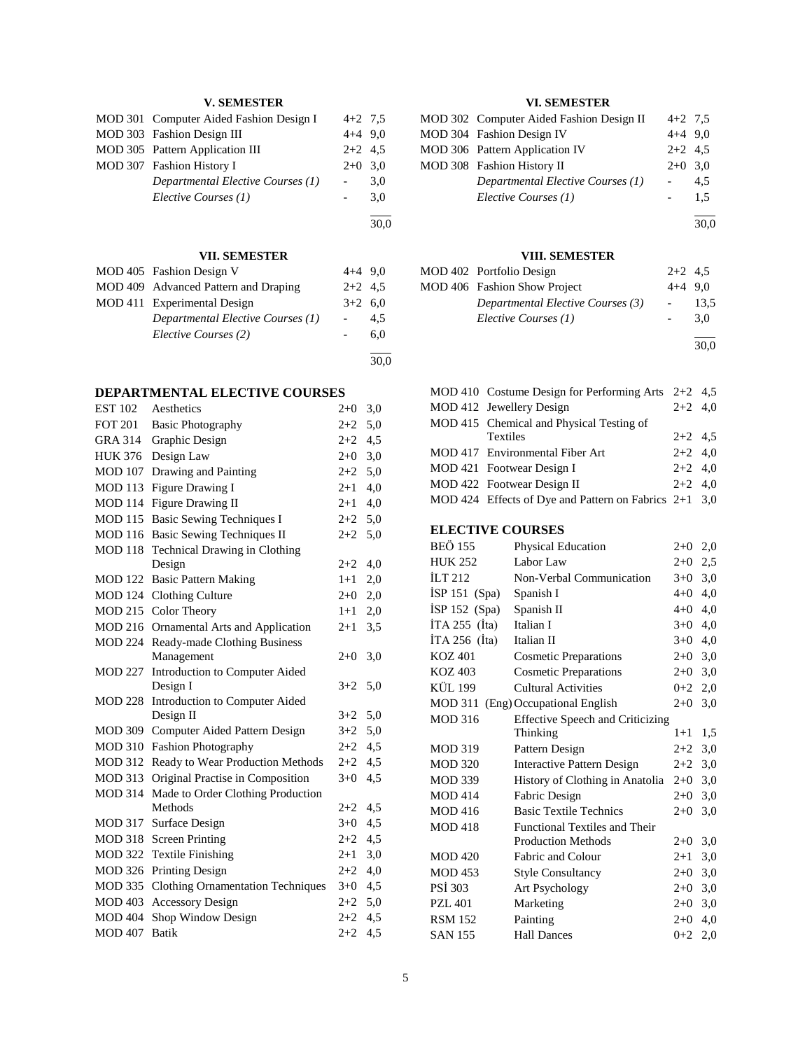### V. SEMESTER

| | | | |
|---|---|---|---|
| MOD 301 | Computer Aided Fashion Design I | 4+2 | 7,5 |
| MOD 303 | Fashion Design III | 4+4 | 9,0 |
| MOD 305 | Pattern Application III | 2+2 | 4,5 |
| MOD 307 | Fashion History I | 2+0 | 3,0 |
| | *Departmental Elective Courses (1)* | - | 3,0 |
| | *Elective Courses (1)* | - | 3,0 |
| | | | 30,0 |

### VI. SEMESTER

| | | | |
|---|---|---|---|
| MOD 302 | Computer Aided Fashion Design II | 4+2 | 7,5 |
| MOD 304 | Fashion Design IV | 4+4 | 9,0 |
| MOD 306 | Pattern Application IV | 2+2 | 4,5 |
| MOD 308 | Fashion History II | 2+0 | 3,0 |
| | *Departmental Elective Courses (1)* | - | 4,5 |
| | *Elective Courses (1)* | - | 1,5 |
| | | | 30,0 |

### VII. SEMESTER

| | | | |
|---|---|---|---|
| MOD 405 | Fashion Design V | 4+4 | 9,0 |
| MOD 409 | Advanced Pattern and Draping | 2+2 | 4,5 |
| MOD 411 | Experimental Design | 3+2 | 6,0 |
| | *Departmental Elective Courses (1)* | - | 4,5 |
| | *Elective Courses (2)* | - | 6,0 |
| | | | 30,0 |

### VIII. SEMESTER

| | | | |
|---|---|---|---|
| MOD 402 | Portfolio Design | 2+2 | 4,5 |
| MOD 406 | Fashion Show Project | 4+4 | 9,0 |
| | *Departmental Elective Courses (3)* | - | 13,5 |
| | *Elective Courses (1)* | - | 3,0 |
| | | | 30,0 |

## DEPARTMENTAL ELECTIVE COURSES

| | | | |
|---|---|---|---|
| EST 102 | Aesthetics | 2+0 | 3,0 |
| FOT 201 | Basic Photography | 2+2 | 5,0 |
| GRA 314 | Graphic Design | 2+2 | 4,5 |
| HUK 376 | Design Law | 2+0 | 3,0 |
| MOD 107 | Drawing and Painting | 2+2 | 5,0 |
| MOD 113 | Figure Drawing I | 2+1 | 4,0 |
| MOD 114 | Figure Drawing II | 2+1 | 4,0 |
| MOD 115 | Basic Sewing Techniques I | 2+2 | 5,0 |
| MOD 116 | Basic Sewing Techniques II | 2+2 | 5,0 |
| MOD 118 | Technical Drawing in Clothing Design | 2+2 | 4,0 |
| MOD 122 | Basic Pattern Making | 1+1 | 2,0 |
| MOD 124 | Clothing Culture | 2+0 | 2,0 |
| MOD 215 | Color Theory | 1+1 | 2,0 |
| MOD 216 | Ornamental Arts and Application | 2+1 | 3,5 |
| MOD 224 | Ready-made Clothing Business Management | 2+0 | 3,0 |
| MOD 227 | Introduction to Computer Aided Design I | 3+2 | 5,0 |
| MOD 228 | Introduction to Computer Aided Design II | 3+2 | 5,0 |
| MOD 309 | Computer Aided Pattern Design | 3+2 | 5,0 |
| MOD 310 | Fashion Photography | 2+2 | 4,5 |
| MOD 312 | Ready to Wear Production Methods | 2+2 | 4,5 |
| MOD 313 | Original Practise in Composition | 3+0 | 4,5 |
| MOD 314 | Made to Order Clothing Production Methods | 2+2 | 4,5 |
| MOD 317 | Surface Design | 3+0 | 4,5 |
| MOD 318 | Screen Printing | 2+2 | 4,5 |
| MOD 322 | Textile Finishing | 2+1 | 3,0 |
| MOD 326 | Printing Design | 2+2 | 4,0 |
| MOD 335 | Clothing Ornamentation Techniques | 3+0 | 4,5 |
| MOD 403 | Accessory Design | 2+2 | 5,0 |
| MOD 404 | Shop Window Design | 2+2 | 4,5 |
| MOD 407 | Batik | 2+2 | 4,5 |
| MOD 410 | Costume Design for Performing Arts | 2+2 | 4,5 |
| MOD 412 | Jewellery Design | 2+2 | 4,0 |
| MOD 415 | Chemical and Physical Testing of Textiles | 2+2 | 4,5 |
| MOD 417 | Environmental Fiber Art | 2+2 | 4,0 |
| MOD 421 | Footwear Design I | 2+2 | 4,0 |
| MOD 422 | Footwear Design II | 2+2 | 4,0 |
| MOD 424 | Effects of Dye and Pattern on Fabrics | 2+1 | 3,0 |

## ELECTIVE COURSES

| | | | |
|---|---|---|---|
| BEÖ 155 | Physical Education | 2+0 | 2,0 |
| HUK 252 | Labor Law | 2+0 | 2,5 |
| İLT 212 | Non-Verbal Communication | 3+0 | 3,0 |
| İSP 151 (Spa) | Spanish I | 4+0 | 4,0 |
| İSP 152 (Spa) | Spanish II | 4+0 | 4,0 |
| İTA 255 (İta) | Italian I | 3+0 | 4,0 |
| İTA 256 (İta) | Italian II | 3+0 | 4,0 |
| KOZ 401 | Cosmetic Preparations | 2+0 | 3,0 |
| KOZ 403 | Cosmetic Preparations | 2+0 | 3,0 |
| KÜL 199 | Cultural Activities | 0+2 | 2,0 |
| MOD 311 (Eng) | Occupational English | 2+0 | 3,0 |
| MOD 316 | Effective Speech and Criticizing Thinking | 1+1 | 1,5 |
| MOD 319 | Pattern Design | 2+2 | 3,0 |
| MOD 320 | Interactive Pattern Design | 2+2 | 3,0 |
| MOD 339 | History of Clothing in Anatolia | 2+0 | 3,0 |
| MOD 414 | Fabric Design | 2+0 | 3,0 |
| MOD 416 | Basic Textile Technics | 2+0 | 3,0 |
| MOD 418 | Functional Textiles and Their Production Methods | 2+0 | 3,0 |
| MOD 420 | Fabric and Colour | 2+1 | 3,0 |
| MOD 453 | Style Consultancy | 2+0 | 3,0 |
| PSİ 303 | Art Psychology | 2+0 | 3,0 |
| PZL 401 | Marketing | 2+0 | 3,0 |
| RSM 152 | Painting | 2+0 | 4,0 |
| SAN 155 | Hall Dances | 0+2 | 2,0 |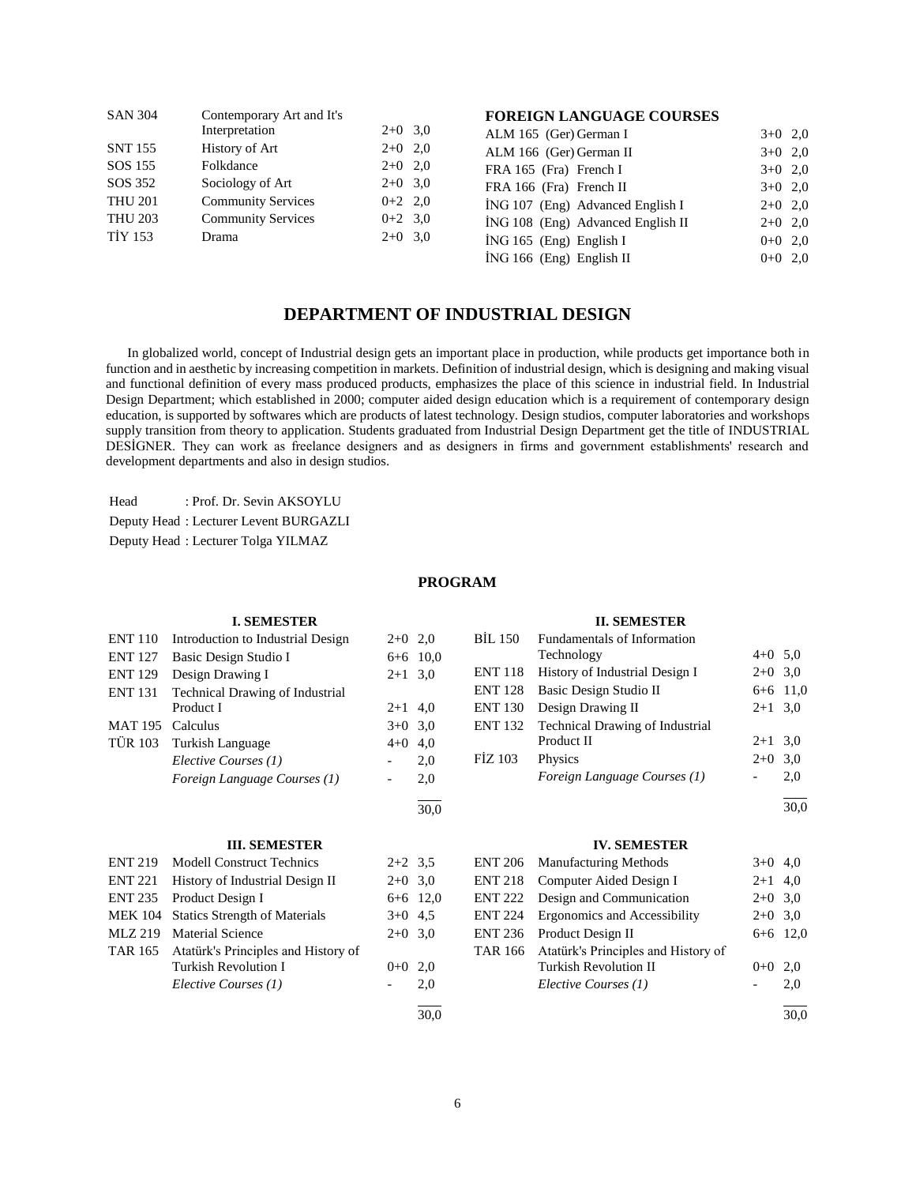| | | | |
|---|---|---|---|
| SAN 304 | Contemporary Art and It's Interpretation | 2+0 | 3,0 |
| SNT 155 | History of Art | 2+0 | 2,0 |
| SOS 155 | Folkdance | 2+0 | 2,0 |
| SOS 352 | Sociology of Art | 2+0 | 3,0 |
| THU 201 | Community Services | 0+2 | 2,0 |
| THU 203 | Community Services | 0+2 | 3,0 |
| TİY 153 | Drama | 2+0 | 3,0 |

**FOREIGN LANGUAGE COURSES**

| | | | |
|---|---|---|---|
| ALM 165 | (Ger) German I | 3+0 | 2,0 |
| ALM 166 | (Ger) German II | 3+0 | 2,0 |
| FRA 165 | (Fra) French I | 3+0 | 2,0 |
| FRA 166 | (Fra) French II | 3+0 | 2,0 |
| İNG 107 | (Eng) Advanced English I | 2+0 | 2,0 |
| İNG 108 | (Eng) Advanced English II | 2+0 | 2,0 |
| İNG 165 | (Eng) English I | 0+0 | 2,0 |
| İNG 166 | (Eng) English II | 0+0 | 2,0 |

## DEPARTMENT OF INDUSTRIAL DESIGN

In globalized world, concept of Industrial design gets an important place in production, while products get importance both in function and in aesthetic by increasing competition in markets. Definition of industrial design, which is designing and making visual and functional definition of every mass produced products, emphasizes the place of this science in industrial field. In Industrial Design Department; which established in 2000; computer aided design education which is a requirement of contemporary design education, is supported by softwares which are products of latest technology. Design studios, computer laboratories and workshops supply transition from theory to application. Students graduated from Industrial Design Department get the title of INDUSTRIAL DESİGNER. They can work as freelance designers and as designers in firms and government establishments' research and development departments and also in design studios.

Head : Prof. Dr. Sevin AKSOYLU
Deputy Head : Lecturer Levent BURGAZLI
Deputy Head : Lecturer Tolga YILMAZ

### PROGRAM

**I. SEMESTER**

| | | | |
|---|---|---|---|
| ENT 110 | Introduction to Industrial Design | 2+0 | 2,0 |
| ENT 127 | Basic Design Studio I | 6+6 | 10,0 |
| ENT 129 | Design Drawing I | 2+1 | 3,0 |
| ENT 131 | Technical Drawing of Industrial Product I | 2+1 | 4,0 |
| MAT 195 | Calculus | 3+0 | 3,0 |
| TÜR 103 | Turkish Language | 4+0 | 4,0 |
| | *Elective Courses (1)* | - | 2,0 |
| | *Foreign Language Courses (1)* | - | 2,0 |
| | | | 30,0 |

**II. SEMESTER**

| | | | |
|---|---|---|---|
| BİL 150 | Fundamentals of Information Technology | 4+0 | 5,0 |
| ENT 118 | History of Industrial Design I | 2+0 | 3,0 |
| ENT 128 | Basic Design Studio II | 6+6 | 11,0 |
| ENT 130 | Design Drawing II | 2+1 | 3,0 |
| ENT 132 | Technical Drawing of Industrial Product II | 2+1 | 3,0 |
| FİZ 103 | Physics | 2+0 | 3,0 |
| | *Foreign Language Courses (1)* | - | 2,0 |
| | | | 30,0 |

**III. SEMESTER**

| | | | |
|---|---|---|---|
| ENT 219 | Modell Construct Technics | 2+2 | 3,5 |
| ENT 221 | History of Industrial Design II | 2+0 | 3,0 |
| ENT 235 | Product Design I | 6+6 | 12,0 |
| MEK 104 | Statics Strength of Materials | 3+0 | 4,5 |
| MLZ 219 | Material Science | 2+0 | 3,0 |
| TAR 165 | Atatürk's Principles and History of Turkish Revolution I | 0+0 | 2,0 |
| | *Elective Courses (1)* | - | 2,0 |
| | | | 30,0 |

**IV. SEMESTER**

| | | | |
|---|---|---|---|
| ENT 206 | Manufacturing Methods | 3+0 | 4,0 |
| ENT 218 | Computer Aided Design I | 2+1 | 4,0 |
| ENT 222 | Design and Communication | 2+0 | 3,0 |
| ENT 224 | Ergonomics and Accessibility | 2+0 | 3,0 |
| ENT 236 | Product Design II | 6+6 | 12,0 |
| TAR 166 | Atatürk's Principles and History of Turkish Revolution II | 0+0 | 2,0 |
| | *Elective Courses (1)* | - | 2,0 |
| | | | 30,0 |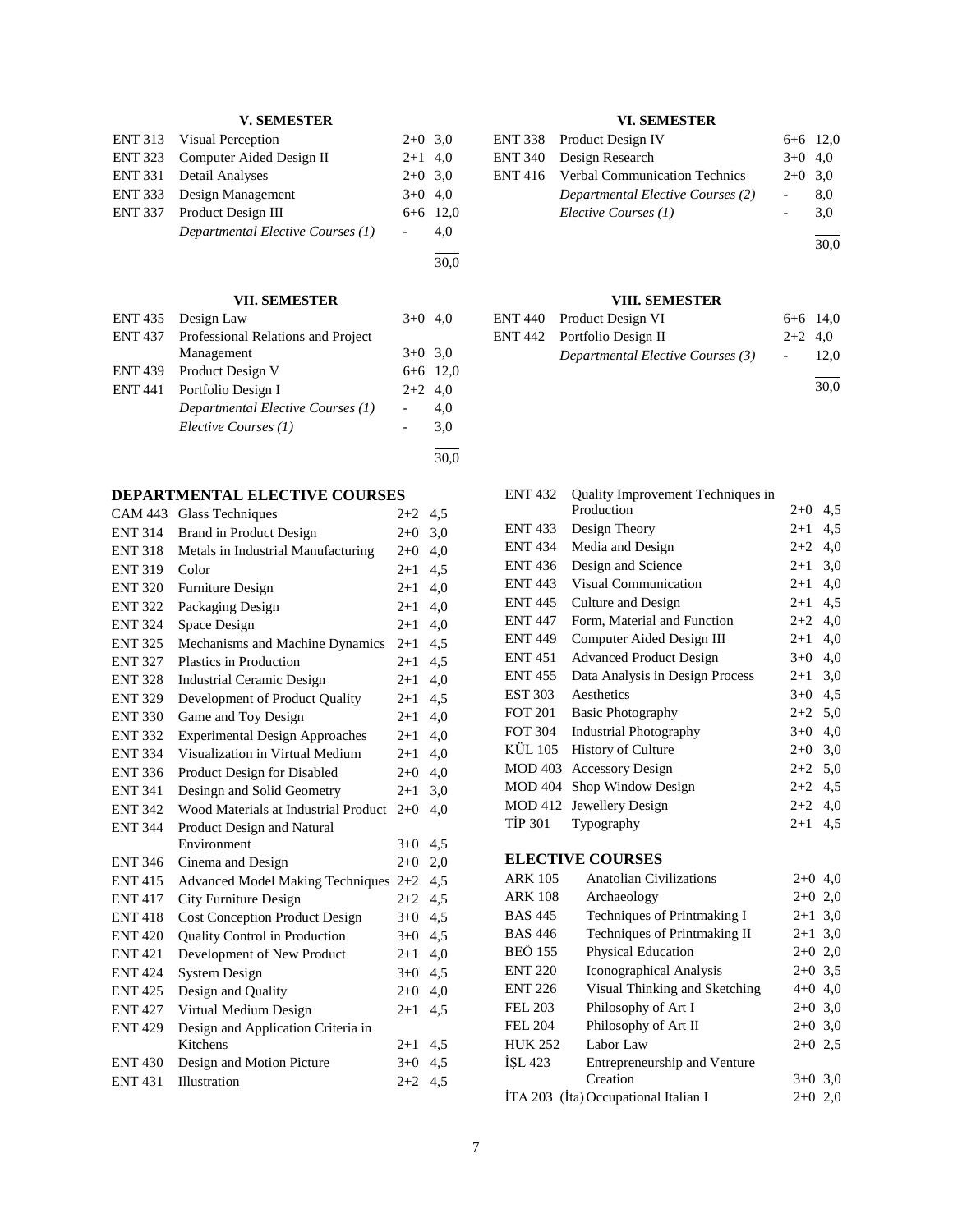### V. SEMESTER

| | | | |
|---|---|---|---|
| ENT 313 | Visual Perception | 2+0 | 3,0 |
| ENT 323 | Computer Aided Design II | 2+1 | 4,0 |
| ENT 331 | Detail Analyses | 2+0 | 3,0 |
| ENT 333 | Design Management | 3+0 | 4,0 |
| ENT 337 | Product Design III | 6+6 | 12,0 |
| | *Departmental Elective Courses (1)* | - | 4,0 |
| | | | 30,0 |

### VI. SEMESTER

| | | | |
|---|---|---|---|
| ENT 338 | Product Design IV | 6+6 | 12,0 |
| ENT 340 | Design Research | 3+0 | 4,0 |
| ENT 416 | Verbal Communication Technics | 2+0 | 3,0 |
| | *Departmental Elective Courses (2)* | - | 8,0 |
| | *Elective Courses (1)* | - | 3,0 |
| | | | 30,0 |

### VII. SEMESTER

| | | | |
|---|---|---|---|
| ENT 435 | Design Law | 3+0 | 4,0 |
| ENT 437 | Professional Relations and Project Management | 3+0 | 3,0 |
| ENT 439 | Product Design V | 6+6 | 12,0 |
| ENT 441 | Portfolio Design I | 2+2 | 4,0 |
| | *Departmental Elective Courses (1)* | - | 4,0 |
| | *Elective Courses (1)* | - | 3,0 |
| | | | 30,0 |

### VIII. SEMESTER

| | | | |
|---|---|---|---|
| ENT 440 | Product Design VI | 6+6 | 14,0 |
| ENT 442 | Portfolio Design II | 2+2 | 4,0 |
| | *Departmental Elective Courses (3)* | - | 12,0 |
| | | | 30,0 |

## DEPARTMENTAL ELECTIVE COURSES

| | | | |
|---|---|---|---|
| CAM 443 | Glass Techniques | 2+2 | 4,5 |
| ENT 314 | Brand in Product Design | 2+0 | 3,0 |
| ENT 318 | Metals in Industrial Manufacturing | 2+0 | 4,0 |
| ENT 319 | Color | 2+1 | 4,5 |
| ENT 320 | Furniture Design | 2+1 | 4,0 |
| ENT 322 | Packaging Design | 2+1 | 4,0 |
| ENT 324 | Space Design | 2+1 | 4,0 |
| ENT 325 | Mechanisms and Machine Dynamics | 2+1 | 4,5 |
| ENT 327 | Plastics in Production | 2+1 | 4,5 |
| ENT 328 | Industrial Ceramic Design | 2+1 | 4,0 |
| ENT 329 | Development of Product Quality | 2+1 | 4,5 |
| ENT 330 | Game and Toy Design | 2+1 | 4,0 |
| ENT 332 | Experimental Design Approaches | 2+1 | 4,0 |
| ENT 334 | Visualization in Virtual Medium | 2+1 | 4,0 |
| ENT 336 | Product Design for Disabled | 2+0 | 4,0 |
| ENT 341 | Desingn and Solid Geometry | 2+1 | 3,0 |
| ENT 342 | Wood Materials at Industrial Product | 2+0 | 4,0 |
| ENT 344 | Product Design and Natural Environment | 3+0 | 4,5 |
| ENT 346 | Cinema and Design | 2+0 | 2,0 |
| ENT 415 | Advanced Model Making Techniques | 2+2 | 4,5 |
| ENT 417 | City Furniture Design | 2+2 | 4,5 |
| ENT 418 | Cost Conception Product Design | 3+0 | 4,5 |
| ENT 420 | Quality Control in Production | 3+0 | 4,5 |
| ENT 421 | Development of New Product | 2+1 | 4,0 |
| ENT 424 | System Design | 3+0 | 4,5 |
| ENT 425 | Design and Quality | 2+0 | 4,0 |
| ENT 427 | Virtual Medium Design | 2+1 | 4,5 |
| ENT 429 | Design and Application Criteria in Kitchens | 2+1 | 4,5 |
| ENT 430 | Design and Motion Picture | 3+0 | 4,5 |
| ENT 431 | Illustration | 2+2 | 4,5 |
| ENT 432 | Quality Improvement Techniques in Production | 2+0 | 4,5 |
| ENT 433 | Design Theory | 2+1 | 4,5 |
| ENT 434 | Media and Design | 2+2 | 4,0 |
| ENT 436 | Design and Science | 2+1 | 3,0 |
| ENT 443 | Visual Communication | 2+1 | 4,0 |
| ENT 445 | Culture and Design | 2+1 | 4,5 |
| ENT 447 | Form, Material and Function | 2+2 | 4,0 |
| ENT 449 | Computer Aided Design III | 2+1 | 4,0 |
| ENT 451 | Advanced Product Design | 3+0 | 4,0 |
| ENT 455 | Data Analysis in Design Process | 2+1 | 3,0 |
| EST 303 | Aesthetics | 3+0 | 4,5 |
| FOT 201 | Basic Photography | 2+2 | 5,0 |
| FOT 304 | Industrial Photography | 3+0 | 4,0 |
| KÜL 105 | History of Culture | 2+0 | 3,0 |
| MOD 403 | Accessory Design | 2+2 | 5,0 |
| MOD 404 | Shop Window Design | 2+2 | 4,5 |
| MOD 412 | Jewellery Design | 2+2 | 4,0 |
| TİP 301 | Typography | 2+1 | 4,5 |

## ELECTIVE COURSES

| | | | |
|---|---|---|---|
| ARK 105 | Anatolian Civilizations | 2+0 | 4,0 |
| ARK 108 | Archaeology | 2+0 | 2,0 |
| BAS 445 | Techniques of Printmaking I | 2+1 | 3,0 |
| BAS 446 | Techniques of Printmaking II | 2+1 | 3,0 |
| BEÖ 155 | Physical Education | 2+0 | 2,0 |
| ENT 220 | Iconographical Analysis | 2+0 | 3,5 |
| ENT 226 | Visual Thinking and Sketching | 4+0 | 4,0 |
| FEL 203 | Philosophy of Art I | 2+0 | 3,0 |
| FEL 204 | Philosophy of Art II | 2+0 | 3,0 |
| HUK 252 | Labor Law | 2+0 | 2,5 |
| İŞL 423 | Entrepreneurship and Venture Creation | 3+0 | 3,0 |
| İTA 203 | (İta) Occupational Italian I | 2+0 | 2,0 |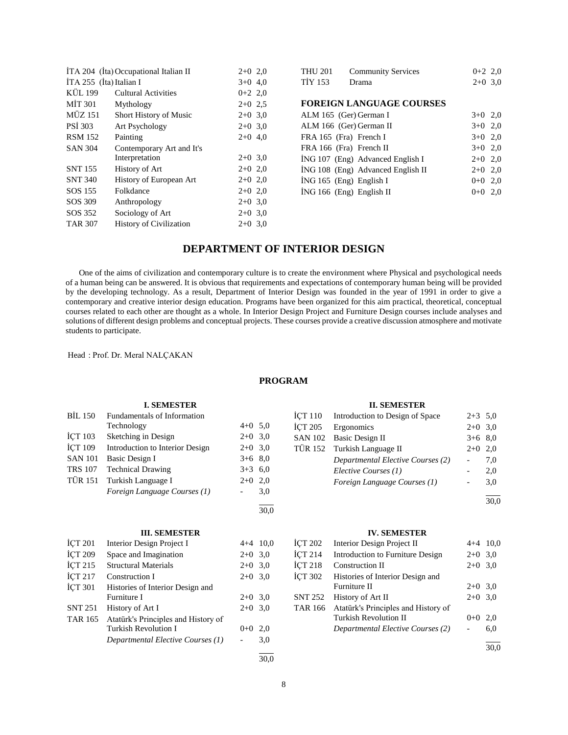| | | | |
|---|---|---|---|
| İTA 204 | (İta) Occupational Italian II | 2+0 | 2,0 |
| İTA 255 | (İta) Italian I | 3+0 | 4,0 |
| KÜL 199 | Cultural Activities | 0+2 | 2,0 |
| MİT 301 | Mythology | 2+0 | 2,5 |
| MÜZ 151 | Short History of Music | 2+0 | 3,0 |
| PSİ 303 | Art Psychology | 2+0 | 3,0 |
| RSM 152 | Painting | 2+0 | 4,0 |
| SAN 304 | Contemporary Art and It's Interpretation | 2+0 | 3,0 |
| SNT 155 | History of Art | 2+0 | 2,0 |
| SNT 340 | History of European Art | 2+0 | 2,0 |
| SOS 155 | Folkdance | 2+0 | 2,0 |
| SOS 309 | Anthropology | 2+0 | 3,0 |
| SOS 352 | Sociology of Art | 2+0 | 3,0 |
| TAR 307 | History of Civilization | 2+0 | 3,0 |
| THU 201 | Community Services | 0+2 | 2,0 |
| TİY 153 | Drama | 2+0 | 3,0 |

**FOREIGN LANGUAGE COURSES**

| | | | |
|---|---|---|---|
| ALM 165 | (Ger) German I | 3+0 | 2,0 |
| ALM 166 | (Ger) German II | 3+0 | 2,0 |
| FRA 165 | (Fra) French I | 3+0 | 2,0 |
| FRA 166 | (Fra) French II | 3+0 | 2,0 |
| İNG 107 | (Eng) Advanced English I | 2+0 | 2,0 |
| İNG 108 | (Eng) Advanced English II | 2+0 | 2,0 |
| İNG 165 | (Eng) English I | 0+0 | 2,0 |
| İNG 166 | (Eng) English II | 0+0 | 2,0 |

## DEPARTMENT OF INTERIOR DESIGN

One of the aims of civilization and contemporary culture is to create the environment where Physical and psychological needs of a human being can be answered. It is obvious that requirements and expectations of contemporary human being will be provided by the developing technology. As a result, Department of Interior Design was founded in the year of 1991 in order to give a contemporary and creative interior design education. Programs have been organized for this aim practical, theoretical, conceptual courses related to each other are thought as a whole. In Interior Design Project and Furniture Design courses include analyses and solutions of different design problems and conceptual projects. These courses provide a creative discussion atmosphere and motivate students to participate.

Head : Prof. Dr. Meral NALÇAKAN

### PROGRAM

**I. SEMESTER**

| | | | |
|---|---|---|---|
| BİL 150 | Fundamentals of Information Technology | 4+0 | 5,0 |
| İÇT 103 | Sketching in Design | 2+0 | 3,0 |
| İÇT 109 | Introduction to Interior Design | 2+0 | 3,0 |
| SAN 101 | Basic Design I | 3+6 | 8,0 |
| TRS 107 | Technical Drawing | 3+3 | 6,0 |
| TÜR 151 | Turkish Language I | 2+0 | 2,0 |
| | *Foreign Language Courses (1)* | - | 3,0 |
| | | | 30,0 |

**II. SEMESTER**

| | | | |
|---|---|---|---|
| İÇT 110 | Introduction to Design of Space | 2+3 | 5,0 |
| İÇT 205 | Ergonomics | 2+0 | 3,0 |
| SAN 102 | Basic Design II | 3+6 | 8,0 |
| TÜR 152 | Turkish Language II | 2+0 | 2,0 |
| | *Departmental Elective Courses (2)* | - | 7,0 |
| | *Elective Courses (1)* | - | 2,0 |
| | *Foreign Language Courses (1)* | - | 3,0 |
| | | | 30,0 |

**III. SEMESTER**

| | | | |
|---|---|---|---|
| İÇT 201 | Interior Design Project I | 4+4 | 10,0 |
| İÇT 209 | Space and Imagination | 2+0 | 3,0 |
| İÇT 215 | Structural Materials | 2+0 | 3,0 |
| İÇT 217 | Construction I | 2+0 | 3,0 |
| İÇT 301 | Histories of Interior Design and Furniture I | 2+0 | 3,0 |
| SNT 251 | History of Art I | 2+0 | 3,0 |
| TAR 165 | Atatürk's Principles and History of Turkish Revolution I | 0+0 | 2,0 |
| | *Departmental Elective Courses (1)* | - | 3,0 |
| | | | 30,0 |

**IV. SEMESTER**

| | | | |
|---|---|---|---|
| İÇT 202 | Interior Design Project II | 4+4 | 10,0 |
| İÇT 214 | Introduction to Furniture Design | 2+0 | 3,0 |
| İÇT 218 | Construction II | 2+0 | 3,0 |
| İÇT 302 | Histories of Interior Design and Furniture II | 2+0 | 3,0 |
| SNT 252 | History of Art II | 2+0 | 3,0 |
| TAR 166 | Atatürk's Principles and History of Turkish Revolution II | 0+0 | 2,0 |
| | *Departmental Elective Courses (2)* | - | 6,0 |
| | | | 30,0 |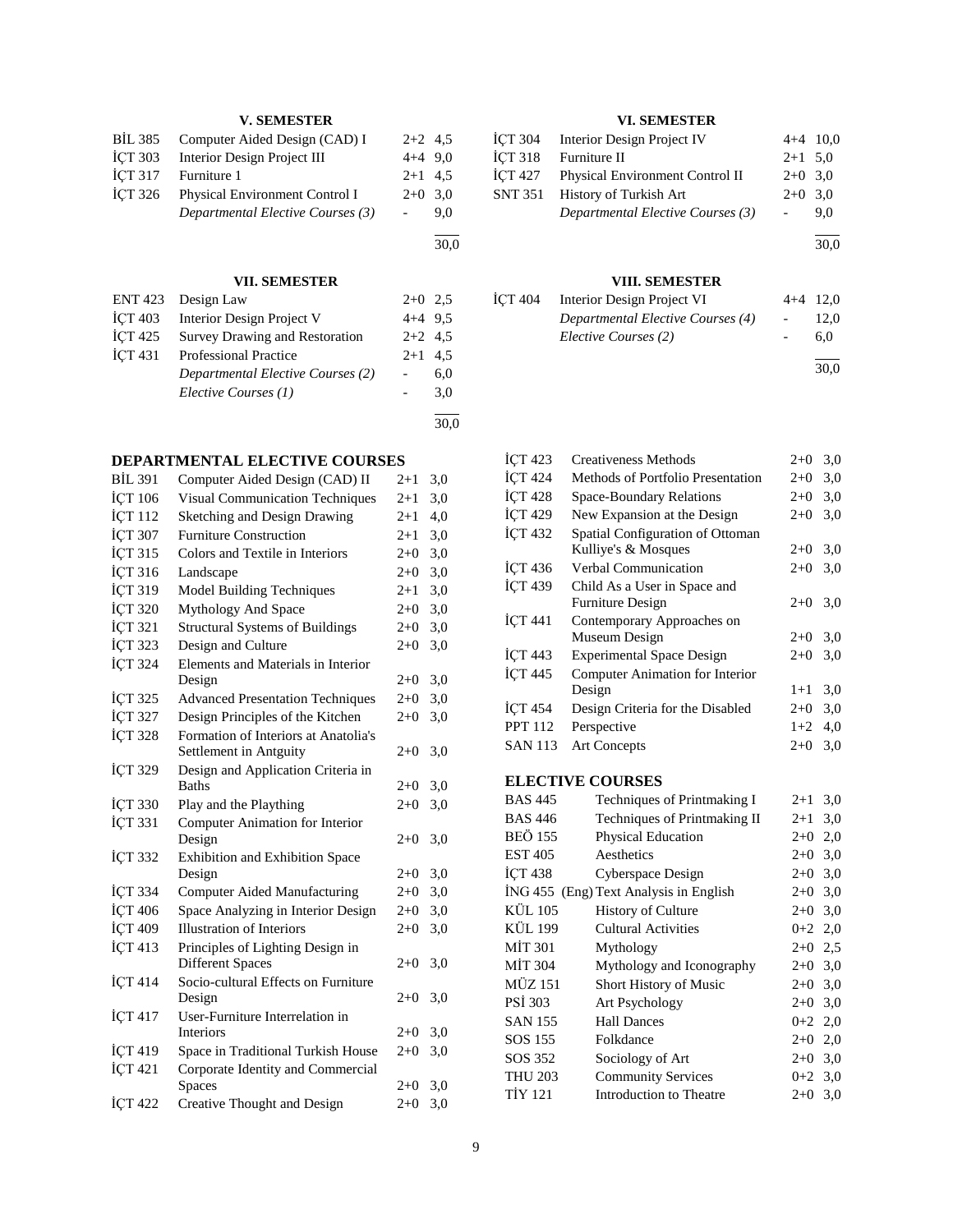### V. SEMESTER

| | | | |
|---|---|---|---|
| BİL 385 | Computer Aided Design (CAD) I | 2+2 | 4,5 |
| İÇT 303 | Interior Design Project III | 4+4 | 9,0 |
| İÇT 317 | Furniture 1 | 2+1 | 4,5 |
| İÇT 326 | Physical Environment Control I | 2+0 | 3,0 |
| | *Departmental Elective Courses (3)* | - | 9,0 |
| | | | 30,0 |

### VI. SEMESTER

| | | | |
|---|---|---|---|
| İÇT 304 | Interior Design Project IV | 4+4 | 10,0 |
| İÇT 318 | Furniture II | 2+1 | 5,0 |
| İÇT 427 | Physical Environment Control II | 2+0 | 3,0 |
| SNT 351 | History of Turkish Art | 2+0 | 3,0 |
| | *Departmental Elective Courses (3)* | - | 9,0 |
| | | | 30,0 |

### VII. SEMESTER

| | | | |
|---|---|---|---|
| ENT 423 | Design Law | 2+0 | 2,5 |
| İÇT 403 | Interior Design Project V | 4+4 | 9,5 |
| İÇT 425 | Survey Drawing and Restoration | 2+2 | 4,5 |
| İÇT 431 | Professional Practice | 2+1 | 4,5 |
| | *Departmental Elective Courses (2)* | - | 6,0 |
| | *Elective Courses (1)* | - | 3,0 |
| | | | 30,0 |

### VIII. SEMESTER

| | | | |
|---|---|---|---|
| İÇT 404 | Interior Design Project VI | 4+4 | 12,0 |
| | *Departmental Elective Courses (4)* | - | 12,0 |
| | *Elective Courses (2)* | - | 6,0 |
| | | | 30,0 |

## DEPARTMENTAL ELECTIVE COURSES

| | | | |
|---|---|---|---|
| BİL 391 | Computer Aided Design (CAD) II | 2+1 | 3,0 |
| İÇT 106 | Visual Communication Techniques | 2+1 | 3,0 |
| İÇT 112 | Sketching and Design Drawing | 2+1 | 4,0 |
| İÇT 307 | Furniture Construction | 2+1 | 3,0 |
| İÇT 315 | Colors and Textile in Interiors | 2+0 | 3,0 |
| İÇT 316 | Landscape | 2+0 | 3,0 |
| İÇT 319 | Model Building Techniques | 2+1 | 3,0 |
| İÇT 320 | Mythology And Space | 2+0 | 3,0 |
| İÇT 321 | Structural Systems of Buildings | 2+0 | 3,0 |
| İÇT 323 | Design and Culture | 2+0 | 3,0 |
| İÇT 324 | Elements and Materials in Interior Design | 2+0 | 3,0 |
| İÇT 325 | Advanced Presentation Techniques | 2+0 | 3,0 |
| İÇT 327 | Design Principles of the Kitchen | 2+0 | 3,0 |
| İÇT 328 | Formation of Interiors at Anatolia's Settlement in Antguity | 2+0 | 3,0 |
| İÇT 329 | Design and Application Criteria in Baths | 2+0 | 3,0 |
| İÇT 330 | Play and the Plaything | 2+0 | 3,0 |
| İÇT 331 | Computer Animation for Interior Design | 2+0 | 3,0 |
| İÇT 332 | Exhibition and Exhibition Space Design | 2+0 | 3,0 |
| İÇT 334 | Computer Aided Manufacturing | 2+0 | 3,0 |
| İÇT 406 | Space Analyzing in Interior Design | 2+0 | 3,0 |
| İÇT 409 | Illustration of Interiors | 2+0 | 3,0 |
| İÇT 413 | Principles of Lighting Design in Different Spaces | 2+0 | 3,0 |
| İÇT 414 | Socio-cultural Effects on Furniture Design | 2+0 | 3,0 |
| İÇT 417 | User-Furniture Interrelation in Interiors | 2+0 | 3,0 |
| İÇT 419 | Space in Traditional Turkish House | 2+0 | 3,0 |
| İÇT 421 | Corporate Identity and Commercial Spaces | 2+0 | 3,0 |
| İÇT 422 | Creative Thought and Design | 2+0 | 3,0 |
| İÇT 423 | Creativeness Methods | 2+0 | 3,0 |
| İÇT 424 | Methods of Portfolio Presentation | 2+0 | 3,0 |
| İÇT 428 | Space-Boundary Relations | 2+0 | 3,0 |
| İÇT 429 | New Expansion at the Design | 2+0 | 3,0 |
| İÇT 432 | Spatial Configuration of Ottoman Kulliye's & Mosques | 2+0 | 3,0 |
| İÇT 436 | Verbal Communication | 2+0 | 3,0 |
| İÇT 439 | Child As a User in Space and Furniture Design | 2+0 | 3,0 |
| İÇT 441 | Contemporary Approaches on Museum Design | 2+0 | 3,0 |
| İÇT 443 | Experimental Space Design | 2+0 | 3,0 |
| İÇT 445 | Computer Animation for Interior Design | 1+1 | 3,0 |
| İÇT 454 | Design Criteria for the Disabled | 2+0 | 3,0 |
| PPT 112 | Perspective | 1+2 | 4,0 |
| SAN 113 | Art Concepts | 2+0 | 3,0 |

## ELECTIVE COURSES

| | | | |
|---|---|---|---|
| BAS 445 | Techniques of Printmaking I | 2+1 | 3,0 |
| BAS 446 | Techniques of Printmaking II | 2+1 | 3,0 |
| BEÖ 155 | Physical Education | 2+0 | 2,0 |
| EST 405 | Aesthetics | 2+0 | 3,0 |
| İÇT 438 | Cyberspace Design | 2+0 | 3,0 |
| İNG 455 (Eng) | Text Analysis in English | 2+0 | 3,0 |
| KÜL 105 | History of Culture | 2+0 | 3,0 |
| KÜL 199 | Cultural Activities | 0+2 | 2,0 |
| MİT 301 | Mythology | 2+0 | 2,5 |
| MİT 304 | Mythology and Iconography | 2+0 | 3,0 |
| MÜZ 151 | Short History of Music | 2+0 | 3,0 |
| PSİ 303 | Art Psychology | 2+0 | 3,0 |
| SAN 155 | Hall Dances | 0+2 | 2,0 |
| SOS 155 | Folkdance | 2+0 | 2,0 |
| SOS 352 | Sociology of Art | 2+0 | 3,0 |
| THU 203 | Community Services | 0+2 | 3,0 |
| TİY 121 | Introduction to Theatre | 2+0 | 3,0 |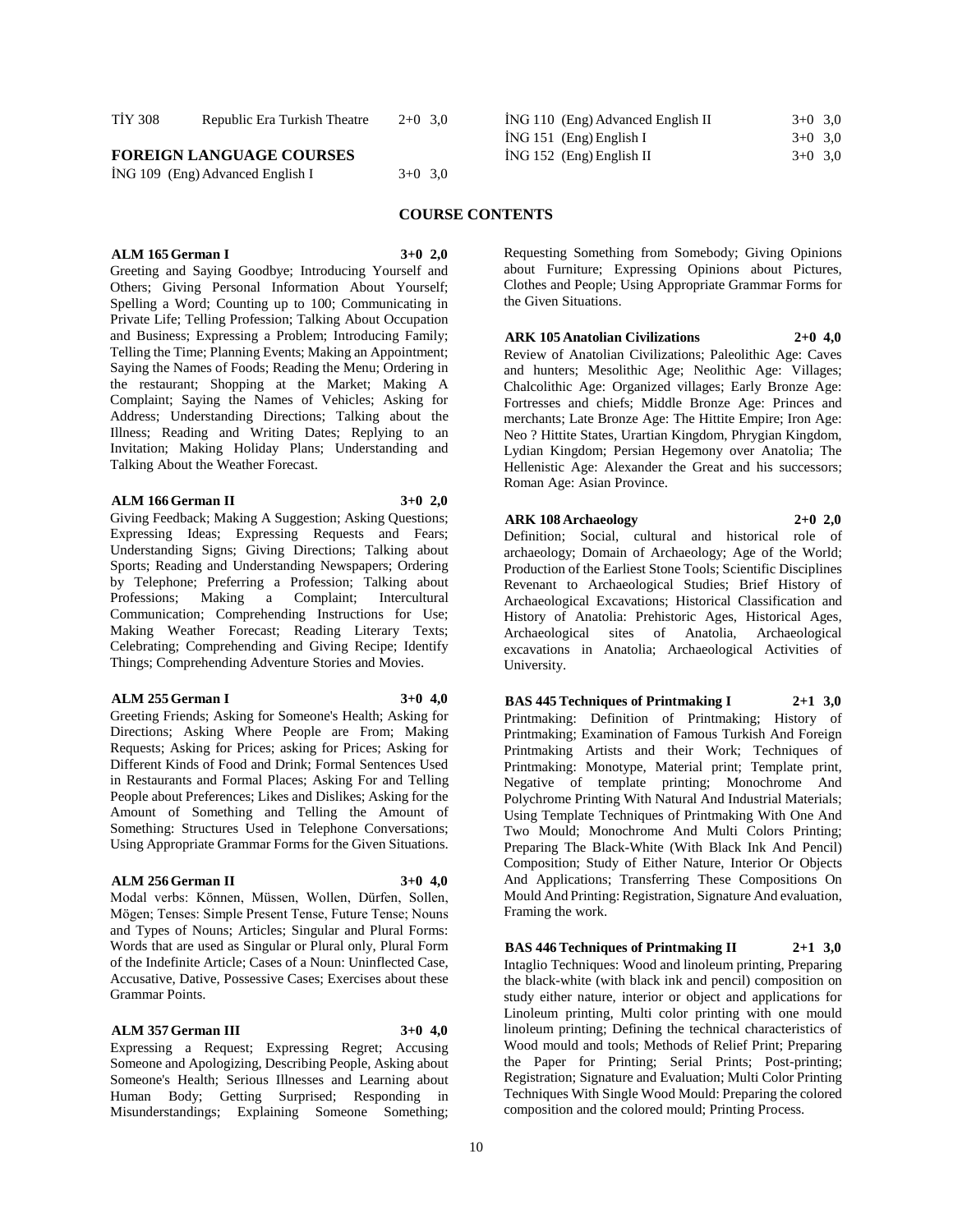TİY 308 Republic Era Turkish Theatre 2+0 3,0

**FOREIGN LANGUAGE COURSES**

İNG 109 (Eng) Advanced English I 3+0 3,0

İNG 110 (Eng) Advanced English II 3+0 3,0

İNG 151 (Eng) English I 3+0 3,0

İNG 152 (Eng) English II 3+0 3,0

## COURSE CONTENTS

**ALM 165 German I 3+0 2,0**

Greeting and Saying Goodbye; Introducing Yourself and Others; Giving Personal Information About Yourself; Spelling a Word; Counting up to 100; Communicating in Private Life; Telling Profession; Talking About Occupation and Business; Expressing a Problem; Introducing Family; Telling the Time; Planning Events; Making an Appointment; Saying the Names of Foods; Reading the Menu; Ordering in the restaurant; Shopping at the Market; Making A Complaint; Saying the Names of Vehicles; Asking for Address; Understanding Directions; Talking about the Illness; Reading and Writing Dates; Replying to an Invitation; Making Holiday Plans; Understanding and Talking About the Weather Forecast.

**ALM 166 German II 3+0 2,0**

Giving Feedback; Making A Suggestion; Asking Questions; Expressing Ideas; Expressing Requests and Fears; Understanding Signs; Giving Directions; Talking about Sports; Reading and Understanding Newspapers; Ordering by Telephone; Preferring a Profession; Talking about Professions; Making a Complaint; Intercultural Communication; Comprehending Instructions for Use; Making Weather Forecast; Reading Literary Texts; Celebrating; Comprehending and Giving Recipe; Identify Things; Comprehending Adventure Stories and Movies.

**ALM 255 German I 3+0 4,0**

Greeting Friends; Asking for Someone's Health; Asking for Directions; Asking Where People are From; Making Requests; Asking for Prices; asking for Prices; Asking for Different Kinds of Food and Drink; Formal Sentences Used in Restaurants and Formal Places; Asking For and Telling People about Preferences; Likes and Dislikes; Asking for the Amount of Something and Telling the Amount of Something: Structures Used in Telephone Conversations; Using Appropriate Grammar Forms for the Given Situations.

**ALM 256 German II 3+0 4,0**

Modal verbs: Können, Müssen, Wollen, Dürfen, Sollen, Mögen; Tenses: Simple Present Tense, Future Tense; Nouns and Types of Nouns; Articles; Singular and Plural Forms: Words that are used as Singular or Plural only, Plural Form of the Indefinite Article; Cases of a Noun: Uninflected Case, Accusative, Dative, Possessive Cases; Exercises about these Grammar Points.

**ALM 357 German III 3+0 4,0**

Expressing a Request; Expressing Regret; Accusing Someone and Apologizing, Describing People, Asking about Someone's Health; Serious Illnesses and Learning about Human Body; Getting Surprised; Responding in Misunderstandings; Explaining Someone Something; Requesting Something from Somebody; Giving Opinions about Furniture; Expressing Opinions about Pictures, Clothes and People; Using Appropriate Grammar Forms for the Given Situations.

**ARK 105 Anatolian Civilizations 2+0 4,0**

Review of Anatolian Civilizations; Paleolithic Age: Caves and hunters; Mesolithic Age: Villages; Neolithic Age: Villages; Chalcolithic Age: Organized villages; Early Bronze Age: Fortresses and chiefs; Middle Bronze Age: Princes and merchants; Late Bronze Age: The Hittite Empire; Iron Age: Neo ? Hittite States, Urartian Kingdom, Phrygian Kingdom, Lydian Kingdom; Persian Hegemony over Anatolia; The Hellenistic Age: Alexander the Great and his successors; Roman Age: Asian Province.

**ARK 108 Archaeology 2+0 2,0**

Definition; Social, cultural and historical role of archaeology; Domain of Archaeology; Age of the World; Production of the Earliest Stone Tools; Scientific Disciplines Revenant to Archaeological Studies; Brief History of Archaeological Excavations; Historical Classification and History of Anatolia: Prehistoric Ages, Historical Ages, Archaeological sites of Anatolia, Archaeological excavations in Anatolia; Archaeological Activities of University.

**BAS 445 Techniques of Printmaking I 2+1 3,0**

Printmaking: Definition of Printmaking; History of Printmaking; Examination of Famous Turkish And Foreign Printmaking Artists and their Work; Techniques of Printmaking: Monotype, Material print; Template print, Negative of template printing; Monochrome And Polychrome Printing With Natural And Industrial Materials; Using Template Techniques of Printmaking With One And Two Mould; Monochrome And Multi Colors Printing; Preparing The Black-White (With Black Ink And Pencil) Composition; Study of Either Nature, Interior Or Objects And Applications; Transferring These Compositions On Mould And Printing: Registration, Signature And evaluation, Framing the work.

**BAS 446 Techniques of Printmaking II 2+1 3,0**

Intaglio Techniques: Wood and linoleum printing, Preparing the black-white (with black ink and pencil) composition on study either nature, interior or object and applications for Linoleum printing, Multi color printing with one mould linoleum printing; Defining the technical characteristics of Wood mould and tools; Methods of Relief Print; Preparing the Paper for Printing; Serial Prints; Post-printing; Registration; Signature and Evaluation; Multi Color Printing Techniques With Single Wood Mould: Preparing the colored composition and the colored mould; Printing Process.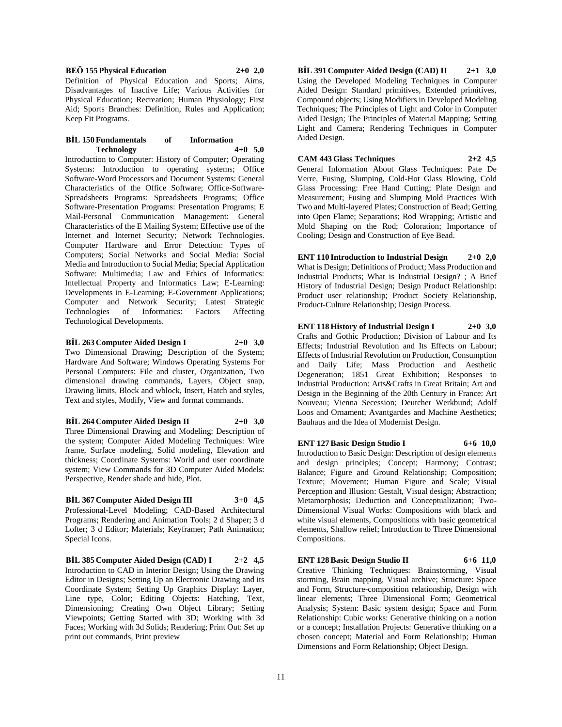**BEÖ 155 Physical Education 2+0 2,0**

Definition of Physical Education and Sports; Aims, Disadvantages of Inactive Life; Various Activities for Physical Education; Recreation; Human Physiology; First Aid; Sports Branches: Definition, Rules and Application; Keep Fit Programs.

**BİL 150 Fundamentals of Information Technology 4+0 5,0**

Introduction to Computer: History of Computer; Operating Systems: Introduction to operating systems; Office Software-Word Processors and Document Systems: General Characteristics of the Office Software; Office-Software-Spreadsheets Programs: Spreadsheets Programs; Office Software-Presentation Programs: Presentation Programs; E Mail-Personal Communication Management: General Characteristics of the E Mailing System; Effective use of the Internet and Internet Security; Network Technologies. Computer Hardware and Error Detection: Types of Computers; Social Networks and Social Media: Social Media and Introduction to Social Media; Special Application Software: Multimedia; Law and Ethics of Informatics: Intellectual Property and Informatics Law; E-Learning: Developments in E-Learning; E-Government Applications; Computer and Network Security; Latest Strategic Technologies of Informatics: Factors Affecting Technological Developments.

**BİL 263 Computer Aided Design I 2+0 3,0**

Two Dimensional Drawing; Description of the System; Hardware And Software; Windows Operating Systems For Personal Computers: File and cluster, Organization, Two dimensional drawing commands, Layers, Object snap, Drawing limits, Block and wblock, Insert, Hatch and styles, Text and styles, Modify, View and format commands.

**BİL 264 Computer Aided Design II 2+0 3,0**

Three Dimensional Drawing and Modeling: Description of the system; Computer Aided Modeling Techniques: Wire frame, Surface modeling, Solid modeling, Elevation and thickness; Coordinate Systems: World and user coordinate system; View Commands for 3D Computer Aided Models: Perspective, Render shade and hide, Plot.

**BİL 367 Computer Aided Design III 3+0 4,5**

Professional-Level Modeling; CAD-Based Architectural Programs; Rendering and Animation Tools; 2 d Shaper; 3 d Lofter; 3 d Editor; Materials; Keyframer; Path Animation; Special Icons.

**BİL 385 Computer Aided Design (CAD) I 2+2 4,5**

Introduction to CAD in Interior Design; Using the Drawing Editor in Designs; Setting Up an Electronic Drawing and its Coordinate System; Setting Up Graphics Display: Layer, Line type, Color; Editing Objects: Hatching, Text, Dimensioning; Creating Own Object Library; Setting Viewpoints; Getting Started with 3D; Working with 3d Faces; Working with 3d Solids; Rendering; Print Out: Set up print out commands, Print preview

**BİL 391 Computer Aided Design (CAD) II 2+1 3,0**

Using the Developed Modeling Techniques in Computer Aided Design: Standard primitives, Extended primitives, Compound objects; Using Modifiers in Developed Modeling Techniques; The Principles of Light and Color in Computer Aided Design; The Principles of Material Mapping; Setting Light and Camera; Rendering Techniques in Computer Aided Design.

**CAM 443 Glass Techniques 2+2 4,5**

General Information About Glass Techniques: Pate De Verre, Fusing, Slumping, Cold-Hot Glass Blowing, Cold Glass Processing: Free Hand Cutting; Plate Design and Measurement; Fusing and Slumping Mold Practices With Two and Multi-layered Plates; Construction of Bead; Getting into Open Flame; Separations; Rod Wrapping; Artistic and Mold Shaping on the Rod; Coloration; Importance of Cooling; Design and Construction of Eye Bead.

**ENT 110 Introduction to Industrial Design 2+0 2,0**

What is Design; Definitions of Product; Mass Production and Industrial Products; What is Industrial Design? ; A Brief History of Industrial Design; Design Product Relationship: Product user relationship; Product Society Relationship, Product-Culture Relationship; Design Process.

**ENT 118 History of Industrial Design I 2+0 3,0**

Crafts and Gothic Production; Division of Labour and Its Effects; Industrial Revolution and Its Effects on Labour; Effects of Industrial Revolution on Production, Consumption and Daily Life; Mass Production and Aesthetic Degeneration; 1851 Great Exhibition; Responses to Industrial Production: Arts&Crafts in Great Britain; Art and Design in the Beginning of the 20th Century in France: Art Nouveau; Vienna Secession; Deutcher Werkbund; Adolf Loos and Ornament; Avantgardes and Machine Aesthetics; Bauhaus and the Idea of Modernist Design.

**ENT 127 Basic Design Studio I 6+6 10,0**

Introduction to Basic Design: Description of design elements and design principles; Concept; Harmony; Contrast; Balance; Figure and Ground Relationship; Composition; Texture; Movement; Human Figure and Scale; Visual Perception and Illusion: Gestalt, Visual design; Abstraction; Metamorphosis; Deduction and Conceptualization; Two-Dimensional Visual Works: Compositions with black and white visual elements, Compositions with basic geometrical elements, Shallow relief; Introduction to Three Dimensional Compositions.

**ENT 128 Basic Design Studio II 6+6 11,0**

Creative Thinking Techniques: Brainstorming, Visual storming, Brain mapping, Visual archive; Structure: Space and Form, Structure-composition relationship, Design with linear elements; Three Dimensional Form; Geometrical Analysis; System: Basic system design; Space and Form Relationship: Cubic works: Generative thinking on a notion or a concept; Installation Projects: Generative thinking on a chosen concept; Material and Form Relationship; Human Dimensions and Form Relationship; Object Design.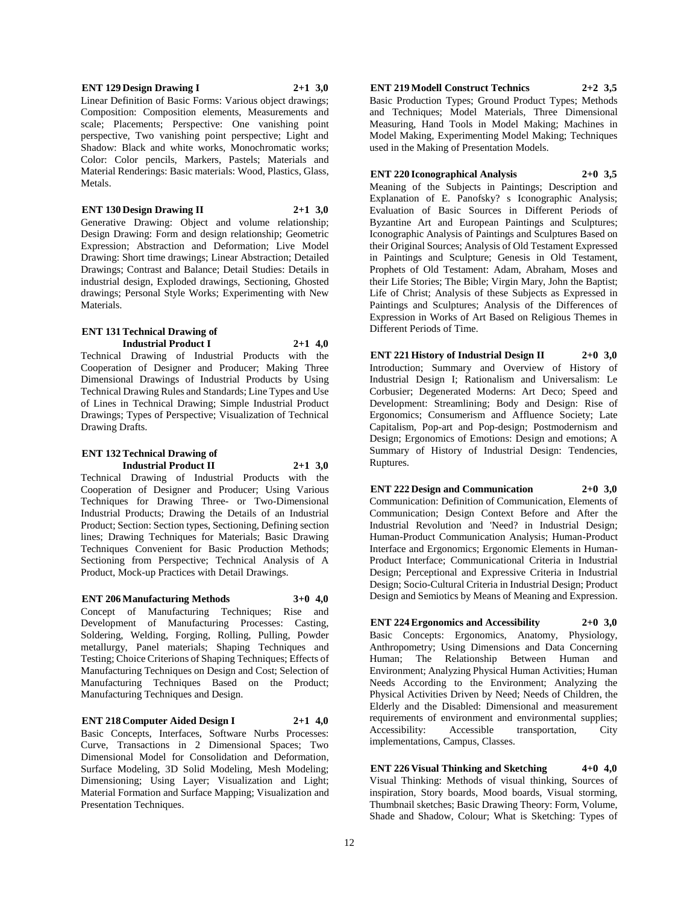**ENT 129 Design Drawing I 2+1 3,0**

Linear Definition of Basic Forms: Various object drawings; Composition: Composition elements, Measurements and scale; Placements; Perspective: One vanishing point perspective, Two vanishing point perspective; Light and Shadow: Black and white works, Monochromatic works; Color: Color pencils, Markers, Pastels; Materials and Material Renderings: Basic materials: Wood, Plastics, Glass, Metals.

**ENT 130 Design Drawing II 2+1 3,0**

Generative Drawing: Object and volume relationship; Design Drawing: Form and design relationship; Geometric Expression; Abstraction and Deformation; Live Model Drawing: Short time drawings; Linear Abstraction; Detailed Drawings; Contrast and Balance; Detail Studies: Details in industrial design, Exploded drawings, Sectioning, Ghosted drawings; Personal Style Works; Experimenting with New Materials.

**ENT 131 Technical Drawing of Industrial Product I 2+1 4,0**

Technical Drawing of Industrial Products with the Cooperation of Designer and Producer; Making Three Dimensional Drawings of Industrial Products by Using Technical Drawing Rules and Standards; Line Types and Use of Lines in Technical Drawing; Simple Industrial Product Drawings; Types of Perspective; Visualization of Technical Drawing Drafts.

**ENT 132 Technical Drawing of Industrial Product II 2+1 3,0**

Technical Drawing of Industrial Products with the Cooperation of Designer and Producer; Using Various Techniques for Drawing Three- or Two-Dimensional Industrial Products; Drawing the Details of an Industrial Product; Section: Section types, Sectioning, Defining section lines; Drawing Techniques for Materials; Basic Drawing Techniques Convenient for Basic Production Methods; Sectioning from Perspective; Technical Analysis of A Product, Mock-up Practices with Detail Drawings.

**ENT 206 Manufacturing Methods 3+0 4,0**

Concept of Manufacturing Techniques; Rise and Development of Manufacturing Processes: Casting, Soldering, Welding, Forging, Rolling, Pulling, Powder metallurgy, Panel materials; Shaping Techniques and Testing; Choice Criterions of Shaping Techniques; Effects of Manufacturing Techniques on Design and Cost; Selection of Manufacturing Techniques Based on the Product; Manufacturing Techniques and Design.

**ENT 218 Computer Aided Design I 2+1 4,0**

Basic Concepts, Interfaces, Software Nurbs Processes: Curve, Transactions in 2 Dimensional Spaces; Two Dimensional Model for Consolidation and Deformation, Surface Modeling, 3D Solid Modeling, Mesh Modeling; Dimensioning; Using Layer; Visualization and Light; Material Formation and Surface Mapping; Visualization and Presentation Techniques.

**ENT 219 Modell Construct Technics 2+2 3,5**

Basic Production Types; Ground Product Types; Methods and Techniques; Model Materials, Three Dimensional Measuring, Hand Tools in Model Making; Machines in Model Making, Experimenting Model Making; Techniques used in the Making of Presentation Models.

**ENT 220 Iconographical Analysis 2+0 3,5**

Meaning of the Subjects in Paintings; Description and Explanation of E. Panofsky? s Iconographic Analysis; Evaluation of Basic Sources in Different Periods of Byzantine Art and European Paintings and Sculptures; Iconographic Analysis of Paintings and Sculptures Based on their Original Sources; Analysis of Old Testament Expressed in Paintings and Sculpture; Genesis in Old Testament, Prophets of Old Testament: Adam, Abraham, Moses and their Life Stories; The Bible; Virgin Mary, John the Baptist; Life of Christ; Analysis of these Subjects as Expressed in Paintings and Sculptures; Analysis of the Differences of Expression in Works of Art Based on Religious Themes in Different Periods of Time.

**ENT 221 History of Industrial Design II 2+0 3,0**

Introduction; Summary and Overview of History of Industrial Design I; Rationalism and Universalism: Le Corbusier; Degenerated Moderns: Art Deco; Speed and Development: Streamlining; Body and Design: Rise of Ergonomics; Consumerism and Affluence Society; Late Capitalism, Pop-art and Pop-design; Postmodernism and Design; Ergonomics of Emotions: Design and emotions; A Summary of History of Industrial Design: Tendencies, Ruptures.

**ENT 222 Design and Communication 2+0 3,0**

Communication: Definition of Communication, Elements of Communication; Design Context Before and After the Industrial Revolution and 'Need? in Industrial Design; Human-Product Communication Analysis; Human-Product Interface and Ergonomics; Ergonomic Elements in Human-Product Interface; Communicational Criteria in Industrial Design; Perceptional and Expressive Criteria in Industrial Design; Socio-Cultural Criteria in Industrial Design; Product Design and Semiotics by Means of Meaning and Expression.

**ENT 224 Ergonomics and Accessibility 2+0 3,0**

Basic Concepts: Ergonomics, Anatomy, Physiology, Anthropometry; Using Dimensions and Data Concerning Human; The Relationship Between Human and Environment; Analyzing Physical Human Activities; Human Needs According to the Environment; Analyzing the Physical Activities Driven by Need; Needs of Children, the Elderly and the Disabled: Dimensional and measurement requirements of environment and environmental supplies; Accessibility: Accessible transportation, City implementations, Campus, Classes.

**ENT 226 Visual Thinking and Sketching 4+0 4,0**

Visual Thinking: Methods of visual thinking, Sources of inspiration, Story boards, Mood boards, Visual storming, Thumbnail sketches; Basic Drawing Theory: Form, Volume, Shade and Shadow, Colour; What is Sketching: Types of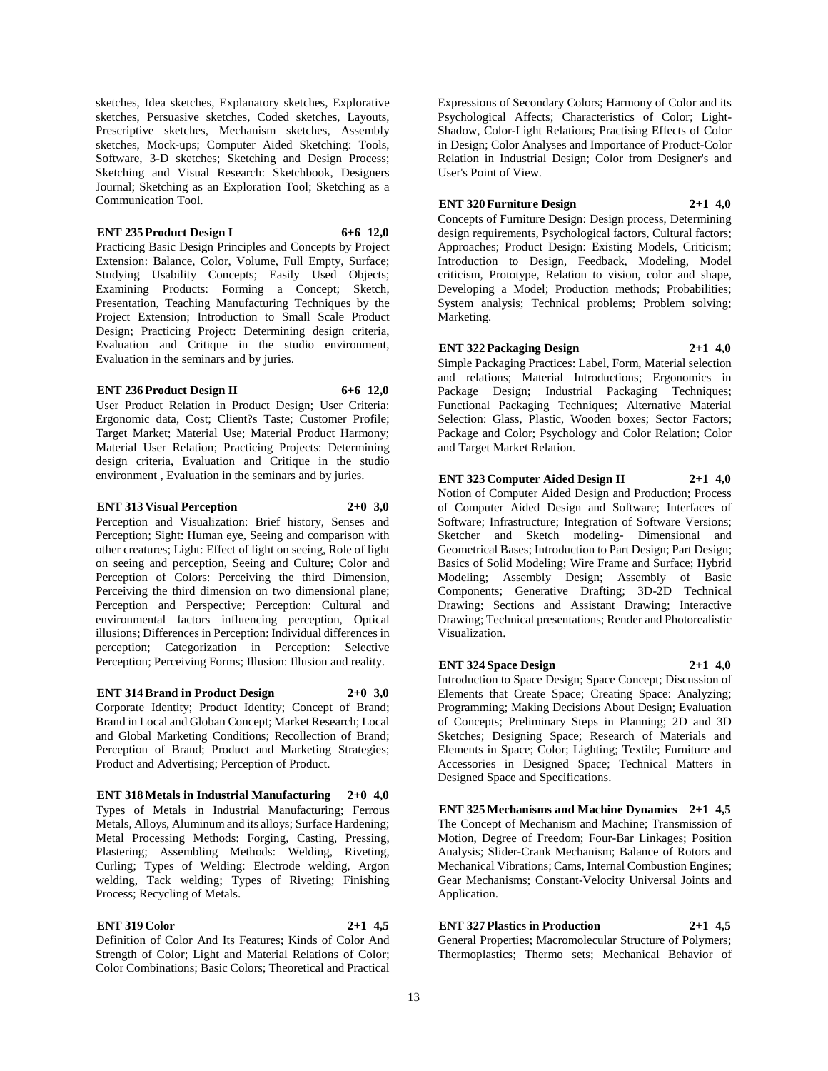sketches, Idea sketches, Explanatory sketches, Explorative sketches, Persuasive sketches, Coded sketches, Layouts, Prescriptive sketches, Mechanism sketches, Assembly sketches, Mock-ups; Computer Aided Sketching: Tools, Software, 3-D sketches; Sketching and Design Process; Sketching and Visual Research: Sketchbook, Designers Journal; Sketching as an Exploration Tool; Sketching as a Communication Tool.

**ENT 235 Product Design I 6+6 12,0**

Practicing Basic Design Principles and Concepts by Project Extension: Balance, Color, Volume, Full Empty, Surface; Studying Usability Concepts; Easily Used Objects; Examining Products: Forming a Concept; Sketch, Presentation, Teaching Manufacturing Techniques by the Project Extension; Introduction to Small Scale Product Design; Practicing Project: Determining design criteria, Evaluation and Critique in the studio environment, Evaluation in the seminars and by juries.

**ENT 236 Product Design II 6+6 12,0**

User Product Relation in Product Design; User Criteria: Ergonomic data, Cost; Client?s Taste; Customer Profile; Target Market; Material Use; Material Product Harmony; Material User Relation; Practicing Projects: Determining design criteria, Evaluation and Critique in the studio environment , Evaluation in the seminars and by juries.

**ENT 313 Visual Perception 2+0 3,0**

Perception and Visualization: Brief history, Senses and Perception; Sight: Human eye, Seeing and comparison with other creatures; Light: Effect of light on seeing, Role of light on seeing and perception, Seeing and Culture; Color and Perception of Colors: Perceiving the third Dimension, Perceiving the third dimension on two dimensional plane; Perception and Perspective; Perception: Cultural and environmental factors influencing perception, Optical illusions; Differences in Perception: Individual differences in perception; Categorization in Perception: Selective Perception; Perceiving Forms; Illusion: Illusion and reality.

**ENT 314 Brand in Product Design 2+0 3,0**

Corporate Identity; Product Identity; Concept of Brand; Brand in Local and Globan Concept; Market Research; Local and Global Marketing Conditions; Recollection of Brand; Perception of Brand; Product and Marketing Strategies; Product and Advertising; Perception of Product.

**ENT 318 Metals in Industrial Manufacturing 2+0 4,0**

Types of Metals in Industrial Manufacturing; Ferrous Metals, Alloys, Aluminum and its alloys; Surface Hardening; Metal Processing Methods: Forging, Casting, Pressing, Plastering; Assembling Methods: Welding, Riveting, Curling; Types of Welding: Electrode welding, Argon welding, Tack welding; Types of Riveting; Finishing Process; Recycling of Metals.

**ENT 319 Color 2+1 4,5**

Definition of Color And Its Features; Kinds of Color And Strength of Color; Light and Material Relations of Color; Color Combinations; Basic Colors; Theoretical and Practical Expressions of Secondary Colors; Harmony of Color and its Psychological Affects; Characteristics of Color; Light-Shadow, Color-Light Relations; Practising Effects of Color in Design; Color Analyses and Importance of Product-Color Relation in Industrial Design; Color from Designer's and User's Point of View.

**ENT 320 Furniture Design 2+1 4,0**

Concepts of Furniture Design: Design process, Determining design requirements, Psychological factors, Cultural factors; Approaches; Product Design: Existing Models, Criticism; Introduction to Design, Feedback, Modeling, Model criticism, Prototype, Relation to vision, color and shape, Developing a Model; Production methods; Probabilities; System analysis; Technical problems; Problem solving; Marketing.

**ENT 322 Packaging Design 2+1 4,0**

Simple Packaging Practices: Label, Form, Material selection and relations; Material Introductions; Ergonomics in Package Design; Industrial Packaging Techniques; Functional Packaging Techniques; Alternative Material Selection: Glass, Plastic, Wooden boxes; Sector Factors; Package and Color; Psychology and Color Relation; Color and Target Market Relation.

**ENT 323 Computer Aided Design II 2+1 4,0**

Notion of Computer Aided Design and Production; Process of Computer Aided Design and Software; Interfaces of Software; Infrastructure; Integration of Software Versions; Sketcher and Sketch modeling- Dimensional and Geometrical Bases; Introduction to Part Design; Part Design; Basics of Solid Modeling; Wire Frame and Surface; Hybrid Modeling; Assembly Design; Assembly of Basic Components; Generative Drafting; 3D-2D Technical Drawing; Sections and Assistant Drawing; Interactive Drawing; Technical presentations; Render and Photorealistic Visualization.

**ENT 324 Space Design 2+1 4,0**

Introduction to Space Design; Space Concept; Discussion of Elements that Create Space; Creating Space: Analyzing; Programming; Making Decisions About Design; Evaluation of Concepts; Preliminary Steps in Planning; 2D and 3D Sketches; Designing Space; Research of Materials and Elements in Space; Color; Lighting; Textile; Furniture and Accessories in Designed Space; Technical Matters in Designed Space and Specifications.

**ENT 325 Mechanisms and Machine Dynamics 2+1 4,5**

The Concept of Mechanism and Machine; Transmission of Motion, Degree of Freedom; Four-Bar Linkages; Position Analysis; Slider-Crank Mechanism; Balance of Rotors and Mechanical Vibrations; Cams, Internal Combustion Engines; Gear Mechanisms; Constant-Velocity Universal Joints and Application.

**ENT 327 Plastics in Production 2+1 4,5**

General Properties; Macromolecular Structure of Polymers; Thermoplastics; Thermo sets; Mechanical Behavior of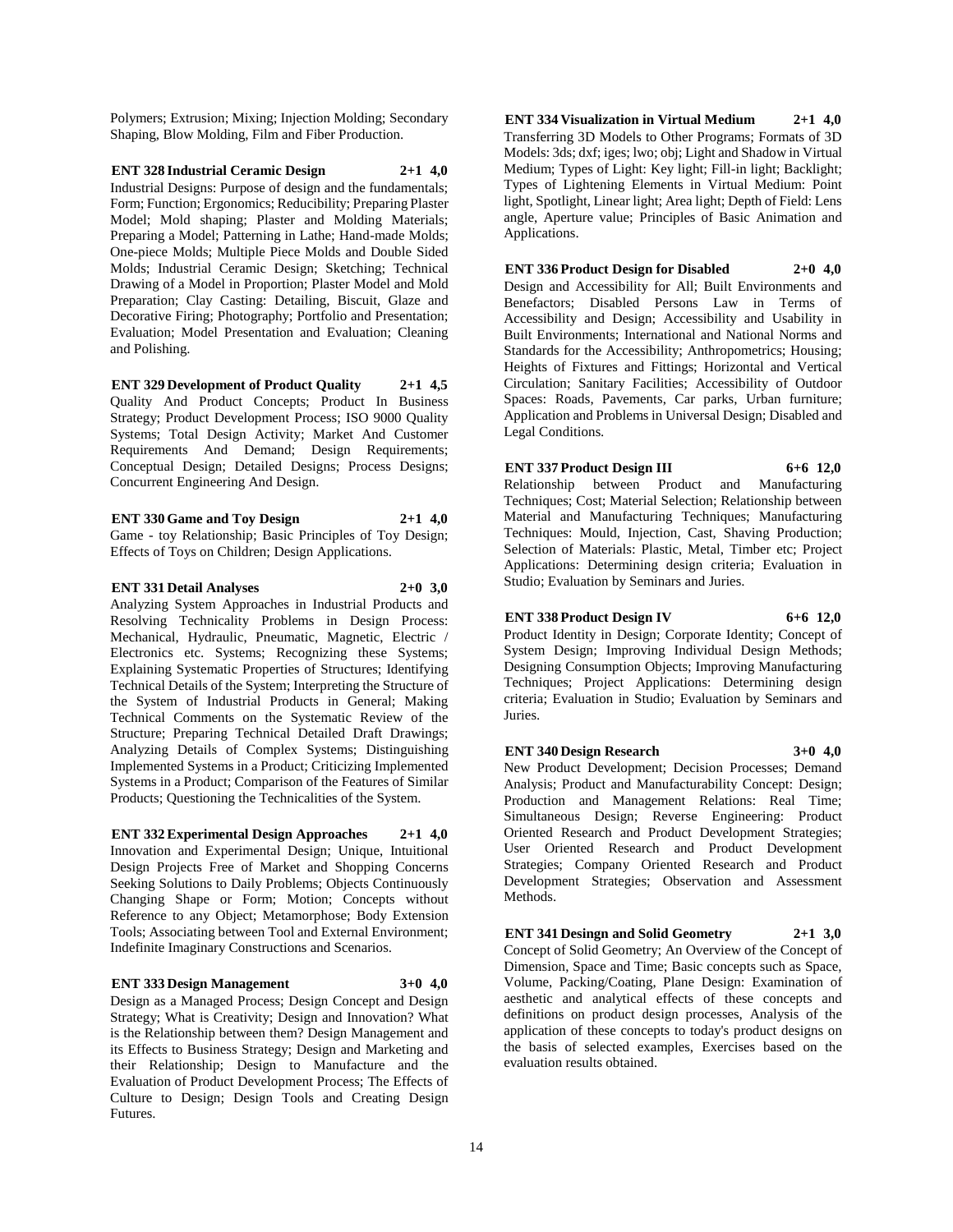Polymers; Extrusion; Mixing; Injection Molding; Secondary Shaping, Blow Molding, Film and Fiber Production.

**ENT 328 Industrial Ceramic Design 2+1 4,0**

Industrial Designs: Purpose of design and the fundamentals; Form; Function; Ergonomics; Reducibility; Preparing Plaster Model; Mold shaping; Plaster and Molding Materials; Preparing a Model; Patterning in Lathe; Hand-made Molds; One-piece Molds; Multiple Piece Molds and Double Sided Molds; Industrial Ceramic Design; Sketching; Technical Drawing of a Model in Proportion; Plaster Model and Mold Preparation; Clay Casting: Detailing, Biscuit, Glaze and Decorative Firing; Photography; Portfolio and Presentation; Evaluation; Model Presentation and Evaluation; Cleaning and Polishing.

**ENT 329 Development of Product Quality 2+1 4,5**

Quality And Product Concepts; Product In Business Strategy; Product Development Process; ISO 9000 Quality Systems; Total Design Activity; Market And Customer Requirements And Demand; Design Requirements; Conceptual Design; Detailed Designs; Process Designs; Concurrent Engineering And Design.

**ENT 330 Game and Toy Design 2+1 4,0**

Game - toy Relationship; Basic Principles of Toy Design; Effects of Toys on Children; Design Applications.

**ENT 331 Detail Analyses 2+0 3,0**

Analyzing System Approaches in Industrial Products and Resolving Technicality Problems in Design Process: Mechanical, Hydraulic, Pneumatic, Magnetic, Electric / Electronics etc. Systems; Recognizing these Systems; Explaining Systematic Properties of Structures; Identifying Technical Details of the System; Interpreting the Structure of the System of Industrial Products in General; Making Technical Comments on the Systematic Review of the Structure; Preparing Technical Detailed Draft Drawings; Analyzing Details of Complex Systems; Distinguishing Implemented Systems in a Product; Criticizing Implemented Systems in a Product; Comparison of the Features of Similar Products; Questioning the Technicalities of the System.

**ENT 332 Experimental Design Approaches 2+1 4,0**

Innovation and Experimental Design; Unique, Intuitional Design Projects Free of Market and Shopping Concerns Seeking Solutions to Daily Problems; Objects Continuously Changing Shape or Form; Motion; Concepts without Reference to any Object; Metamorphose; Body Extension Tools; Associating between Tool and External Environment; Indefinite Imaginary Constructions and Scenarios.

**ENT 333 Design Management 3+0 4,0**

Design as a Managed Process; Design Concept and Design Strategy; What is Creativity; Design and Innovation? What is the Relationship between them? Design Management and its Effects to Business Strategy; Design and Marketing and their Relationship; Design to Manufacture and the Evaluation of Product Development Process; The Effects of Culture to Design; Design Tools and Creating Design Futures.

**ENT 334 Visualization in Virtual Medium 2+1 4,0**

Transferring 3D Models to Other Programs; Formats of 3D Models: 3ds; dxf; iges; lwo; obj; Light and Shadow in Virtual Medium; Types of Light: Key light; Fill-in light; Backlight; Types of Lightening Elements in Virtual Medium: Point light, Spotlight, Linear light; Area light; Depth of Field: Lens angle, Aperture value; Principles of Basic Animation and Applications.

**ENT 336 Product Design for Disabled 2+0 4,0**

Design and Accessibility for All; Built Environments and Benefactors; Disabled Persons Law in Terms of Accessibility and Design; Accessibility and Usability in Built Environments; International and National Norms and Standards for the Accessibility; Anthropometrics; Housing; Heights of Fixtures and Fittings; Horizontal and Vertical Circulation; Sanitary Facilities; Accessibility of Outdoor Spaces: Roads, Pavements, Car parks, Urban furniture; Application and Problems in Universal Design; Disabled and Legal Conditions.

**ENT 337 Product Design III 6+6 12,0**

Relationship between Product and Manufacturing Techniques; Cost; Material Selection; Relationship between Material and Manufacturing Techniques; Manufacturing Techniques: Mould, Injection, Cast, Shaving Production; Selection of Materials: Plastic, Metal, Timber etc; Project Applications: Determining design criteria; Evaluation in Studio; Evaluation by Seminars and Juries.

**ENT 338 Product Design IV 6+6 12,0**

Product Identity in Design; Corporate Identity; Concept of System Design; Improving Individual Design Methods; Designing Consumption Objects; Improving Manufacturing Techniques; Project Applications: Determining design criteria; Evaluation in Studio; Evaluation by Seminars and Juries.

**ENT 340 Design Research 3+0 4,0**

New Product Development; Decision Processes; Demand Analysis; Product and Manufacturability Concept: Design; Production and Management Relations: Real Time; Simultaneous Design; Reverse Engineering: Product Oriented Research and Product Development Strategies; User Oriented Research and Product Development Strategies; Company Oriented Research and Product Development Strategies; Observation and Assessment Methods.

**ENT 341 Desingn and Solid Geometry 2+1 3,0**

Concept of Solid Geometry; An Overview of the Concept of Dimension, Space and Time; Basic concepts such as Space, Volume, Packing/Coating, Plane Design: Examination of aesthetic and analytical effects of these concepts and definitions on product design processes, Analysis of the application of these concepts to today's product designs on the basis of selected examples, Exercises based on the evaluation results obtained.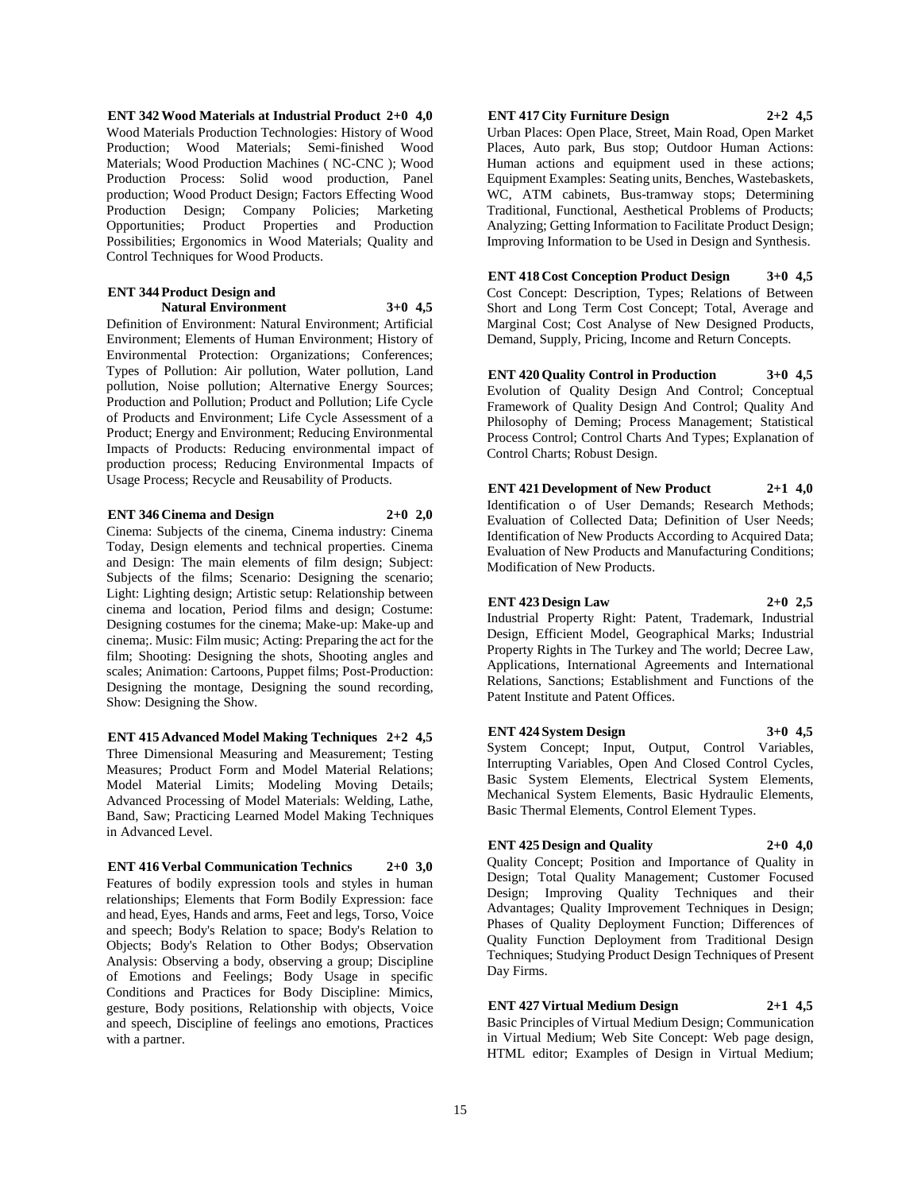**ENT 342 Wood Materials at Industrial Product 2+0 4,0**

Wood Materials Production Technologies: History of Wood Production; Wood Materials; Semi-finished Wood Materials; Wood Production Machines ( NC-CNC ); Wood Production Process: Solid wood production, Panel production; Wood Product Design; Factors Effecting Wood Production Design; Company Policies; Marketing Opportunities; Product Properties and Production Possibilities; Ergonomics in Wood Materials; Quality and Control Techniques for Wood Products.

**ENT 344 Product Design and Natural Environment 3+0 4,5**

Definition of Environment: Natural Environment; Artificial Environment; Elements of Human Environment; History of Environmental Protection: Organizations; Conferences; Types of Pollution: Air pollution, Water pollution, Land pollution, Noise pollution; Alternative Energy Sources; Production and Pollution; Product and Pollution; Life Cycle of Products and Environment; Life Cycle Assessment of a Product; Energy and Environment; Reducing Environmental Impacts of Products: Reducing environmental impact of production process; Reducing Environmental Impacts of Usage Process; Recycle and Reusability of Products.

**ENT 346 Cinema and Design 2+0 2,0**

Cinema: Subjects of the cinema, Cinema industry: Cinema Today, Design elements and technical properties. Cinema and Design: The main elements of film design; Subject: Subjects of the films; Scenario: Designing the scenario; Light: Lighting design; Artistic setup: Relationship between cinema and location, Period films and design; Costume: Designing costumes for the cinema; Make-up: Make-up and cinema;. Music: Film music; Acting: Preparing the act for the film; Shooting: Designing the shots, Shooting angles and scales; Animation: Cartoons, Puppet films; Post-Production: Designing the montage, Designing the sound recording, Show: Designing the Show.

**ENT 415 Advanced Model Making Techniques 2+2 4,5**

Three Dimensional Measuring and Measurement; Testing Measures; Product Form and Model Material Relations; Model Material Limits; Modeling Moving Details; Advanced Processing of Model Materials: Welding, Lathe, Band, Saw; Practicing Learned Model Making Techniques in Advanced Level.

**ENT 416 Verbal Communication Technics 2+0 3,0**

Features of bodily expression tools and styles in human relationships; Elements that Form Bodily Expression: face and head, Eyes, Hands and arms, Feet and legs, Torso, Voice and speech; Body's Relation to space; Body's Relation to Objects; Body's Relation to Other Bodys; Observation Analysis: Observing a body, observing a group; Discipline of Emotions and Feelings; Body Usage in specific Conditions and Practices for Body Discipline: Mimics, gesture, Body positions, Relationship with objects, Voice and speech, Discipline of feelings ano emotions, Practices with a partner.

**ENT 417 City Furniture Design 2+2 4,5**

Urban Places: Open Place, Street, Main Road, Open Market Places, Auto park, Bus stop; Outdoor Human Actions: Human actions and equipment used in these actions; Equipment Examples: Seating units, Benches, Wastebaskets, WC, ATM cabinets, Bus-tramway stops; Determining Traditional, Functional, Aesthetical Problems of Products; Analyzing; Getting Information to Facilitate Product Design; Improving Information to be Used in Design and Synthesis.

**ENT 418 Cost Conception Product Design 3+0 4,5**

Cost Concept: Description, Types; Relations of Between Short and Long Term Cost Concept; Total, Average and Marginal Cost; Cost Analyse of New Designed Products, Demand, Supply, Pricing, Income and Return Concepts.

**ENT 420 Quality Control in Production 3+0 4,5**

Evolution of Quality Design And Control; Conceptual Framework of Quality Design And Control; Quality And Philosophy of Deming; Process Management; Statistical Process Control; Control Charts And Types; Explanation of Control Charts; Robust Design.

**ENT 421 Development of New Product 2+1 4,0**

Identification o of User Demands; Research Methods; Evaluation of Collected Data; Definition of User Needs; Identification of New Products According to Acquired Data; Evaluation of New Products and Manufacturing Conditions; Modification of New Products.

**ENT 423 Design Law 2+0 2,5**

Industrial Property Right: Patent, Trademark, Industrial Design, Efficient Model, Geographical Marks; Industrial Property Rights in The Turkey and The world; Decree Law, Applications, International Agreements and International Relations, Sanctions; Establishment and Functions of the Patent Institute and Patent Offices.

**ENT 424 System Design 3+0 4,5**

System Concept; Input, Output, Control Variables, Interrupting Variables, Open And Closed Control Cycles, Basic System Elements, Electrical System Elements, Mechanical System Elements, Basic Hydraulic Elements, Basic Thermal Elements, Control Element Types.

**ENT 425 Design and Quality 2+0 4,0**

Quality Concept; Position and Importance of Quality in Design; Total Quality Management; Customer Focused Design; Improving Quality Techniques and their Advantages; Quality Improvement Techniques in Design; Phases of Quality Deployment Function; Differences of Quality Function Deployment from Traditional Design Techniques; Studying Product Design Techniques of Present Day Firms.

**ENT 427 Virtual Medium Design 2+1 4,5**

Basic Principles of Virtual Medium Design; Communication in Virtual Medium; Web Site Concept: Web page design, HTML editor; Examples of Design in Virtual Medium;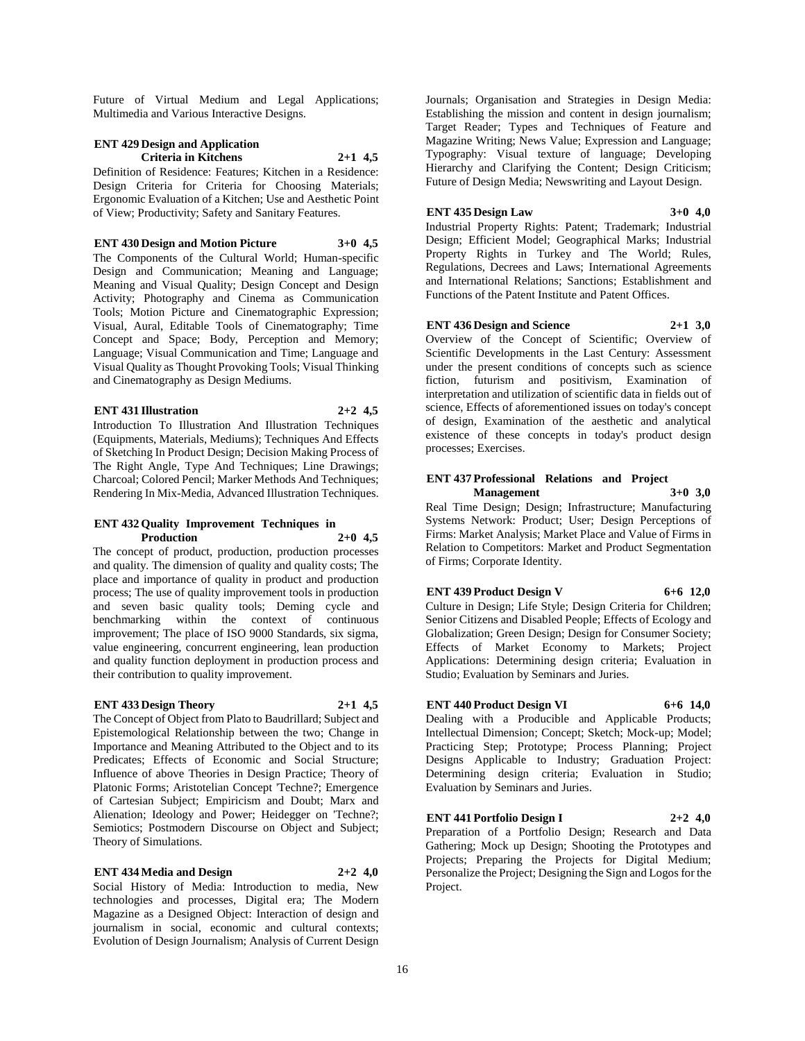Future of Virtual Medium and Legal Applications; Multimedia and Various Interactive Designs.

**ENT 429 Design and Application Criteria in Kitchens 2+1 4,5**

Definition of Residence: Features; Kitchen in a Residence: Design Criteria for Criteria for Choosing Materials; Ergonomic Evaluation of a Kitchen; Use and Aesthetic Point of View; Productivity; Safety and Sanitary Features.

**ENT 430 Design and Motion Picture 3+0 4,5**

The Components of the Cultural World; Human-specific Design and Communication; Meaning and Language; Meaning and Visual Quality; Design Concept and Design Activity; Photography and Cinema as Communication Tools; Motion Picture and Cinematographic Expression; Visual, Aural, Editable Tools of Cinematography; Time Concept and Space; Body, Perception and Memory; Language; Visual Communication and Time; Language and Visual Quality as Thought Provoking Tools; Visual Thinking and Cinematography as Design Mediums.

**ENT 431 Illustration 2+2 4,5**

Introduction To Illustration And Illustration Techniques (Equipments, Materials, Mediums); Techniques And Effects of Sketching In Product Design; Decision Making Process of The Right Angle, Type And Techniques; Line Drawings; Charcoal; Colored Pencil; Marker Methods And Techniques; Rendering In Mix-Media, Advanced Illustration Techniques.

**ENT 432 Quality Improvement Techniques in Production 2+0 4,5**

The concept of product, production, production processes and quality. The dimension of quality and quality costs; The place and importance of quality in product and production process; The use of quality improvement tools in production and seven basic quality tools; Deming cycle and benchmarking within the context of continuous improvement; The place of ISO 9000 Standards, six sigma, value engineering, concurrent engineering, lean production and quality function deployment in production process and their contribution to quality improvement.

**ENT 433 Design Theory 2+1 4,5**

The Concept of Object from Plato to Baudrillard; Subject and Epistemological Relationship between the two; Change in Importance and Meaning Attributed to the Object and to its Predicates; Effects of Economic and Social Structure; Influence of above Theories in Design Practice; Theory of Platonic Forms; Aristotelian Concept 'Techne?; Emergence of Cartesian Subject; Empiricism and Doubt; Marx and Alienation; Ideology and Power; Heidegger on 'Techne?; Semiotics; Postmodern Discourse on Object and Subject; Theory of Simulations.

**ENT 434 Media and Design 2+2 4,0**

Social History of Media: Introduction to media, New technologies and processes, Digital era; The Modern Magazine as a Designed Object: Interaction of design and journalism in social, economic and cultural contexts; Evolution of Design Journalism; Analysis of Current Design Journals; Organisation and Strategies in Design Media: Establishing the mission and content in design journalism; Target Reader; Types and Techniques of Feature and Magazine Writing; News Value; Expression and Language; Typography: Visual texture of language; Developing Hierarchy and Clarifying the Content; Design Criticism; Future of Design Media; Newswriting and Layout Design.

**ENT 435 Design Law 3+0 4,0**

Industrial Property Rights: Patent; Trademark; Industrial Design; Efficient Model; Geographical Marks; Industrial Property Rights in Turkey and The World; Rules, Regulations, Decrees and Laws; International Agreements and International Relations; Sanctions; Establishment and Functions of the Patent Institute and Patent Offices.

**ENT 436 Design and Science 2+1 3,0**

Overview of the Concept of Scientific; Overview of Scientific Developments in the Last Century: Assessment under the present conditions of concepts such as science fiction, futurism and positivism, Examination of interpretation and utilization of scientific data in fields out of science, Effects of aforementioned issues on today's concept of design, Examination of the aesthetic and analytical existence of these concepts in today's product design processes; Exercises.

**ENT 437 Professional Relations and Project Management 3+0 3,0**

Real Time Design; Design; Infrastructure; Manufacturing Systems Network: Product; User; Design Perceptions of Firms: Market Analysis; Market Place and Value of Firms in Relation to Competitors: Market and Product Segmentation of Firms; Corporate Identity.

**ENT 439 Product Design V 6+6 12,0**

Culture in Design; Life Style; Design Criteria for Children; Senior Citizens and Disabled People; Effects of Ecology and Globalization; Green Design; Design for Consumer Society; Effects of Market Economy to Markets; Project Applications: Determining design criteria; Evaluation in Studio; Evaluation by Seminars and Juries.

**ENT 440 Product Design VI 6+6 14,0**

Dealing with a Producible and Applicable Products; Intellectual Dimension; Concept; Sketch; Mock-up; Model; Practicing Step; Prototype; Process Planning; Project Designs Applicable to Industry; Graduation Project: Determining design criteria; Evaluation in Studio; Evaluation by Seminars and Juries.

**ENT 441 Portfolio Design I 2+2 4,0**

Preparation of a Portfolio Design; Research and Data Gathering; Mock up Design; Shooting the Prototypes and Projects; Preparing the Projects for Digital Medium; Personalize the Project; Designing the Sign and Logos for the Project.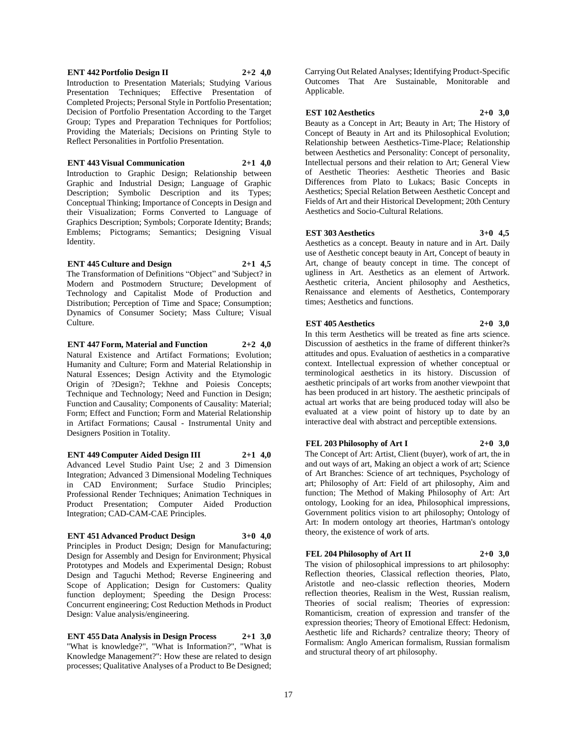**ENT 442 Portfolio Design II 2+2 4,0**

Introduction to Presentation Materials; Studying Various Presentation Techniques; Effective Presentation of Completed Projects; Personal Style in Portfolio Presentation; Decision of Portfolio Presentation According to the Target Group; Types and Preparation Techniques for Portfolios; Providing the Materials; Decisions on Printing Style to Reflect Personalities in Portfolio Presentation.

**ENT 443 Visual Communication 2+1 4,0**

Introduction to Graphic Design; Relationship between Graphic and Industrial Design; Language of Graphic Description; Symbolic Description and its Types; Conceptual Thinking; Importance of Concepts in Design and their Visualization; Forms Converted to Language of Graphics Description; Symbols; Corporate Identity; Brands; Emblems; Pictograms; Semantics; Designing Visual Identity.

**ENT 445 Culture and Design 2+1 4,5**

The Transformation of Definitions "Object" and 'Subject? in Modern and Postmodern Structure; Development of Technology and Capitalist Mode of Production and Distribution; Perception of Time and Space; Consumption; Dynamics of Consumer Society; Mass Culture; Visual Culture.

**ENT 447 Form, Material and Function 2+2 4,0**

Natural Existence and Artifact Formations; Evolution; Humanity and Culture; Form and Material Relationship in Natural Essences; Design Activity and the Etymologic Origin of ?Design?; Tekhne and Poiesis Concepts; Technique and Technology; Need and Function in Design; Function and Causality; Components of Causality: Material; Form; Effect and Function; Form and Material Relationship in Artifact Formations; Causal - Instrumental Unity and Designers Position in Totality.

**ENT 449 Computer Aided Design III 2+1 4,0**

Advanced Level Studio Paint Use; 2 and 3 Dimension Integration; Advanced 3 Dimensional Modeling Techniques in CAD Environment; Surface Studio Principles; Professional Render Techniques; Animation Techniques in Product Presentation; Computer Aided Production Integration; CAD-CAM-CAE Principles.

**ENT 451 Advanced Product Design 3+0 4,0**

Principles in Product Design; Design for Manufacturing; Design for Assembly and Design for Environment; Physical Prototypes and Models and Experimental Design; Robust Design and Taguchi Method; Reverse Engineering and Scope of Application; Design for Customers: Quality function deployment; Speeding the Design Process: Concurrent engineering; Cost Reduction Methods in Product Design: Value analysis/engineering.

**ENT 455 Data Analysis in Design Process 2+1 3,0**

"What is knowledge?", "What is Information?", "What is Knowledge Management?": How these are related to design processes; Qualitative Analyses of a Product to Be Designed; Carrying Out Related Analyses; Identifying Product-Specific Outcomes That Are Sustainable, Monitorable and Applicable.

**EST 102 Aesthetics 2+0 3,0**

Beauty as a Concept in Art; Beauty in Art; The History of Concept of Beauty in Art and its Philosophical Evolution; Relationship between Aesthetics-Time-Place; Relationship between Aesthetics and Personality: Concept of personality, Intellectual persons and their relation to Art; General View of Aesthetic Theories: Aesthetic Theories and Basic Differences from Plato to Lukacs; Basic Concepts in Aesthetics; Special Relation Between Aesthetic Concept and Fields of Art and their Historical Development; 20th Century Aesthetics and Socio-Cultural Relations.

**EST 303 Aesthetics 3+0 4,5**

Aesthetics as a concept. Beauty in nature and in Art. Daily use of Aesthetic concept beauty in Art, Concept of beauty in Art, change of beauty concept in time. The concept of ugliness in Art. Aesthetics as an element of Artwork. Aesthetic criteria, Ancient philosophy and Aesthetics, Renaissance and elements of Aesthetics, Contemporary times; Aesthetics and functions.

**EST 405 Aesthetics 2+0 3,0**

In this term Aesthetics will be treated as fine arts science. Discussion of aesthetics in the frame of different thinker?s attitudes and opus. Evaluation of aesthetics in a comparative context. Intellectual expression of whether conceptual or terminological aesthetics in its history. Discussion of aesthetic principals of art works from another viewpoint that has been produced in art history. The aesthetic principals of actual art works that are being produced today will also be evaluated at a view point of history up to date by an interactive deal with abstract and perceptible extensions.

**FEL 203 Philosophy of Art I 2+0 3,0**

The Concept of Art: Artist, Client (buyer), work of art, the in and out ways of art, Making an object a work of art; Science of Art Branches: Science of art techniques, Psychology of art; Philosophy of Art: Field of art philosophy, Aim and function; The Method of Making Philosophy of Art: Art ontology, Looking for an idea, Philosophical impressions, Government politics vision to art philosophy; Ontology of Art: In modern ontology art theories, Hartman's ontology theory, the existence of work of arts.

**FEL 204 Philosophy of Art II 2+0 3,0**

The vision of philosophical impressions to art philosophy: Reflection theories, Classical reflection theories, Plato, Aristotle and neo-classic reflection theories, Modern reflection theories, Realism in the West, Russian realism, Theories of social realism; Theories of expression: Romanticism, creation of expression and transfer of the expression theories; Theory of Emotional Effect: Hedonism, Aesthetic life and Richards? centralize theory; Theory of Formalism: Anglo American formalism, Russian formalism and structural theory of art philosophy.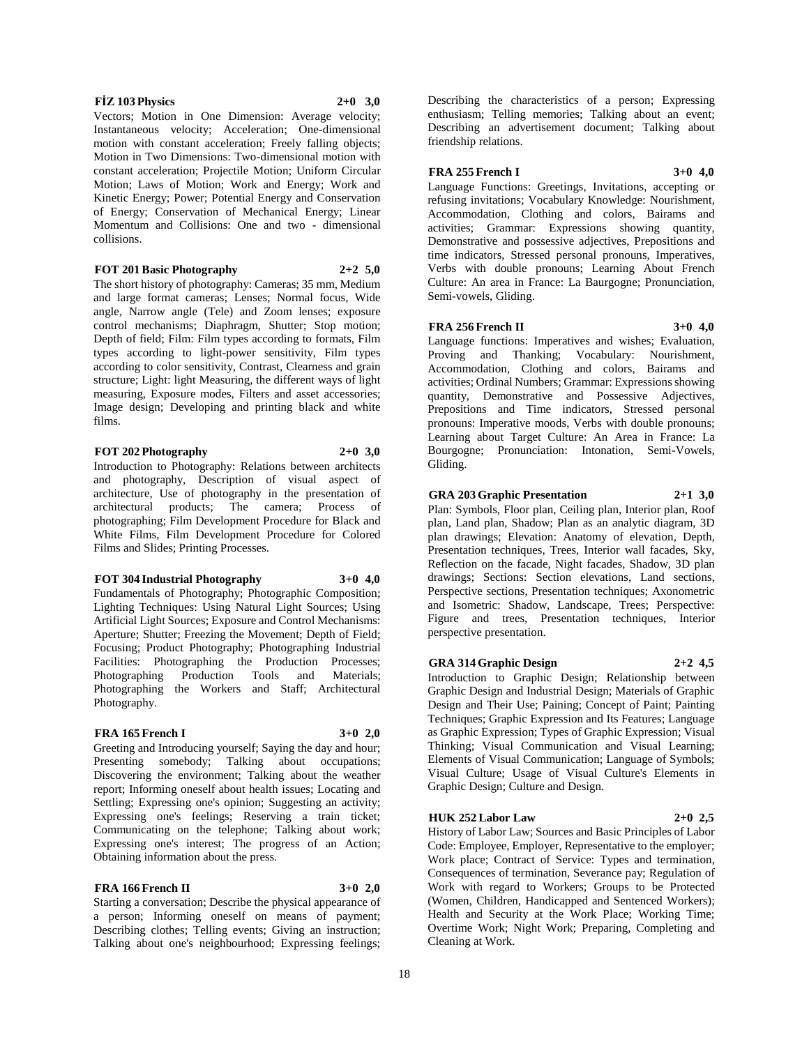**FİZ 103 Physics 2+0 3,0**

Vectors; Motion in One Dimension: Average velocity; Instantaneous velocity; Acceleration; One-dimensional motion with constant acceleration; Freely falling objects; Motion in Two Dimensions: Two-dimensional motion with constant acceleration; Projectile Motion; Uniform Circular Motion; Laws of Motion; Work and Energy; Work and Kinetic Energy; Power; Potential Energy and Conservation of Energy; Conservation of Mechanical Energy; Linear Momentum and Collisions: One and two - dimensional collisions.

**FOT 201 Basic Photography 2+2 5,0**

The short history of photography: Cameras; 35 mm, Medium and large format cameras; Lenses; Normal focus, Wide angle, Narrow angle (Tele) and Zoom lenses; exposure control mechanisms; Diaphragm, Shutter; Stop motion; Depth of field; Film: Film types according to formats, Film types according to light-power sensitivity, Film types according to color sensitivity, Contrast, Clearness and grain structure; Light: light Measuring, the different ways of light measuring, Exposure modes, Filters and asset accessories; Image design; Developing and printing black and white films.

**FOT 202 Photography 2+0 3,0**

Introduction to Photography: Relations between architects and photography, Description of visual aspect of architecture, Use of photography in the presentation of architectural products; The camera; Process of photographing; Film Development Procedure for Black and White Films, Film Development Procedure for Colored Films and Slides; Printing Processes.

**FOT 304 Industrial Photography 3+0 4,0**

Fundamentals of Photography; Photographic Composition; Lighting Techniques: Using Natural Light Sources; Using Artificial Light Sources; Exposure and Control Mechanisms: Aperture; Shutter; Freezing the Movement; Depth of Field; Focusing; Product Photography; Photographing Industrial Facilities: Photographing the Production Processes; Photographing Production Tools and Materials; Photographing the Workers and Staff; Architectural Photography.

**FRA 165 French I 3+0 2,0**

Greeting and Introducing yourself; Saying the day and hour; Presenting somebody; Talking about occupations; Discovering the environment; Talking about the weather report; Informing oneself about health issues; Locating and Settling; Expressing one's opinion; Suggesting an activity; Expressing one's feelings; Reserving a train ticket; Communicating on the telephone; Talking about work; Expressing one's interest; The progress of an Action; Obtaining information about the press.

**FRA 166 French II 3+0 2,0**

Starting a conversation; Describe the physical appearance of a person; Informing oneself on means of payment; Describing clothes; Telling events; Giving an instruction; Talking about one's neighbourhood; Expressing feelings; Describing the characteristics of a person; Expressing enthusiasm; Telling memories; Talking about an event; Describing an advertisement document; Talking about friendship relations.

**FRA 255 French I 3+0 4,0**

Language Functions: Greetings, Invitations, accepting or refusing invitations; Vocabulary Knowledge: Nourishment, Accommodation, Clothing and colors, Bairams and activities; Grammar: Expressions showing quantity, Demonstrative and possessive adjectives, Prepositions and time indicators, Stressed personal pronouns, Imperatives, Verbs with double pronouns; Learning About French Culture: An area in France: La Baurgogne; Pronunciation, Semi-vowels, Gliding.

**FRA 256 French II 3+0 4,0**

Language functions: Imperatives and wishes; Evaluation, Proving and Thanking; Vocabulary: Nourishment, Accommodation, Clothing and colors, Bairams and activities; Ordinal Numbers; Grammar: Expressions showing quantity, Demonstrative and Possessive Adjectives, Prepositions and Time indicators, Stressed personal pronouns: Imperative moods, Verbs with double pronouns; Learning about Target Culture: An Area in France: La Bourgogne; Pronunciation: Intonation, Semi-Vowels, Gliding.

**GRA 203 Graphic Presentation 2+1 3,0**

Plan: Symbols, Floor plan, Ceiling plan, Interior plan, Roof plan, Land plan, Shadow; Plan as an analytic diagram, 3D plan drawings; Elevation: Anatomy of elevation, Depth, Presentation techniques, Trees, Interior wall facades, Sky, Reflection on the facade, Night facades, Shadow, 3D plan drawings; Sections: Section elevations, Land sections, Perspective sections, Presentation techniques; Axonometric and Isometric: Shadow, Landscape, Trees; Perspective: Figure and trees, Presentation techniques, Interior perspective presentation.

**GRA 314 Graphic Design 2+2 4,5**

Introduction to Graphic Design; Relationship between Graphic Design and Industrial Design; Materials of Graphic Design and Their Use; Paining; Concept of Paint; Painting Techniques; Graphic Expression and Its Features; Language as Graphic Expression; Types of Graphic Expression; Visual Thinking; Visual Communication and Visual Learning; Elements of Visual Communication; Language of Symbols; Visual Culture; Usage of Visual Culture's Elements in Graphic Design; Culture and Design.

**HUK 252 Labor Law 2+0 2,5**

History of Labor Law; Sources and Basic Principles of Labor Code: Employee, Employer, Representative to the employer; Work place; Contract of Service: Types and termination, Consequences of termination, Severance pay; Regulation of Work with regard to Workers; Groups to be Protected (Women, Children, Handicapped and Sentenced Workers); Health and Security at the Work Place; Working Time; Overtime Work; Night Work; Preparing, Completing and Cleaning at Work.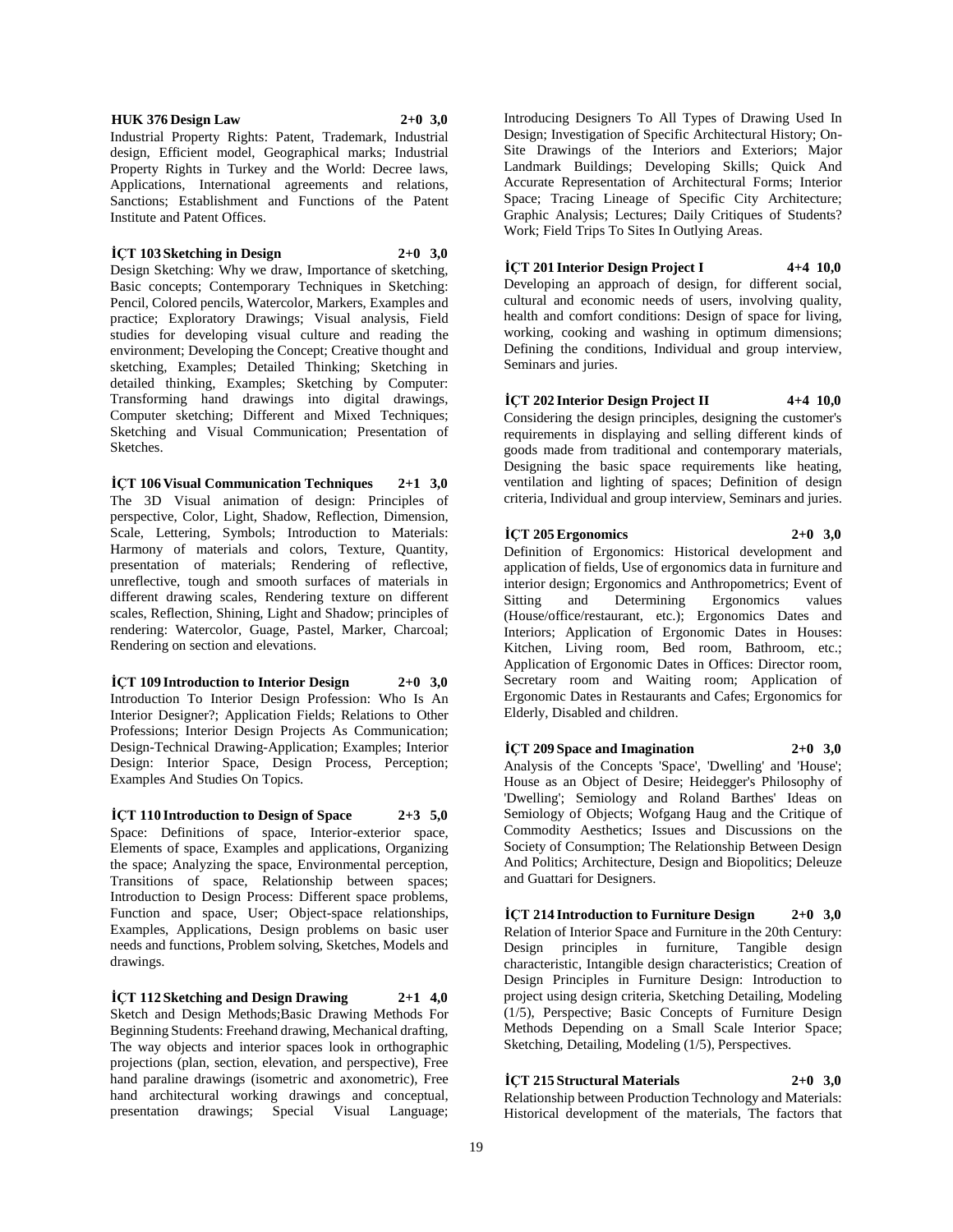**HUK 376 Design Law 2+0 3,0**

Industrial Property Rights: Patent, Trademark, Industrial design, Efficient model, Geographical marks; Industrial Property Rights in Turkey and the World: Decree laws, Applications, International agreements and relations, Sanctions; Establishment and Functions of the Patent Institute and Patent Offices.

**İÇT 103 Sketching in Design 2+0 3,0**

Design Sketching: Why we draw, Importance of sketching, Basic concepts; Contemporary Techniques in Sketching: Pencil, Colored pencils, Watercolor, Markers, Examples and practice; Exploratory Drawings; Visual analysis, Field studies for developing visual culture and reading the environment; Developing the Concept; Creative thought and sketching, Examples; Detailed Thinking; Sketching in detailed thinking, Examples; Sketching by Computer: Transforming hand drawings into digital drawings, Computer sketching; Different and Mixed Techniques; Sketching and Visual Communication; Presentation of Sketches.

**İÇT 106 Visual Communication Techniques 2+1 3,0**

The 3D Visual animation of design: Principles of perspective, Color, Light, Shadow, Reflection, Dimension, Scale, Lettering, Symbols; Introduction to Materials: Harmony of materials and colors, Texture, Quantity, presentation of materials; Rendering of reflective, unreflective, tough and smooth surfaces of materials in different drawing scales, Rendering texture on different scales, Reflection, Shining, Light and Shadow; principles of rendering: Watercolor, Guage, Pastel, Marker, Charcoal; Rendering on section and elevations.

**İÇT 109 Introduction to Interior Design 2+0 3,0**

Introduction To Interior Design Profession: Who Is An Interior Designer?; Application Fields; Relations to Other Professions; Interior Design Projects As Communication; Design-Technical Drawing-Application; Examples; Interior Design: Interior Space, Design Process, Perception; Examples And Studies On Topics.

**İÇT 110 Introduction to Design of Space 2+3 5,0**

Space: Definitions of space, Interior-exterior space, Elements of space, Examples and applications, Organizing the space; Analyzing the space, Environmental perception, Transitions of space, Relationship between spaces; Introduction to Design Process: Different space problems, Function and space, User; Object-space relationships, Examples, Applications, Design problems on basic user needs and functions, Problem solving, Sketches, Models and drawings.

**İÇT 112 Sketching and Design Drawing 2+1 4,0**

Sketch and Design Methods;Basic Drawing Methods For Beginning Students: Freehand drawing, Mechanical drafting, The way objects and interior spaces look in orthographic projections (plan, section, elevation, and perspective), Free hand paraline drawings (isometric and axonometric), Free hand architectural working drawings and conceptual, presentation drawings; Special Visual Language; Introducing Designers To All Types of Drawing Used In Design; Investigation of Specific Architectural History; On-Site Drawings of the Interiors and Exteriors; Major Landmark Buildings; Developing Skills; Quick And Accurate Representation of Architectural Forms; Interior Space; Tracing Lineage of Specific City Architecture; Graphic Analysis; Lectures; Daily Critiques of Students? Work; Field Trips To Sites In Outlying Areas.

**İÇT 201 Interior Design Project I 4+4 10,0**

Developing an approach of design, for different social, cultural and economic needs of users, involving quality, health and comfort conditions: Design of space for living, working, cooking and washing in optimum dimensions; Defining the conditions, Individual and group interview, Seminars and juries.

**İÇT 202 Interior Design Project II 4+4 10,0**

Considering the design principles, designing the customer's requirements in displaying and selling different kinds of goods made from traditional and contemporary materials, Designing the basic space requirements like heating, ventilation and lighting of spaces; Definition of design criteria, Individual and group interview, Seminars and juries.

**İÇT 205 Ergonomics 2+0 3,0**

Definition of Ergonomics: Historical development and application of fields, Use of ergonomics data in furniture and interior design; Ergonomics and Anthropometrics; Event of Sitting and Determining Ergonomics values (House/office/restaurant, etc.); Ergonomics Dates and Interiors; Application of Ergonomic Dates in Houses: Kitchen, Living room, Bed room, Bathroom, etc.; Application of Ergonomic Dates in Offices: Director room, Secretary room and Waiting room; Application of Ergonomic Dates in Restaurants and Cafes; Ergonomics for Elderly, Disabled and children.

**İÇT 209 Space and Imagination 2+0 3,0**

Analysis of the Concepts 'Space', 'Dwelling' and 'House'; House as an Object of Desire; Heidegger's Philosophy of 'Dwelling'; Semiology and Roland Barthes' Ideas on Semiology of Objects; Wofgang Haug and the Critique of Commodity Aesthetics; Issues and Discussions on the Society of Consumption; The Relationship Between Design And Politics; Architecture, Design and Biopolitics; Deleuze and Guattari for Designers.

**İÇT 214 Introduction to Furniture Design 2+0 3,0**

Relation of Interior Space and Furniture in the 20th Century: Design principles in furniture, Tangible design characteristic, Intangible design characteristics; Creation of Design Principles in Furniture Design: Introduction to project using design criteria, Sketching Detailing, Modeling (1/5), Perspective; Basic Concepts of Furniture Design Methods Depending on a Small Scale Interior Space; Sketching, Detailing, Modeling (1/5), Perspectives.

**İÇT 215 Structural Materials 2+0 3,0**

Relationship between Production Technology and Materials: Historical development of the materials, The factors that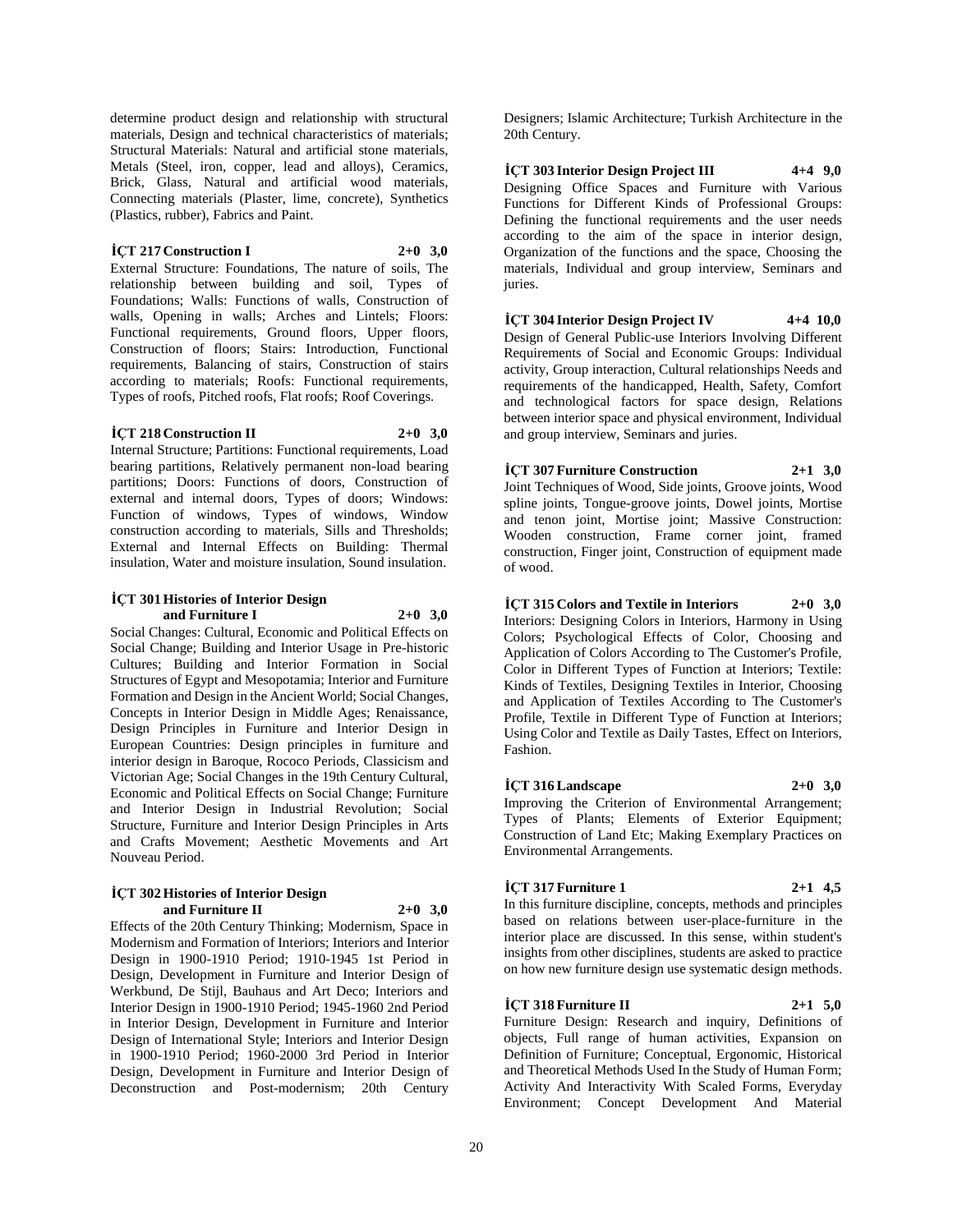determine product design and relationship with structural materials, Design and technical characteristics of materials; Structural Materials: Natural and artificial stone materials, Metals (Steel, iron, copper, lead and alloys), Ceramics, Brick, Glass, Natural and artificial wood materials, Connecting materials (Plaster, lime, concrete), Synthetics (Plastics, rubber), Fabrics and Paint.

**İÇT 217 Construction I 2+0 3,0**

External Structure: Foundations, The nature of soils, The relationship between building and soil, Types of Foundations; Walls: Functions of walls, Construction of walls, Opening in walls; Arches and Lintels; Floors: Functional requirements, Ground floors, Upper floors, Construction of floors; Stairs: Introduction, Functional requirements, Balancing of stairs, Construction of stairs according to materials; Roofs: Functional requirements, Types of roofs, Pitched roofs, Flat roofs; Roof Coverings.

**İÇT 218 Construction II 2+0 3,0**

Internal Structure; Partitions: Functional requirements, Load bearing partitions, Relatively permanent non-load bearing partitions; Doors: Functions of doors, Construction of external and internal doors, Types of doors; Windows: Function of windows, Types of windows, Window construction according to materials, Sills and Thresholds; External and Internal Effects on Building: Thermal insulation, Water and moisture insulation, Sound insulation.

**İÇT 301 Histories of Interior Design and Furniture I 2+0 3,0**

Social Changes: Cultural, Economic and Political Effects on Social Change; Building and Interior Usage in Pre-historic Cultures; Building and Interior Formation in Social Structures of Egypt and Mesopotamia; Interior and Furniture Formation and Design in the Ancient World; Social Changes, Concepts in Interior Design in Middle Ages; Renaissance, Design Principles in Furniture and Interior Design in European Countries: Design principles in furniture and interior design in Baroque, Rococo Periods, Classicism and Victorian Age; Social Changes in the 19th Century Cultural, Economic and Political Effects on Social Change; Furniture and Interior Design in Industrial Revolution; Social Structure, Furniture and Interior Design Principles in Arts and Crafts Movement; Aesthetic Movements and Art Nouveau Period.

**İÇT 302 Histories of Interior Design and Furniture II 2+0 3,0**

Effects of the 20th Century Thinking; Modernism, Space in Modernism and Formation of Interiors; Interiors and Interior Design in 1900-1910 Period; 1910-1945 1st Period in Design, Development in Furniture and Interior Design of Werkbund, De Stijl, Bauhaus and Art Deco; Interiors and Interior Design in 1900-1910 Period; 1945-1960 2nd Period in Interior Design, Development in Furniture and Interior Design of International Style; Interiors and Interior Design in 1900-1910 Period; 1960-2000 3rd Period in Interior Design, Development in Furniture and Interior Design of Deconstruction and Post-modernism; 20th Century Designers; Islamic Architecture; Turkish Architecture in the 20th Century.

**İÇT 303 Interior Design Project III 4+4 9,0**

Designing Office Spaces and Furniture with Various Functions for Different Kinds of Professional Groups: Defining the functional requirements and the user needs according to the aim of the space in interior design, Organization of the functions and the space, Choosing the materials, Individual and group interview, Seminars and juries.

**İÇT 304 Interior Design Project IV 4+4 10,0**

Design of General Public-use Interiors Involving Different Requirements of Social and Economic Groups: Individual activity, Group interaction, Cultural relationships Needs and requirements of the handicapped, Health, Safety, Comfort and technological factors for space design, Relations between interior space and physical environment, Individual and group interview, Seminars and juries.

**İÇT 307 Furniture Construction 2+1 3,0**

Joint Techniques of Wood, Side joints, Groove joints, Wood spline joints, Tongue-groove joints, Dowel joints, Mortise and tenon joint, Mortise joint; Massive Construction: Wooden construction, Frame corner joint, framed construction, Finger joint, Construction of equipment made of wood.

**İÇT 315 Colors and Textile in Interiors 2+0 3,0**

Interiors: Designing Colors in Interiors, Harmony in Using Colors; Psychological Effects of Color, Choosing and Application of Colors According to The Customer's Profile, Color in Different Types of Function at Interiors; Textile: Kinds of Textiles, Designing Textiles in Interior, Choosing and Application of Textiles According to The Customer's Profile, Textile in Different Type of Function at Interiors; Using Color and Textile as Daily Tastes, Effect on Interiors, Fashion.

**İÇT 316 Landscape 2+0 3,0**

Improving the Criterion of Environmental Arrangement; Types of Plants; Elements of Exterior Equipment; Construction of Land Etc; Making Exemplary Practices on Environmental Arrangements.

**İÇT 317 Furniture 1 2+1 4,5**

In this furniture discipline, concepts, methods and principles based on relations between user-place-furniture in the interior place are discussed. In this sense, within student's insights from other disciplines, students are asked to practice on how new furniture design use systematic design methods.

**İÇT 318 Furniture II 2+1 5,0**

Furniture Design: Research and inquiry, Definitions of objects, Full range of human activities, Expansion on Definition of Furniture; Conceptual, Ergonomic, Historical and Theoretical Methods Used In the Study of Human Form; Activity And Interactivity With Scaled Forms, Everyday Environment; Concept Development And Material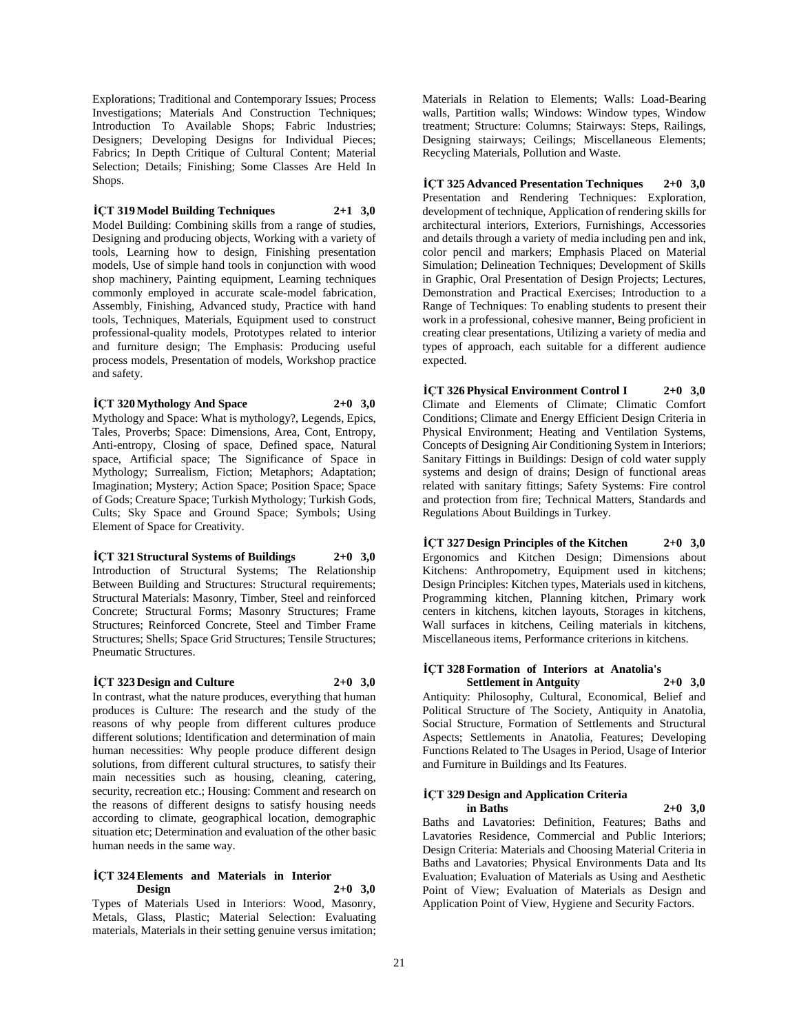Explorations; Traditional and Contemporary Issues; Process Investigations; Materials And Construction Techniques; Introduction To Available Shops; Fabric Industries; Designers; Developing Designs for Individual Pieces; Fabrics; In Depth Critique of Cultural Content; Material Selection; Details; Finishing; Some Classes Are Held In Shops.

**İÇT 319 Model Building Techniques 2+1 3,0**
Model Building: Combining skills from a range of studies, Designing and producing objects, Working with a variety of tools, Learning how to design, Finishing presentation models, Use of simple hand tools in conjunction with wood shop machinery, Painting equipment, Learning techniques commonly employed in accurate scale-model fabrication, Assembly, Finishing, Advanced study, Practice with hand tools, Techniques, Materials, Equipment used to construct professional-quality models, Prototypes related to interior and furniture design; The Emphasis: Producing useful process models, Presentation of models, Workshop practice and safety.

**İÇT 320 Mythology And Space 2+0 3,0**
Mythology and Space: What is mythology?, Legends, Epics, Tales, Proverbs; Space: Dimensions, Area, Cont, Entropy, Anti-entropy, Closing of space, Defined space, Natural space, Artificial space; The Significance of Space in Mythology; Surrealism, Fiction; Metaphors; Adaptation; Imagination; Mystery; Action Space; Position Space; Space of Gods; Creature Space; Turkish Mythology; Turkish Gods, Cults; Sky Space and Ground Space; Symbols; Using Element of Space for Creativity.

**İÇT 321 Structural Systems of Buildings 2+0 3,0**
Introduction of Structural Systems; The Relationship Between Building and Structures: Structural requirements; Structural Materials: Masonry, Timber, Steel and reinforced Concrete; Structural Forms; Masonry Structures; Frame Structures; Reinforced Concrete, Steel and Timber Frame Structures; Shells; Space Grid Structures; Tensile Structures; Pneumatic Structures.

**İÇT 323 Design and Culture 2+0 3,0**
In contrast, what the nature produces, everything that human produces is Culture: The research and the study of the reasons of why people from different cultures produce different solutions; Identification and determination of main human necessities: Why people produce different design solutions, from different cultural structures, to satisfy their main necessities such as housing, cleaning, catering, security, recreation etc.; Housing: Comment and research on the reasons of different designs to satisfy housing needs according to climate, geographical location, demographic situation etc; Determination and evaluation of the other basic human needs in the same way.

**İÇT 324 Elements and Materials in Interior Design 2+0 3,0**
Types of Materials Used in Interiors: Wood, Masonry, Metals, Glass, Plastic; Material Selection: Evaluating materials, Materials in their setting genuine versus imitation; Materials in Relation to Elements; Walls: Load-Bearing walls, Partition walls; Windows: Window types, Window treatment; Structure: Columns; Stairways: Steps, Railings, Designing stairways; Ceilings; Miscellaneous Elements; Recycling Materials, Pollution and Waste.

**İÇT 325 Advanced Presentation Techniques 2+0 3,0**
Presentation and Rendering Techniques: Exploration, development of technique, Application of rendering skills for architectural interiors, Exteriors, Furnishings, Accessories and details through a variety of media including pen and ink, color pencil and markers; Emphasis Placed on Material Simulation; Delineation Techniques; Development of Skills in Graphic, Oral Presentation of Design Projects; Lectures, Demonstration and Practical Exercises; Introduction to a Range of Techniques: To enabling students to present their work in a professional, cohesive manner, Being proficient in creating clear presentations, Utilizing a variety of media and types of approach, each suitable for a different audience expected.

**İÇT 326 Physical Environment Control I 2+0 3,0**
Climate and Elements of Climate; Climatic Comfort Conditions; Climate and Energy Efficient Design Criteria in Physical Environment; Heating and Ventilation Systems, Concepts of Designing Air Conditioning System in Interiors; Sanitary Fittings in Buildings: Design of cold water supply systems and design of drains; Design of functional areas related with sanitary fittings; Safety Systems: Fire control and protection from fire; Technical Matters, Standards and Regulations About Buildings in Turkey.

**İÇT 327 Design Principles of the Kitchen 2+0 3,0**
Ergonomics and Kitchen Design; Dimensions about Kitchens: Anthropometry, Equipment used in kitchens; Design Principles: Kitchen types, Materials used in kitchens, Programming kitchen, Planning kitchen, Primary work centers in kitchens, kitchen layouts, Storages in kitchens, Wall surfaces in kitchens, Ceiling materials in kitchens, Miscellaneous items, Performance criterions in kitchens.

**İÇT 328 Formation of Interiors at Anatolia's Settlement in Antguity 2+0 3,0**
Antiquity: Philosophy, Cultural, Economical, Belief and Political Structure of The Society, Antiquity in Anatolia, Social Structure, Formation of Settlements and Structural Aspects; Settlements in Anatolia, Features; Developing Functions Related to The Usages in Period, Usage of Interior and Furniture in Buildings and Its Features.

**İÇT 329 Design and Application Criteria in Baths 2+0 3,0**
Baths and Lavatories: Definition, Features; Baths and Lavatories Residence, Commercial and Public Interiors; Design Criteria: Materials and Choosing Material Criteria in Baths and Lavatories; Physical Environments Data and Its Evaluation; Evaluation of Materials as Using and Aesthetic Point of View; Evaluation of Materials as Design and Application Point of View, Hygiene and Security Factors.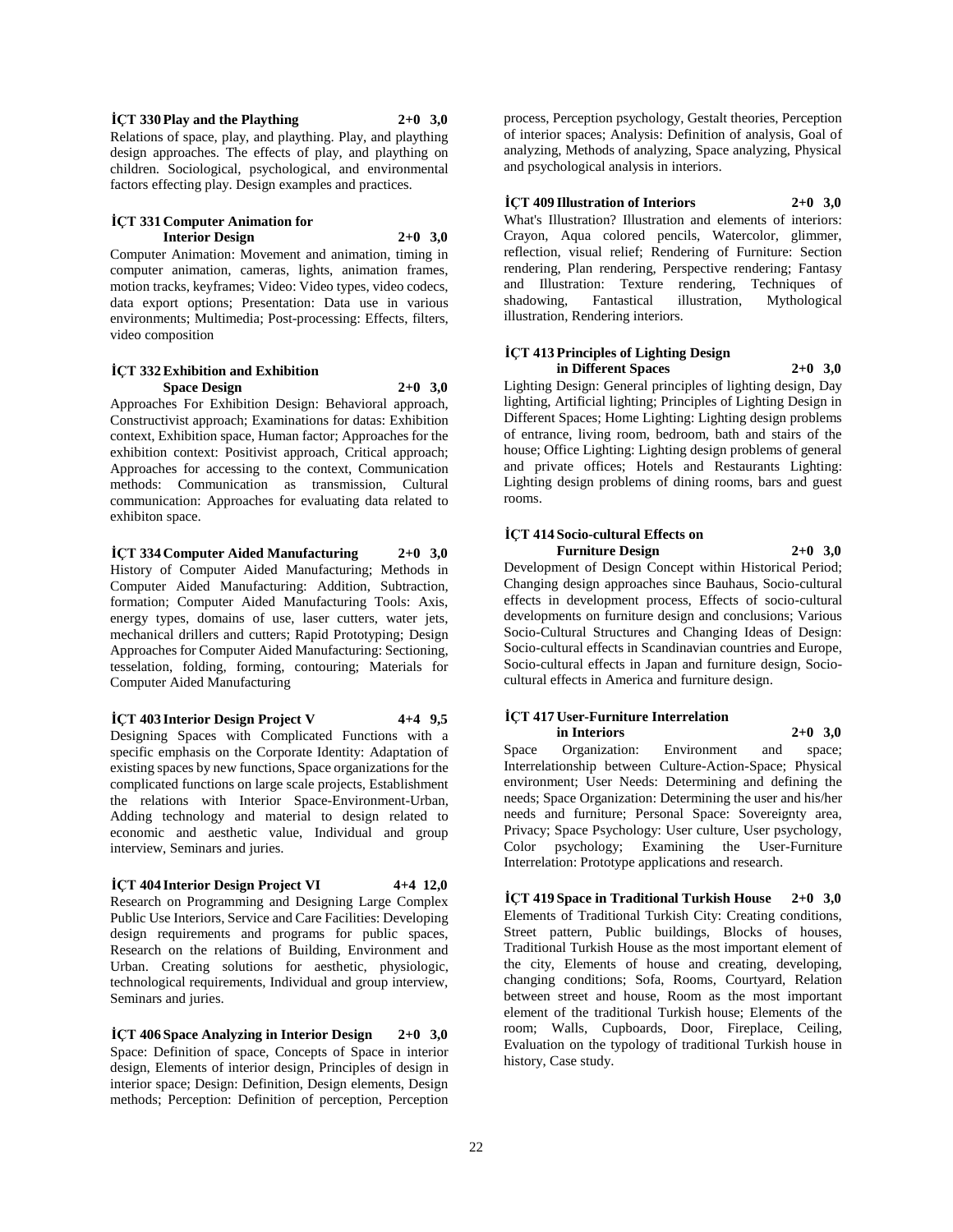**İÇT 330 Play and the Plaything 2+0 3,0**
Relations of space, play, and plaything. Play, and plaything design approaches. The effects of play, and plaything on children. Sociological, psychological, and environmental factors effecting play. Design examples and practices.

**İÇT 331 Computer Animation for Interior Design 2+0 3,0**
Computer Animation: Movement and animation, timing in computer animation, cameras, lights, animation frames, motion tracks, keyframes; Video: Video types, video codecs, data export options; Presentation: Data use in various environments; Multimedia; Post-processing: Effects, filters, video composition

**İÇT 332 Exhibition and Exhibition Space Design 2+0 3,0**
Approaches For Exhibition Design: Behavioral approach, Constructivist approach; Examinations for datas: Exhibition context, Exhibition space, Human factor; Approaches for the exhibition context: Positivist approach, Critical approach; Approaches for accessing to the context, Communication methods: Communication as transmission, Cultural communication: Approaches for evaluating data related to exhibiton space.

**İÇT 334 Computer Aided Manufacturing 2+0 3,0**
History of Computer Aided Manufacturing; Methods in Computer Aided Manufacturing: Addition, Subtraction, formation; Computer Aided Manufacturing Tools: Axis, energy types, domains of use, laser cutters, water jets, mechanical drillers and cutters; Rapid Prototyping; Design Approaches for Computer Aided Manufacturing: Sectioning, tesselation, folding, forming, contouring; Materials for Computer Aided Manufacturing

**İÇT 403 Interior Design Project V 4+4 9,5**
Designing Spaces with Complicated Functions with a specific emphasis on the Corporate Identity: Adaptation of existing spaces by new functions, Space organizations for the complicated functions on large scale projects, Establishment the relations with Interior Space-Environment-Urban, Adding technology and material to design related to economic and aesthetic value, Individual and group interview, Seminars and juries.

**İÇT 404 Interior Design Project VI 4+4 12,0**
Research on Programming and Designing Large Complex Public Use Interiors, Service and Care Facilities: Developing design requirements and programs for public spaces, Research on the relations of Building, Environment and Urban. Creating solutions for aesthetic, physiologic, technological requirements, Individual and group interview, Seminars and juries.

**İÇT 406 Space Analyzing in Interior Design 2+0 3,0**
Space: Definition of space, Concepts of Space in interior design, Elements of interior design, Principles of design in interior space; Design: Definition, Design elements, Design methods; Perception: Definition of perception, Perception process, Perception psychology, Gestalt theories, Perception of interior spaces; Analysis: Definition of analysis, Goal of analyzing, Methods of analyzing, Space analyzing, Physical and psychological analysis in interiors.

**İÇT 409 Illustration of Interiors 2+0 3,0**
What's Illustration? Illustration and elements of interiors: Crayon, Aqua colored pencils, Watercolor, glimmer, reflection, visual relief; Rendering of Furniture: Section rendering, Plan rendering, Perspective rendering; Fantasy and Illustration: Texture rendering, Techniques of shadowing, Fantastical illustration, Mythological illustration, Rendering interiors.

**İÇT 413 Principles of Lighting Design in Different Spaces 2+0 3,0**
Lighting Design: General principles of lighting design, Day lighting, Artificial lighting; Principles of Lighting Design in Different Spaces; Home Lighting: Lighting design problems of entrance, living room, bedroom, bath and stairs of the house; Office Lighting: Lighting design problems of general and private offices; Hotels and Restaurants Lighting: Lighting design problems of dining rooms, bars and guest rooms.

**İÇT 414 Socio-cultural Effects on Furniture Design 2+0 3,0**
Development of Design Concept within Historical Period; Changing design approaches since Bauhaus, Socio-cultural effects in development process, Effects of socio-cultural developments on furniture design and conclusions; Various Socio-Cultural Structures and Changing Ideas of Design: Socio-cultural effects in Scandinavian countries and Europe, Socio-cultural effects in Japan and furniture design, Socio-cultural effects in America and furniture design.

**İÇT 417 User-Furniture Interrelation in Interiors 2+0 3,0**
Space Organization: Environment and space; Interrelationship between Culture-Action-Space; Physical environment; User Needs: Determining and defining the needs; Space Organization: Determining the user and his/her needs and furniture; Personal Space: Sovereignty area, Privacy; Space Psychology: User culture, User psychology, Color psychology; Examining the User-Furniture Interrelation: Prototype applications and research.

**İÇT 419 Space in Traditional Turkish House 2+0 3,0**
Elements of Traditional Turkish City: Creating conditions, Street pattern, Public buildings, Blocks of houses, Traditional Turkish House as the most important element of the city, Elements of house and creating, developing, changing conditions; Sofa, Rooms, Courtyard, Relation between street and house, Room as the most important element of the traditional Turkish house; Elements of the room; Walls, Cupboards, Door, Fireplace, Ceiling, Evaluation on the typology of traditional Turkish house in history, Case study.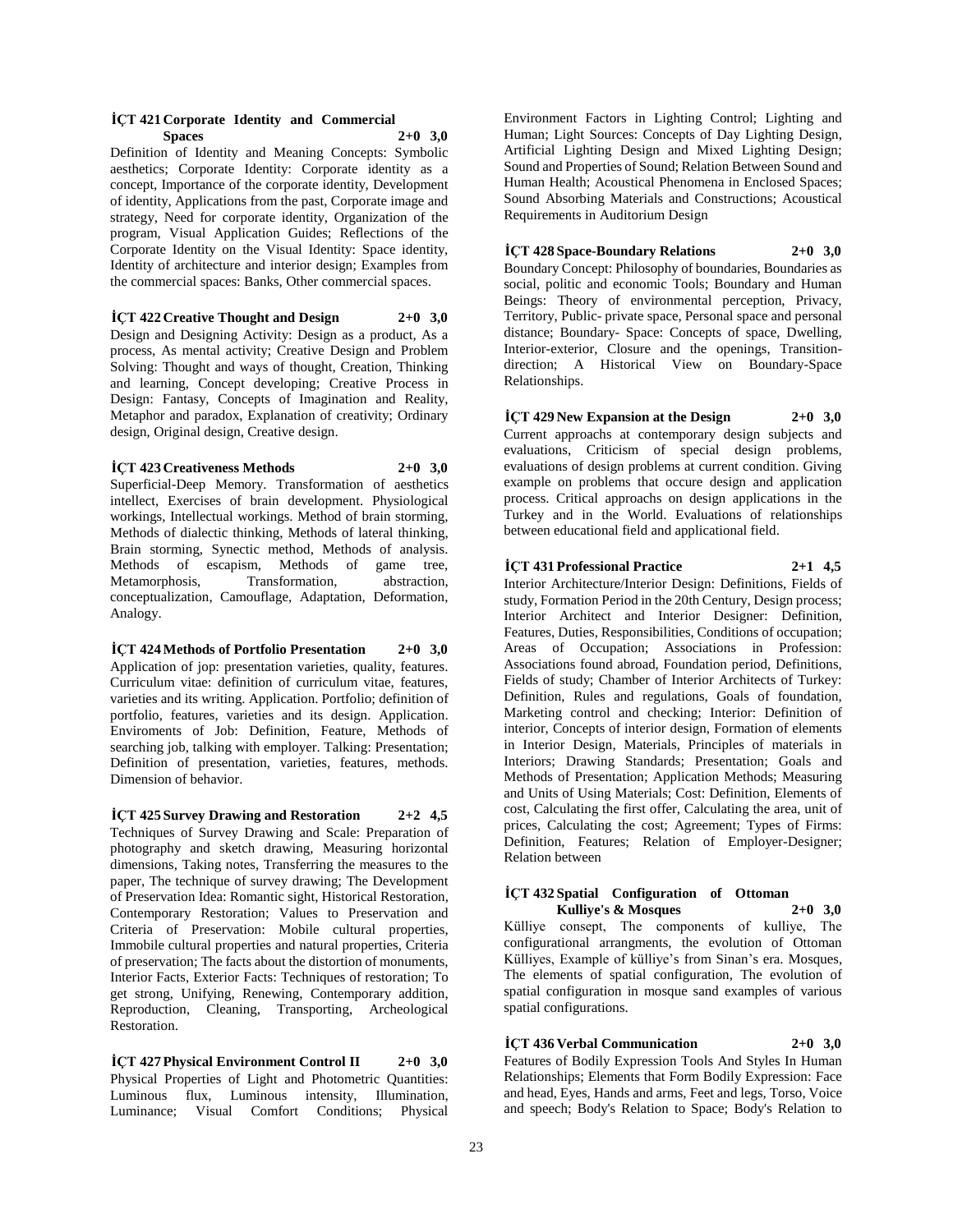### İÇT 421 Corporate Identity and Commercial Spaces 2+0 3,0

Definition of Identity and Meaning Concepts: Symbolic aesthetics; Corporate Identity: Corporate identity as a concept, Importance of the corporate identity, Development of identity, Applications from the past, Corporate image and strategy, Need for corporate identity, Organization of the program, Visual Application Guides; Reflections of the Corporate Identity on the Visual Identity: Space identity, Identity of architecture and interior design; Examples from the commercial spaces: Banks, Other commercial spaces.

### İÇT 422 Creative Thought and Design 2+0 3,0

Design and Designing Activity: Design as a product, As a process, As mental activity; Creative Design and Problem Solving: Thought and ways of thought, Creation, Thinking and learning, Concept developing; Creative Process in Design: Fantasy, Concepts of Imagination and Reality, Metaphor and paradox, Explanation of creativity; Ordinary design, Original design, Creative design.

### İÇT 423 Creativeness Methods 2+0 3,0

Superficial-Deep Memory. Transformation of aesthetics intellect, Exercises of brain development. Physiological workings, Intellectual workings. Method of brain storming, Methods of dialectic thinking, Methods of lateral thinking, Brain storming, Synectic method, Methods of analysis. Methods of escapism, Methods of game tree, Metamorphosis, Transformation, abstraction, conceptualization, Camouflage, Adaptation, Deformation, Analogy.

### İÇT 424 Methods of Portfolio Presentation 2+0 3,0

Application of jop: presentation varieties, quality, features. Curriculum vitae: definition of curriculum vitae, features, varieties and its writing. Application. Portfolio; definition of portfolio, features, varieties and its design. Application. Enviroments of Job: Definition, Feature, Methods of searching job, talking with employer. Talking: Presentation; Definition of presentation, varieties, features, methods. Dimension of behavior.

### İÇT 425 Survey Drawing and Restoration 2+2 4,5

Techniques of Survey Drawing and Scale: Preparation of photography and sketch drawing, Measuring horizontal dimensions, Taking notes, Transferring the measures to the paper, The technique of survey drawing; The Development of Preservation Idea: Romantic sight, Historical Restoration, Contemporary Restoration; Values to Preservation and Criteria of Preservation: Mobile cultural properties, Immobile cultural properties and natural properties, Criteria of preservation; The facts about the distortion of monuments, Interior Facts, Exterior Facts: Techniques of restoration; To get strong, Unifying, Renewing, Contemporary addition, Reproduction, Cleaning, Transporting, Archeological Restoration.

### İÇT 427 Physical Environment Control II 2+0 3,0

Physical Properties of Light and Photometric Quantities: Luminous flux, Luminous intensity, Illumination, Luminance; Visual Comfort Conditions; Physical Environment Factors in Lighting Control; Lighting and Human; Light Sources: Concepts of Day Lighting Design, Artificial Lighting Design and Mixed Lighting Design; Sound and Properties of Sound; Relation Between Sound and Human Health; Acoustical Phenomena in Enclosed Spaces; Sound Absorbing Materials and Constructions; Acoustical Requirements in Auditorium Design

### İÇT 428 Space-Boundary Relations 2+0 3,0

Boundary Concept: Philosophy of boundaries, Boundaries as social, politic and economic Tools; Boundary and Human Beings: Theory of environmental perception, Privacy, Territory, Public- private space, Personal space and personal distance; Boundary- Space: Concepts of space, Dwelling, Interior-exterior, Closure and the openings, Transition-direction; A Historical View on Boundary-Space Relationships.

### İÇT 429 New Expansion at the Design 2+0 3,0

Current approachs at contemporary design subjects and evaluations, Criticism of special design problems, evaluations of design problems at current condition. Giving example on problems that occure design and application process. Critical approachs on design applications in the Turkey and in the World. Evaluations of relationships between educational field and applicational field.

### İÇT 431 Professional Practice 2+1 4,5

Interior Architecture/Interior Design: Definitions, Fields of study, Formation Period in the 20th Century, Design process; Interior Architect and Interior Designer: Definition, Features, Duties, Responsibilities, Conditions of occupation; Areas of Occupation; Associations in Profession: Associations found abroad, Foundation period, Definitions, Fields of study; Chamber of Interior Architects of Turkey: Definition, Rules and regulations, Goals of foundation, Marketing control and checking; Interior: Definition of interior, Concepts of interior design, Formation of elements in Interior Design, Materials, Principles of materials in Interiors; Drawing Standards; Presentation; Goals and Methods of Presentation; Application Methods; Measuring and Units of Using Materials; Cost: Definition, Elements of cost, Calculating the first offer, Calculating the area, unit of prices, Calculating the cost; Agreement; Types of Firms: Definition, Features; Relation of Employer-Designer; Relation between

### İÇT 432 Spatial Configuration of Ottoman Kulliye's & Mosques 2+0 3,0

Külliye consept, The components of kulliye, The configurational arrangments, the evolution of Ottoman Külliyes, Example of külliye's from Sinan's era. Mosques, The elements of spatial configuration, The evolution of spatial configuration in mosque sand examples of various spatial configurations.

### İÇT 436 Verbal Communication 2+0 3,0

Features of Bodily Expression Tools And Styles In Human Relationships; Elements that Form Bodily Expression: Face and head, Eyes, Hands and arms, Feet and legs, Torso, Voice and speech; Body's Relation to Space; Body's Relation to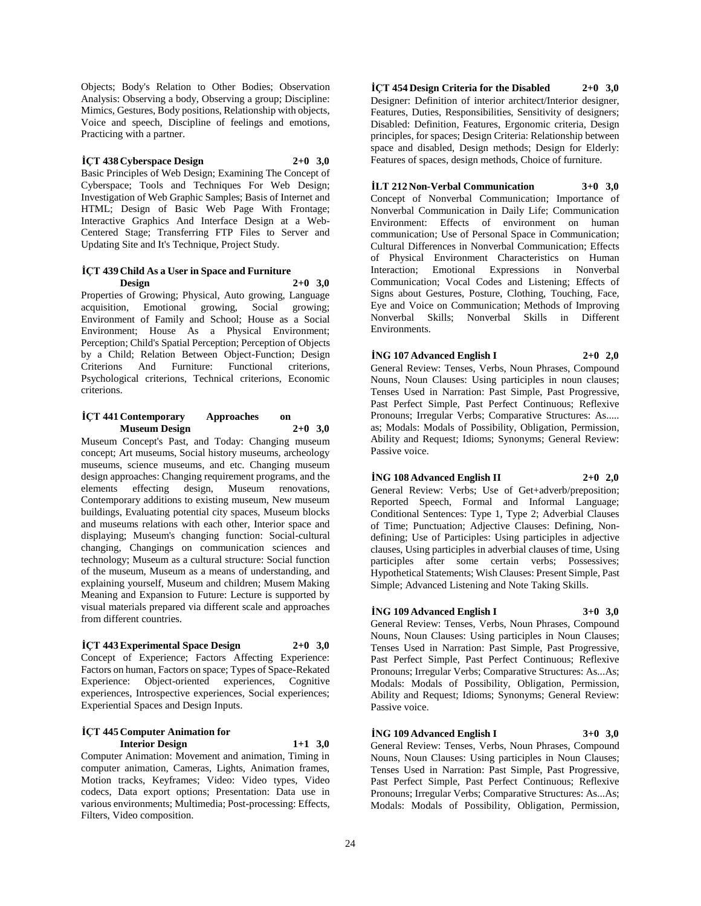Objects; Body's Relation to Other Bodies; Observation Analysis: Observing a body, Observing a group; Discipline: Mimics, Gestures, Body positions, Relationship with objects, Voice and speech, Discipline of feelings and emotions, Practicing with a partner.

**İÇT 438 Cyberspace Design 2+0 3,0**

Basic Principles of Web Design; Examining The Concept of Cyberspace; Tools and Techniques For Web Design; Investigation of Web Graphic Samples; Basis of Internet and HTML; Design of Basic Web Page With Frontage; Interactive Graphics And Interface Design at a Web-Centered Stage; Transferring FTP Files to Server and Updating Site and It's Technique, Project Study.

**İÇT 439 Child As a User in Space and Furniture Design 2+0 3,0**

Properties of Growing; Physical, Auto growing, Language acquisition, Emotional growing, Social growing; Environment of Family and School; House as a Social Environment; House As a Physical Environment; Perception; Child's Spatial Perception; Perception of Objects by a Child; Relation Between Object-Function; Design Criterions And Furniture: Functional criterions, Psychological criterions, Technical criterions, Economic criterions.

**İÇT 441 Contemporary Approaches on Museum Design 2+0 3,0**

Museum Concept's Past, and Today: Changing museum concept; Art museums, Social history museums, archeology museums, science museums, and etc. Changing museum design approaches: Changing requirement programs, and the elements effecting design, Museum renovations, Contemporary additions to existing museum, New museum buildings, Evaluating potential city spaces, Museum blocks and museums relations with each other, Interior space and displaying; Museum's changing function: Social-cultural changing, Changings on communication sciences and technology; Museum as a cultural structure: Social function of the museum, Museum as a means of understanding, and explaining yourself, Museum and children; Musem Making Meaning and Expansion to Future: Lecture is supported by visual materials prepared via different scale and approaches from different countries.

**İÇT 443 Experimental Space Design 2+0 3,0**

Concept of Experience; Factors Affecting Experience: Factors on human, Factors on space; Types of Space-Rekated Experience: Object-oriented experiences, Cognitive experiences, Introspective experiences, Social experiences; Experiential Spaces and Design Inputs.

**İÇT 445 Computer Animation for Interior Design 1+1 3,0**

Computer Animation: Movement and animation, Timing in computer animation, Cameras, Lights, Animation frames, Motion tracks, Keyframes; Video: Video types, Video codecs, Data export options; Presentation: Data use in various environments; Multimedia; Post-processing: Effects, Filters, Video composition.

**İÇT 454 Design Criteria for the Disabled 2+0 3,0**

Designer: Definition of interior architect/Interior designer, Features, Duties, Responsibilities, Sensitivity of designers; Disabled: Definition, Features, Ergonomic criteria, Design principles, for spaces; Design Criteria: Relationship between space and disabled, Design methods; Design for Elderly: Features of spaces, design methods, Choice of furniture.

**İLT 212 Non-Verbal Communication 3+0 3,0**

Concept of Nonverbal Communication; Importance of Nonverbal Communication in Daily Life; Communication Environment: Effects of environment on human communication; Use of Personal Space in Communication; Cultural Differences in Nonverbal Communication; Effects of Physical Environment Characteristics on Human Interaction; Emotional Expressions in Nonverbal Communication; Vocal Codes and Listening; Effects of Signs about Gestures, Posture, Clothing, Touching, Face, Eye and Voice on Communication; Methods of Improving Nonverbal Skills; Nonverbal Skills in Different Environments.

**İNG 107 Advanced English I 2+0 2,0**

General Review: Tenses, Verbs, Noun Phrases, Compound Nouns, Noun Clauses: Using participles in noun clauses; Tenses Used in Narration: Past Simple, Past Progressive, Past Perfect Simple, Past Perfect Continuous; Reflexive Pronouns; Irregular Verbs; Comparative Structures: As..... as; Modals: Modals of Possibility, Obligation, Permission, Ability and Request; Idioms; Synonyms; General Review: Passive voice.

**İNG 108 Advanced English II 2+0 2,0**

General Review: Verbs; Use of Get+adverb/preposition; Reported Speech, Formal and Informal Language; Conditional Sentences: Type 1, Type 2; Adverbial Clauses of Time; Punctuation; Adjective Clauses: Defining, Non-defining; Use of Participles: Using participles in adjective clauses, Using participles in adverbial clauses of time, Using participles after some certain verbs; Possessives; Hypothetical Statements; Wish Clauses: Present Simple, Past Simple; Advanced Listening and Note Taking Skills.

**İNG 109 Advanced English I 3+0 3,0**

General Review: Tenses, Verbs, Noun Phrases, Compound Nouns, Noun Clauses: Using participles in Noun Clauses; Tenses Used in Narration: Past Simple, Past Progressive, Past Perfect Simple, Past Perfect Continuous; Reflexive Pronouns; Irregular Verbs; Comparative Structures: As...As; Modals: Modals of Possibility, Obligation, Permission, Ability and Request; Idioms; Synonyms; General Review: Passive voice.

**İNG 109 Advanced English I 3+0 3,0**

General Review: Tenses, Verbs, Noun Phrases, Compound Nouns, Noun Clauses: Using participles in Noun Clauses; Tenses Used in Narration: Past Simple, Past Progressive, Past Perfect Simple, Past Perfect Continuous; Reflexive Pronouns; Irregular Verbs; Comparative Structures: As...As; Modals: Modals of Possibility, Obligation, Permission,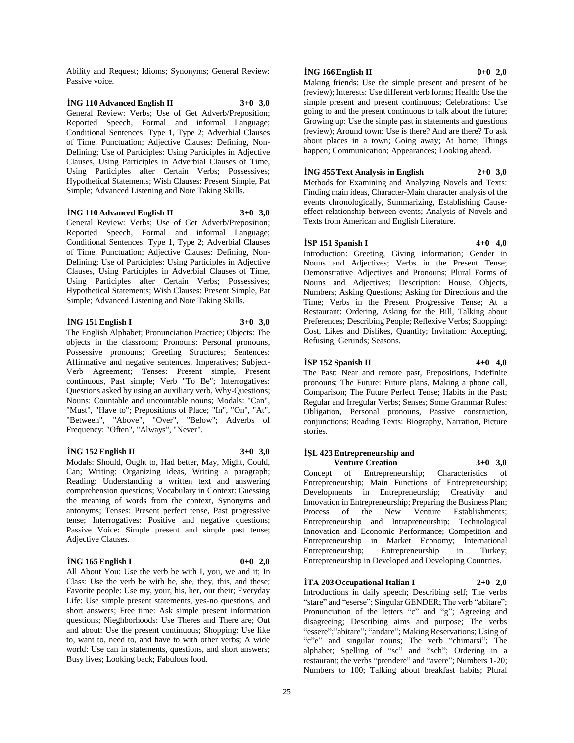Ability and Request; Idioms; Synonyms; General Review: Passive voice.

**İNG 110 Advanced English II 3+0 3,0**

General Review: Verbs; Use of Get Adverb/Preposition; Reported Speech, Formal and informal Language; Conditional Sentences: Type 1, Type 2; Adverbial Clauses of Time; Punctuation; Adjective Clauses: Defining, Non-Defining; Use of Participles: Using Participles in Adjective Clauses, Using Participles in Adverbial Clauses of Time, Using Participles after Certain Verbs; Possessives; Hypothetical Statements; Wish Clauses: Present Simple, Pat Simple; Advanced Listening and Note Taking Skills.

**İNG 110 Advanced English II 3+0 3,0**

General Review: Verbs; Use of Get Adverb/Preposition; Reported Speech, Formal and informal Language; Conditional Sentences: Type 1, Type 2; Adverbial Clauses of Time; Punctuation; Adjective Clauses: Defining, Non-Defining; Use of Participles: Using Participles in Adjective Clauses, Using Participles in Adverbial Clauses of Time, Using Participles after Certain Verbs; Possessives; Hypothetical Statements; Wish Clauses: Present Simple, Pat Simple; Advanced Listening and Note Taking Skills.

**İNG 151 English I 3+0 3,0**

The English Alphabet; Pronunciation Practice; Objects: The objects in the classroom; Pronouns: Personal pronouns, Possessive pronouns; Greeting Structures; Sentences: Affirmative and negative sentences, Imperatives; Subject-Verb Agreement; Tenses: Present simple, Present continuous, Past simple; Verb "To Be"; Interrogatives: Questions asked by using an auxiliary verb, Why-Questions; Nouns: Countable and uncountable nouns; Modals: "Can", "Must", "Have to"; Prepositions of Place; "In", "On", "At", "Between", "Above", "Over", "Below"; Adverbs of Frequency: "Often", "Always", "Never".

**İNG 152 English II 3+0 3,0**

Modals: Should, Ought to, Had better, May, Might, Could, Can; Writing: Organizing ideas, Writing a paragraph; Reading: Understanding a written text and answering comprehension questions; Vocabulary in Context: Guessing the meaning of words from the context, Synonyms and antonyms; Tenses: Present perfect tense, Past progressive tense; Interrogatives: Positive and negative questions; Passive Voice: Simple present and simple past tense; Adjective Clauses.

**İNG 165 English I 0+0 2,0**

All About You: Use the verb be with I, you, we and it; In Class: Use the verb be with he, she, they, this, and these; Favorite people: Use my, your, his, her, our their; Everyday Life: Use simple present statements, yes-no questions, and short answers; Free time: Ask simple present information questions; Nieghborhoods: Use Theres and There are; Out and about: Use the present continuous; Shopping: Use like to, want to, need to, and have to with other verbs; A wide world: Use can in statements, questions, and short answers; Busy lives; Looking back; Fabulous food.

**İNG 166 English II 0+0 2,0**

Making friends: Use the simple present and present of be (review); Interests: Use different verb forms; Health: Use the simple present and present continuous; Celebrations: Use going to and the present continuous to talk about the future; Growing up: Use the simple past in statements and guestions (review); Around town: Use is there? And are there? To ask about places in a town; Going away; At home; Things happen; Communication; Appearances; Looking ahead.

**İNG 455 Text Analysis in English 2+0 3,0**

Methods for Examining and Analyzing Novels and Texts: Finding main ideas, Character-Main character analysis of the events chronologically, Summarizing, Establishing Cause-effect relationship between events; Analysis of Novels and Texts from American and English Literature.

**İSP 151 Spanish I 4+0 4,0**

Introduction: Greeting, Giving information; Gender in Nouns and Adjectives; Verbs in the Present Tense; Demonstrative Adjectives and Pronouns; Plural Forms of Nouns and Adjectives; Description: House, Objects, Numbers; Asking Questions; Asking for Directions and the Time; Verbs in the Present Progressive Tense; At a Restaurant: Ordering, Asking for the Bill, Talking about Preferences; Describing People; Reflexive Verbs; Shopping: Cost, Likes and Dislikes, Quantity; Invitation: Accepting, Refusing; Gerunds; Seasons.

**İSP 152 Spanish II 4+0 4,0**

The Past: Near and remote past, Prepositions, Indefinite pronouns; The Future: Future plans, Making a phone call, Comparison; The Future Perfect Tense; Habits in the Past; Regular and Irregular Verbs; Senses; Some Grammar Rules: Obligation, Personal pronouns, Passive construction, conjunctions; Reading Texts: Biography, Narration, Picture stories.

**İŞL 423 Entrepreneurship and Venture Creation 3+0 3,0**

Concept of Entrepreneurship; Characteristics of Entrepreneurship; Main Functions of Entrepreneurship; Developments in Entrepreneurship; Creativity and Innovation in Entrepreneurship; Preparing the Business Plan; Process of the New Venture Establishments; Entrepreneurship and Intrapreneurship; Technological Innovation and Economic Performance; Competition and Entrepreneurship in Market Economy; International Entrepreneurship; Entrepreneurship in Turkey; Entrepreneurship in Developed and Developing Countries.

**İTA 203 Occupational Italian I 2+0 2,0**

Introductions in daily speech; Describing self; The verbs "stare" and "eserse"; Singular GENDER; The verb "abitare"; Pronunciation of the letters "c" and "g"; Agreeing and disagreeing; Describing aims and purpose; The verbs "essere";"abitare"; "andare"; Making Reservations; Using of "c"e" and singular nouns; The verb "chimarsi"; The alphabet; Spelling of "sc" and "sch"; Ordering in a restaurant; the verbs "prendere" and "avere"; Numbers 1-20; Numbers to 100; Talking about breakfast habits; Plural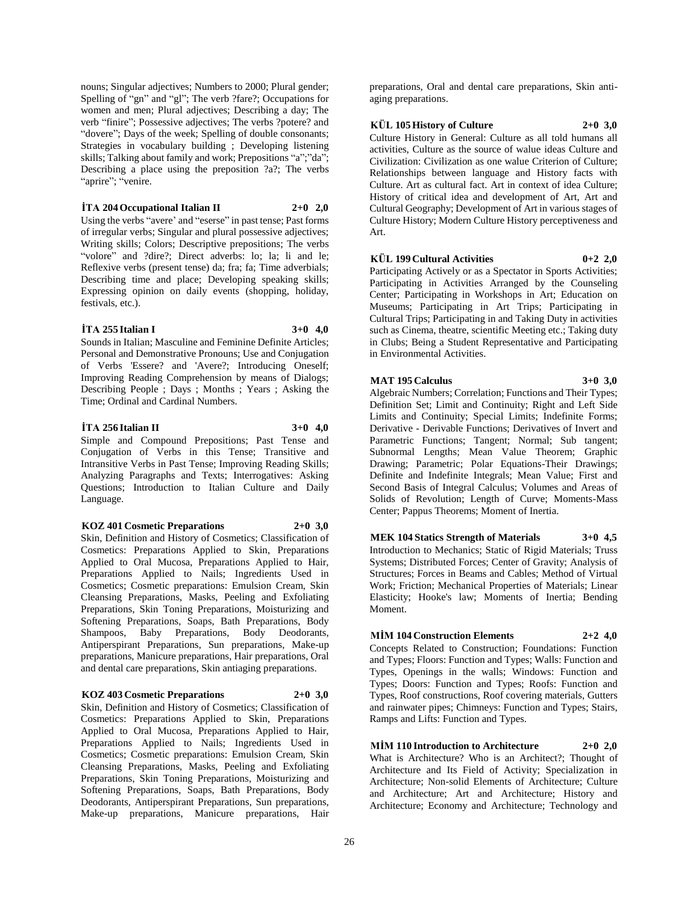nouns; Singular adjectives; Numbers to 2000; Plural gender; Spelling of "gn" and "gl"; The verb ?fare?; Occupations for women and men; Plural adjectives; Describing a day; The verb "finire"; Possessive adjectives; The verbs ?potere? and "dovere"; Days of the week; Spelling of double consonants; Strategies in vocabulary building ; Developing listening skills; Talking about family and work; Prepositions "a";"da"; Describing a place using the preposition ?a?; The verbs "aprire"; "venire.

**İTA 204 Occupational Italian II 2+0 2,0**

Using the verbs "avere' and "eserse" in past tense; Past forms of irregular verbs; Singular and plural possessive adjectives; Writing skills; Colors; Descriptive prepositions; The verbs "volore" and ?dire?; Direct adverbs: lo; la; li and le; Reflexive verbs (present tense) da; fra; fa; Time adverbials; Describing time and place; Developing speaking skills; Expressing opinion on daily events (shopping, holiday, festivals, etc.).

**İTA 255 Italian I 3+0 4,0**

Sounds in Italian; Masculine and Feminine Definite Articles; Personal and Demonstrative Pronouns; Use and Conjugation of Verbs 'Essere? and 'Avere?; Introducing Oneself; Improving Reading Comprehension by means of Dialogs; Describing People ; Days ; Months ; Years ; Asking the Time; Ordinal and Cardinal Numbers.

**İTA 256 Italian II 3+0 4,0**

Simple and Compound Prepositions; Past Tense and Conjugation of Verbs in this Tense; Transitive and Intransitive Verbs in Past Tense; Improving Reading Skills; Analyzing Paragraphs and Texts; Interrogatives: Asking Questions; Introduction to Italian Culture and Daily Language.

**KOZ 401 Cosmetic Preparations 2+0 3,0**

Skin, Definition and History of Cosmetics; Classification of Cosmetics: Preparations Applied to Skin, Preparations Applied to Oral Mucosa, Preparations Applied to Hair, Preparations Applied to Nails; Ingredients Used in Cosmetics; Cosmetic preparations: Emulsion Cream, Skin Cleansing Preparations, Masks, Peeling and Exfoliating Preparations, Skin Toning Preparations, Moisturizing and Softening Preparations, Soaps, Bath Preparations, Body Shampoos, Baby Preparations, Body Deodorants, Antiperspirant Preparations, Sun preparations, Make-up preparations, Manicure preparations, Hair preparations, Oral and dental care preparations, Skin antiaging preparations.

**KOZ 403 Cosmetic Preparations 2+0 3,0**

Skin, Definition and History of Cosmetics; Classification of Cosmetics: Preparations Applied to Skin, Preparations Applied to Oral Mucosa, Preparations Applied to Hair, Preparations Applied to Nails; Ingredients Used in Cosmetics; Cosmetic preparations: Emulsion Cream, Skin Cleansing Preparations, Masks, Peeling and Exfoliating Preparations, Skin Toning Preparations, Moisturizing and Softening Preparations, Soaps, Bath Preparations, Body Deodorants, Antiperspirant Preparations, Sun preparations, Make-up preparations, Manicure preparations, Hair preparations, Oral and dental care preparations, Skin anti-aging preparations.

**KÜL 105 History of Culture 2+0 3,0**

Culture History in General: Culture as all told humans all activities, Culture as the source of walue ideas Culture and Civilization: Civilization as one walue Criterion of Culture; Relationships between language and History facts with Culture. Art as cultural fact. Art in context of idea Culture; History of critical idea and development of Art, Art and Cultural Geography; Development of Art in various stages of Culture History; Modern Culture History perceptiveness and Art.

**KÜL 199 Cultural Activities 0+2 2,0**

Participating Actively or as a Spectator in Sports Activities; Participating in Activities Arranged by the Counseling Center; Participating in Workshops in Art; Education on Museums; Participating in Art Trips; Participating in Cultural Trips; Participating in and Taking Duty in activities such as Cinema, theatre, scientific Meeting etc.; Taking duty in Clubs; Being a Student Representative and Participating in Environmental Activities.

**MAT 195 Calculus 3+0 3,0**

Algebraic Numbers; Correlation; Functions and Their Types; Definition Set; Limit and Continuity; Right and Left Side Limits and Continuity; Special Limits; Indefinite Forms; Derivative - Derivable Functions; Derivatives of Invert and Parametric Functions; Tangent; Normal; Sub tangent; Subnormal Lengths; Mean Value Theorem; Graphic Drawing; Parametric; Polar Equations-Their Drawings; Definite and Indefinite Integrals; Mean Value; First and Second Basis of Integral Calculus; Volumes and Areas of Solids of Revolution; Length of Curve; Moments-Mass Center; Pappus Theorems; Moment of Inertia.

**MEK 104 Statics Strength of Materials 3+0 4,5**

Introduction to Mechanics; Static of Rigid Materials; Truss Systems; Distributed Forces; Center of Gravity; Analysis of Structures; Forces in Beams and Cables; Method of Virtual Work; Friction; Mechanical Properties of Materials; Linear Elasticity; Hooke's law; Moments of Inertia; Bending Moment.

**MİM 104 Construction Elements 2+2 4,0**

Concepts Related to Construction; Foundations: Function and Types; Floors: Function and Types; Walls: Function and Types, Openings in the walls; Windows: Function and Types; Doors: Function and Types; Roofs: Function and Types, Roof constructions, Roof covering materials, Gutters and rainwater pipes; Chimneys: Function and Types; Stairs, Ramps and Lifts: Function and Types.

**MİM 110 Introduction to Architecture 2+0 2,0**

What is Architecture? Who is an Architect?; Thought of Architecture and Its Field of Activity; Specialization in Architecture; Non-solid Elements of Architecture; Culture and Architecture; Art and Architecture; History and Architecture; Economy and Architecture; Technology and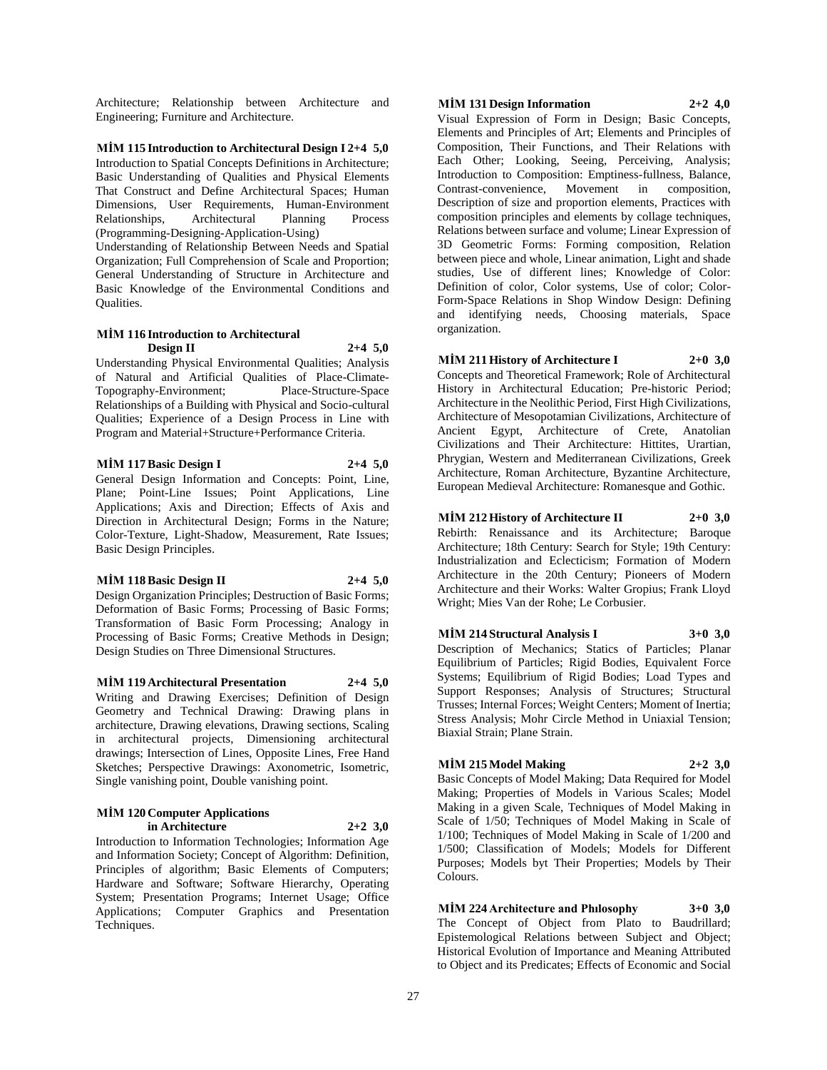Architecture; Relationship between Architecture and Engineering; Furniture and Architecture.

**MİM 115 Introduction to Architectural Design I 2+4 5,0**

Introduction to Spatial Concepts Definitions in Architecture; Basic Understanding of Qualities and Physical Elements That Construct and Define Architectural Spaces; Human Dimensions, User Requirements, Human-Environment Relationships, Architectural Planning Process (Programming-Designing-Application-Using)

Understanding of Relationship Between Needs and Spatial Organization; Full Comprehension of Scale and Proportion; General Understanding of Structure in Architecture and Basic Knowledge of the Environmental Conditions and Qualities.

**MİM 116 Introduction to Architectural Design II 2+4 5,0**

Understanding Physical Environmental Qualities; Analysis of Natural and Artificial Qualities of Place-Climate-Topography-Environment; Place-Structure-Space Relationships of a Building with Physical and Socio-cultural Qualities; Experience of a Design Process in Line with Program and Material+Structure+Performance Criteria.

**MİM 117 Basic Design I 2+4 5,0**

General Design Information and Concepts: Point, Line, Plane; Point-Line Issues; Point Applications, Line Applications; Axis and Direction; Effects of Axis and Direction in Architectural Design; Forms in the Nature; Color-Texture, Light-Shadow, Measurement, Rate Issues; Basic Design Principles.

**MİM 118 Basic Design II 2+4 5,0**

Design Organization Principles; Destruction of Basic Forms; Deformation of Basic Forms; Processing of Basic Forms; Transformation of Basic Form Processing; Analogy in Processing of Basic Forms; Creative Methods in Design; Design Studies on Three Dimensional Structures.

**MİM 119 Architectural Presentation 2+4 5,0**

Writing and Drawing Exercises; Definition of Design Geometry and Technical Drawing: Drawing plans in architecture, Drawing elevations, Drawing sections, Scaling in architectural projects, Dimensioning architectural drawings; Intersection of Lines, Opposite Lines, Free Hand Sketches; Perspective Drawings: Axonometric, Isometric, Single vanishing point, Double vanishing point.

**MİM 120 Computer Applications in Architecture 2+2 3,0**

Introduction to Information Technologies; Information Age and Information Society; Concept of Algorithm: Definition, Principles of algorithm; Basic Elements of Computers; Hardware and Software; Software Hierarchy, Operating System; Presentation Programs; Internet Usage; Office Applications; Computer Graphics and Presentation Techniques.

**MİM 131 Design Information 2+2 4,0**

Visual Expression of Form in Design; Basic Concepts, Elements and Principles of Art; Elements and Principles of Composition, Their Functions, and Their Relations with Each Other; Looking, Seeing, Perceiving, Analysis; Introduction to Composition: Emptiness-fullness, Balance, Contrast-convenience, Movement in composition, Description of size and proportion elements, Practices with composition principles and elements by collage techniques, Relations between surface and volume; Linear Expression of 3D Geometric Forms: Forming composition, Relation between piece and whole, Linear animation, Light and shade studies, Use of different lines; Knowledge of Color: Definition of color, Color systems, Use of color; Color-Form-Space Relations in Shop Window Design: Defining and identifying needs, Choosing materials, Space organization.

**MİM 211 History of Architecture I 2+0 3,0**

Concepts and Theoretical Framework; Role of Architectural History in Architectural Education; Pre-historic Period; Architecture in the Neolithic Period, First High Civilizations, Architecture of Mesopotamian Civilizations, Architecture of Ancient Egypt, Architecture of Crete, Anatolian Civilizations and Their Architecture: Hittites, Urartian, Phrygian, Western and Mediterranean Civilizations, Greek Architecture, Roman Architecture, Byzantine Architecture, European Medieval Architecture: Romanesque and Gothic.

**MİM 212 History of Architecture II 2+0 3,0**

Rebirth: Renaissance and its Architecture; Baroque Architecture; 18th Century: Search for Style; 19th Century: Industrialization and Eclecticism; Formation of Modern Architecture in the 20th Century; Pioneers of Modern Architecture and their Works: Walter Gropius; Frank Lloyd Wright; Mies Van der Rohe; Le Corbusier.

**MİM 214 Structural Analysis I 3+0 3,0**

Description of Mechanics; Statics of Particles; Planar Equilibrium of Particles; Rigid Bodies, Equivalent Force Systems; Equilibrium of Rigid Bodies; Load Types and Support Responses; Analysis of Structures; Structural Trusses; Internal Forces; Weight Centers; Moment of Inertia; Stress Analysis; Mohr Circle Method in Uniaxial Tension; Biaxial Strain; Plane Strain.

**MİM 215 Model Making 2+2 3,0**

Basic Concepts of Model Making; Data Required for Model Making; Properties of Models in Various Scales; Model Making in a given Scale, Techniques of Model Making in Scale of 1/50; Techniques of Model Making in Scale of 1/100; Techniques of Model Making in Scale of 1/200 and 1/500; Classification of Models; Models for Different Purposes; Models byt Their Properties; Models by Their Colours.

**MİM 224 Architecture and Phılosophy 3+0 3,0**

The Concept of Object from Plato to Baudrillard; Epistemological Relations between Subject and Object; Historical Evolution of Importance and Meaning Attributed to Object and its Predicates; Effects of Economic and Social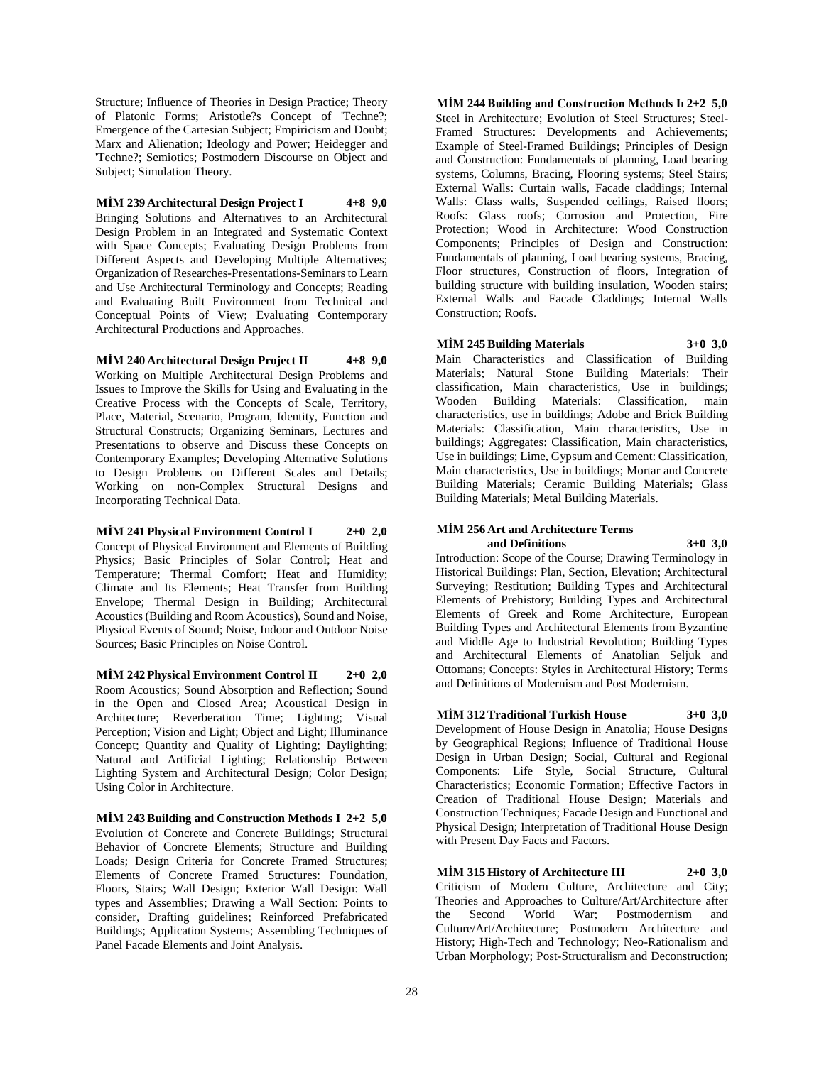Structure; Influence of Theories in Design Practice; Theory of Platonic Forms; Aristotle?s Concept of 'Techne?; Emergence of the Cartesian Subject; Empiricism and Doubt; Marx and Alienation; Ideology and Power; Heidegger and 'Techne?; Semiotics; Postmodern Discourse on Object and Subject; Simulation Theory.

**MİM 239 Architectural Design Project I 4+8 9,0**

Bringing Solutions and Alternatives to an Architectural Design Problem in an Integrated and Systematic Context with Space Concepts; Evaluating Design Problems from Different Aspects and Developing Multiple Alternatives; Organization of Researches-Presentations-Seminars to Learn and Use Architectural Terminology and Concepts; Reading and Evaluating Built Environment from Technical and Conceptual Points of View; Evaluating Contemporary Architectural Productions and Approaches.

**MİM 240 Architectural Design Project II 4+8 9,0**

Working on Multiple Architectural Design Problems and Issues to Improve the Skills for Using and Evaluating in the Creative Process with the Concepts of Scale, Territory, Place, Material, Scenario, Program, Identity, Function and Structural Constructs; Organizing Seminars, Lectures and Presentations to observe and Discuss these Concepts on Contemporary Examples; Developing Alternative Solutions to Design Problems on Different Scales and Details; Working on non-Complex Structural Designs and Incorporating Technical Data.

**MİM 241 Physical Environment Control I 2+0 2,0**

Concept of Physical Environment and Elements of Building Physics; Basic Principles of Solar Control; Heat and Temperature; Thermal Comfort; Heat and Humidity; Climate and Its Elements; Heat Transfer from Building Envelope; Thermal Design in Building; Architectural Acoustics (Building and Room Acoustics), Sound and Noise, Physical Events of Sound; Noise, Indoor and Outdoor Noise Sources; Basic Principles on Noise Control.

**MİM 242 Physical Environment Control II 2+0 2,0**

Room Acoustics; Sound Absorption and Reflection; Sound in the Open and Closed Area; Acoustical Design in Architecture; Reverberation Time; Lighting; Visual Perception; Vision and Light; Object and Light; Illuminance Concept; Quantity and Quality of Lighting; Daylighting; Natural and Artificial Lighting; Relationship Between Lighting System and Architectural Design; Color Design; Using Color in Architecture.

**MİM 243 Building and Construction Methods I 2+2 5,0**

Evolution of Concrete and Concrete Buildings; Structural Behavior of Concrete Elements; Structure and Building Loads; Design Criteria for Concrete Framed Structures; Elements of Concrete Framed Structures: Foundation, Floors, Stairs; Wall Design; Exterior Wall Design: Wall types and Assemblies; Drawing a Wall Section: Points to consider, Drafting guidelines; Reinforced Prefabricated Buildings; Application Systems; Assembling Techniques of Panel Facade Elements and Joint Analysis.

**MİM 244 Building and Construction Methods Iı 2+2 5,0**

Steel in Architecture; Evolution of Steel Structures; Steel-Framed Structures: Developments and Achievements; Example of Steel-Framed Buildings; Principles of Design and Construction: Fundamentals of planning, Load bearing systems, Columns, Bracing, Flooring systems; Steel Stairs; External Walls: Curtain walls, Facade claddings; Internal Walls: Glass walls, Suspended ceilings, Raised floors; Roofs: Glass roofs; Corrosion and Protection, Fire Protection; Wood in Architecture: Wood Construction Components; Principles of Design and Construction: Fundamentals of planning, Load bearing systems, Bracing, Floor structures, Construction of floors, Integration of building structure with building insulation, Wooden stairs; External Walls and Facade Claddings; Internal Walls Construction; Roofs.

**MİM 245 Building Materials 3+0 3,0**

Main Characteristics and Classification of Building Materials; Natural Stone Building Materials: Their classification, Main characteristics, Use in buildings; Wooden Building Materials: Classification, main characteristics, use in buildings; Adobe and Brick Building Materials: Classification, Main characteristics, Use in buildings; Aggregates: Classification, Main characteristics, Use in buildings; Lime, Gypsum and Cement: Classification, Main characteristics, Use in buildings; Mortar and Concrete Building Materials; Ceramic Building Materials; Glass Building Materials; Metal Building Materials.

**MİM 256 Art and Architecture Terms and Definitions 3+0 3,0**

Introduction: Scope of the Course; Drawing Terminology in Historical Buildings: Plan, Section, Elevation; Architectural Surveying; Restitution; Building Types and Architectural Elements of Prehistory; Building Types and Architectural Elements of Greek and Rome Architecture, European Building Types and Architectural Elements from Byzantine and Middle Age to Industrial Revolution; Building Types and Architectural Elements of Anatolian Seljuk and Ottomans; Concepts: Styles in Architectural History; Terms and Definitions of Modernism and Post Modernism.

**MİM 312 Traditional Turkish House 3+0 3,0**

Development of House Design in Anatolia; House Designs by Geographical Regions; Influence of Traditional House Design in Urban Design; Social, Cultural and Regional Components: Life Style, Social Structure, Cultural Characteristics; Economic Formation; Effective Factors in Creation of Traditional House Design; Materials and Construction Techniques; Facade Design and Functional and Physical Design; Interpretation of Traditional House Design with Present Day Facts and Factors.

**MİM 315 History of Architecture III 2+0 3,0**

Criticism of Modern Culture, Architecture and City; Theories and Approaches to Culture/Art/Architecture after the Second World War; Postmodernism and Culture/Art/Architecture; Postmodern Architecture and History; High-Tech and Technology; Neo-Rationalism and Urban Morphology; Post-Structuralism and Deconstruction;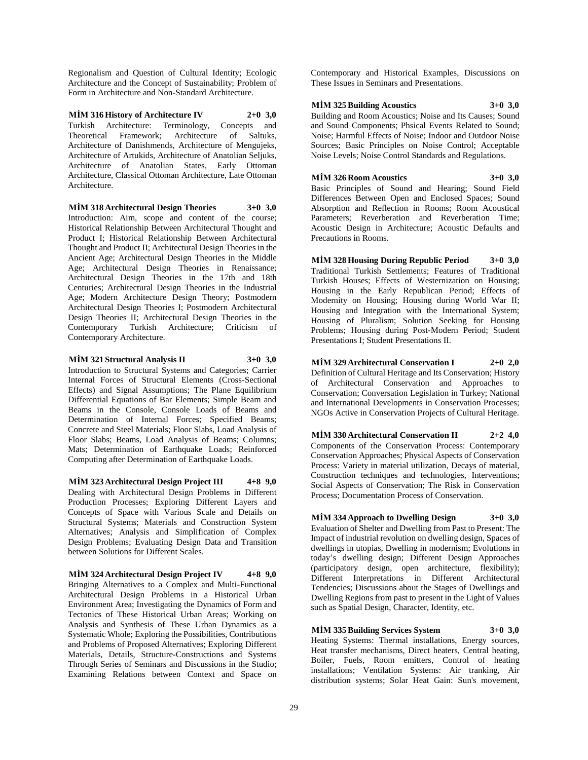Regionalism and Question of Cultural Identity; Ecologic Architecture and the Concept of Sustainability; Problem of Form in Architecture and Non-Standard Architecture.

**MİM 316 History of Architecture IV 2+0 3,0**
Turkish Architecture: Terminology, Concepts and Theoretical Framework; Architecture of Saltuks, Architecture of Danishmends, Architecture of Mengujeks, Architecture of Artukids, Architecture of Anatolian Seljuks, Architecture of Anatolian States, Early Ottoman Architecture, Classical Ottoman Architecture, Late Ottoman Architecture.

**MİM 318 Architectural Design Theories 3+0 3,0**
Introduction: Aim, scope and content of the course; Historical Relationship Between Architectural Thought and Product I; Historical Relationship Between Architectural Thought and Product II; Architectural Design Theories in the Ancient Age; Architectural Design Theories in the Middle Age; Architectural Design Theories in Renaissance; Architectural Design Theories in the 17th and 18th Centuries; Architectural Design Theories in the Industrial Age; Modern Architecture Design Theory; Postmodern Architectural Design Theories I; Postmodern Architectural Design Theories II; Architectural Design Theories in the Contemporary Turkish Architecture; Criticism of Contemporary Architecture.

**MİM 321 Structural Analysis II 3+0 3,0**
Introduction to Structural Systems and Categories; Carrier Internal Forces of Structural Elements (Cross-Sectional Effects) and Signal Assumptions; The Plane Equilibrium Differential Equations of Bar Elements; Simple Beam and Beams in the Console, Console Loads of Beams and Determination of Internal Forces; Specified Beams; Concrete and Steel Materials; Floor Slabs, Load Analysis of Floor Slabs; Beams, Load Analysis of Beams; Columns; Mats; Determination of Earthquake Loads; Reinforced Computing after Determination of Earthquake Loads.

**MİM 323 Architectural Design Project III 4+8 9,0**
Dealing with Architectural Design Problems in Different Production Processes; Exploring Different Layers and Concepts of Space with Various Scale and Details on Structural Systems; Materials and Construction System Alternatives; Analysis and Simplification of Complex Design Problems; Evaluating Design Data and Transition between Solutions for Different Scales.

**MİM 324 Architectural Design Project IV 4+8 9,0**
Bringing Alternatives to a Complex and Multi-Functional Architectural Design Problems in a Historical Urban Environment Area; Investigating the Dynamics of Form and Tectonics of These Historical Urban Areas; Working on Analysis and Synthesis of These Urban Dynamics as a Systematic Whole; Exploring the Possibilities, Contributions and Problems of Proposed Alternatives; Exploring Different Materials, Details, Structure-Constructions and Systems Through Series of Seminars and Discussions in the Studio; Examining Relations between Context and Space on Contemporary and Historical Examples, Discussions on These Issues in Seminars and Presentations.

**MİM 325 Building Acoustics 3+0 3,0**
Building and Room Acoustics; Noise and Its Causes; Sound and Sound Components; Phsical Events Related to Sound; Noise; Harmful Effects of Noise; Indoor and Outdoor Noise Sources; Basic Principles on Noise Control; Acceptable Noise Levels; Noise Control Standards and Regulations.

**MİM 326 Room Acoustics 3+0 3,0**
Basic Principles of Sound and Hearing; Sound Field Differences Between Open and Enclosed Spaces; Sound Absorption and Reflection in Rooms; Room Acoustical Parameters; Reverberation and Reverberation Time; Acoustic Design in Architecture; Acoustic Defaults and Precautions in Rooms.

**MİM 328 Housing During Republic Period 3+0 3,0**
Traditional Turkish Settlements; Features of Traditional Turkish Houses; Effects of Westernization on Housing; Housing in the Early Republican Period; Effects of Modernity on Housing; Housing during World War II; Housing and Integration with the International System; Housing of Pluralism; Solution Seeking for Housing Problems; Housing during Post-Modern Period; Student Presentations I; Student Presentations II.

**MİM 329 Architectural Conservation I 2+0 2,0**
Definition of Cultural Heritage and Its Conservation; History of Architectural Conservation and Approaches to Conservation; Conversation Legislation in Turkey; National and International Developments in Conservation Processes; NGOs Active in Conservation Projects of Cultural Heritage.

**MİM 330 Architectural Conservation II 2+2 4,0**
Components of the Conservation Process: Contemporary Conservation Approaches; Physical Aspects of Conservation Process: Variety in material utilization, Decays of material, Construction techniques and technologies, Interventions; Social Aspects of Conservation; The Risk in Conservation Process; Documentation Process of Conservation.

**MİM 334 Approach to Dwelling Design 3+0 3,0**
Evaluation of Shelter and Dwelling from Past to Present: The Impact of industrial revolution on dwelling design, Spaces of dwellings in utopias, Dwelling in modernism; Evolutions in today's dwelling design; Different Design Approaches (participatory design, open architecture, flexibility); Different Interpretations in Different Architectural Tendencies; Discussions about the Stages of Dwellings and Dwelling Regions from past to present in the Light of Values such as Spatial Design, Character, Identity, etc.

**MİM 335 Building Services System 3+0 3,0**
Heating Systems: Thermal installations, Energy sources, Heat transfer mechanisms, Direct heaters, Central heating, Boiler, Fuels, Room emitters, Control of heating installations; Ventilation Systems: Air tranking, Air distribution systems; Solar Heat Gain: Sun's movement,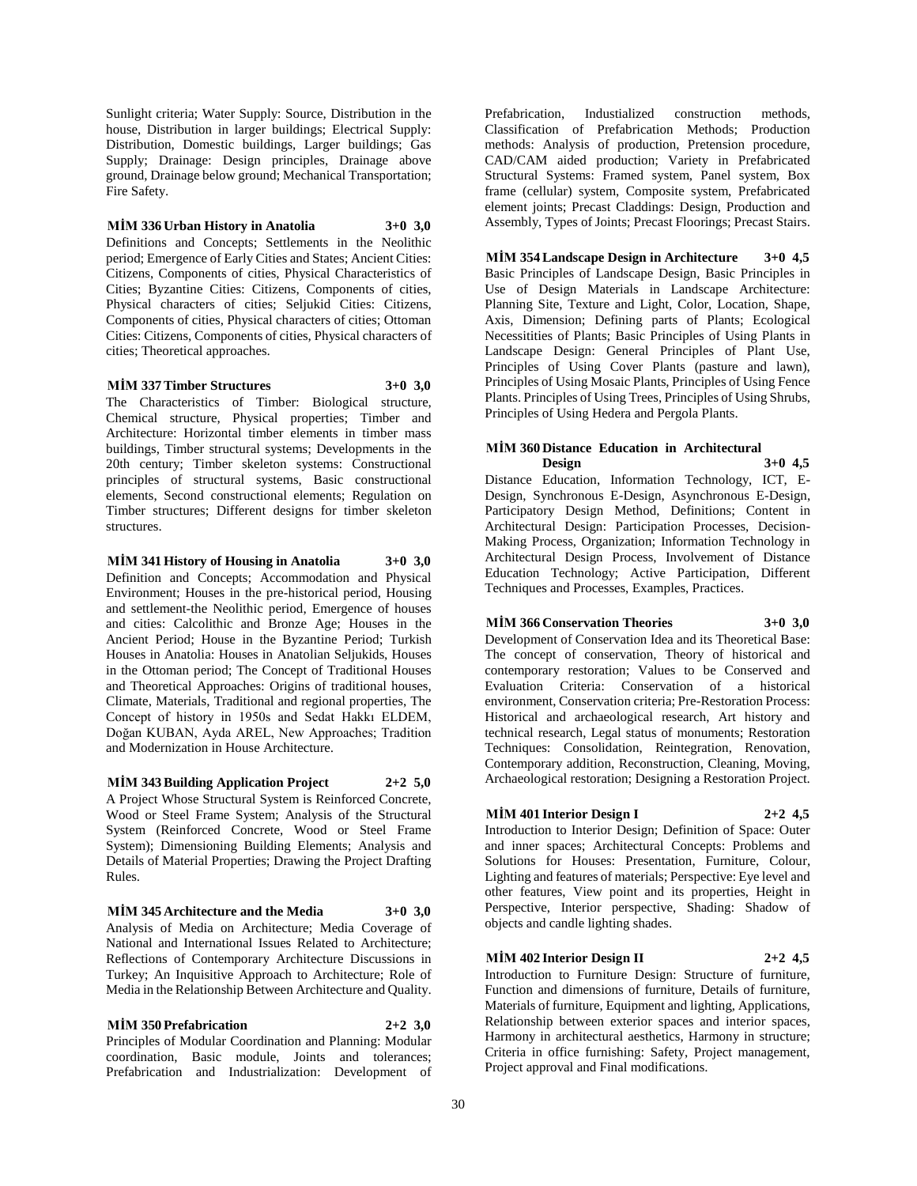Sunlight criteria; Water Supply: Source, Distribution in the house, Distribution in larger buildings; Electrical Supply: Distribution, Domestic buildings, Larger buildings; Gas Supply; Drainage: Design principles, Drainage above ground, Drainage below ground; Mechanical Transportation; Fire Safety.

**MİM 336 Urban History in Anatolia 3+0 3,0**

Definitions and Concepts; Settlements in the Neolithic period; Emergence of Early Cities and States; Ancient Cities: Citizens, Components of cities, Physical Characteristics of Cities; Byzantine Cities: Citizens, Components of cities, Physical characters of cities; Seljukid Cities: Citizens, Components of cities, Physical characters of cities; Ottoman Cities: Citizens, Components of cities, Physical characters of cities; Theoretical approaches.

**MİM 337 Timber Structures 3+0 3,0**

The Characteristics of Timber: Biological structure, Chemical structure, Physical properties; Timber and Architecture: Horizontal timber elements in timber mass buildings, Timber structural systems; Developments in the 20th century; Timber skeleton systems: Constructional principles of structural systems, Basic constructional elements, Second constructional elements; Regulation on Timber structures; Different designs for timber skeleton structures.

**MİM 341 History of Housing in Anatolia 3+0 3,0**

Definition and Concepts; Accommodation and Physical Environment; Houses in the pre-historical period, Housing and settlement-the Neolithic period, Emergence of houses and cities: Calcolithic and Bronze Age; Houses in the Ancient Period; House in the Byzantine Period; Turkish Houses in Anatolia: Houses in Anatolian Seljukids, Houses in the Ottoman period; The Concept of Traditional Houses and Theoretical Approaches: Origins of traditional houses, Climate, Materials, Traditional and regional properties, The Concept of history in 1950s and Sedat Hakkı ELDEM, Doğan KUBAN, Ayda AREL, New Approaches; Tradition and Modernization in House Architecture.

**MİM 343 Building Application Project 2+2 5,0**

A Project Whose Structural System is Reinforced Concrete, Wood or Steel Frame System; Analysis of the Structural System (Reinforced Concrete, Wood or Steel Frame System); Dimensioning Building Elements; Analysis and Details of Material Properties; Drawing the Project Drafting Rules.

**MİM 345 Architecture and the Media 3+0 3,0**

Analysis of Media on Architecture; Media Coverage of National and International Issues Related to Architecture; Reflections of Contemporary Architecture Discussions in Turkey; An Inquisitive Approach to Architecture; Role of Media in the Relationship Between Architecture and Quality.

**MİM 350 Prefabrication 2+2 3,0**

Principles of Modular Coordination and Planning: Modular coordination, Basic module, Joints and tolerances; Prefabrication and Industrialization: Development of Prefabrication, Industialized construction methods, Classification of Prefabrication Methods; Production methods: Analysis of production, Pretension procedure, CAD/CAM aided production; Variety in Prefabricated Structural Systems: Framed system, Panel system, Box frame (cellular) system, Composite system, Prefabricated element joints; Precast Claddings: Design, Production and Assembly, Types of Joints; Precast Floorings; Precast Stairs.

**MİM 354 Landscape Design in Architecture 3+0 4,5**

Basic Principles of Landscape Design, Basic Principles in Use of Design Materials in Landscape Architecture: Planning Site, Texture and Light, Color, Location, Shape, Axis, Dimension; Defining parts of Plants; Ecological Necessities of Plants; Basic Principles of Using Plants in Landscape Design: General Principles of Plant Use, Principles of Using Cover Plants (pasture and lawn), Principles of Using Mosaic Plants, Principles of Using Fence Plants. Principles of Using Trees, Principles of Using Shrubs, Principles of Using Hedera and Pergola Plants.

**MİM 360 Distance Education in Architectural Design 3+0 4,5**

Distance Education, Information Technology, ICT, E-Design, Synchronous E-Design, Asynchronous E-Design, Participatory Design Method, Definitions; Content in Architectural Design: Participation Processes, Decision-Making Process, Organization; Information Technology in Architectural Design Process, Involvement of Distance Education Technology; Active Participation, Different Techniques and Processes, Examples, Practices.

**MİM 366 Conservation Theories 3+0 3,0**

Development of Conservation Idea and its Theoretical Base: The concept of conservation, Theory of historical and contemporary restoration; Values to be Conserved and Evaluation Criteria: Conservation of a historical environment, Conservation criteria; Pre-Restoration Process: Historical and archaeological research, Art history and technical research, Legal status of monuments; Restoration Techniques: Consolidation, Reintegration, Renovation, Contemporary addition, Reconstruction, Cleaning, Moving, Archaeological restoration; Designing a Restoration Project.

**MİM 401 Interior Design I 2+2 4,5**

Introduction to Interior Design; Definition of Space: Outer and inner spaces; Architectural Concepts: Problems and Solutions for Houses: Presentation, Furniture, Colour, Lighting and features of materials; Perspective: Eye level and other features, View point and its properties, Height in Perspective, Interior perspective, Shading: Shadow of objects and candle lighting shades.

**MİM 402 Interior Design II 2+2 4,5**

Introduction to Furniture Design: Structure of furniture, Function and dimensions of furniture, Details of furniture, Materials of furniture, Equipment and lighting, Applications, Relationship between exterior spaces and interior spaces, Harmony in architectural aesthetics, Harmony in structure; Criteria in office furnishing: Safety, Project management, Project approval and Final modifications.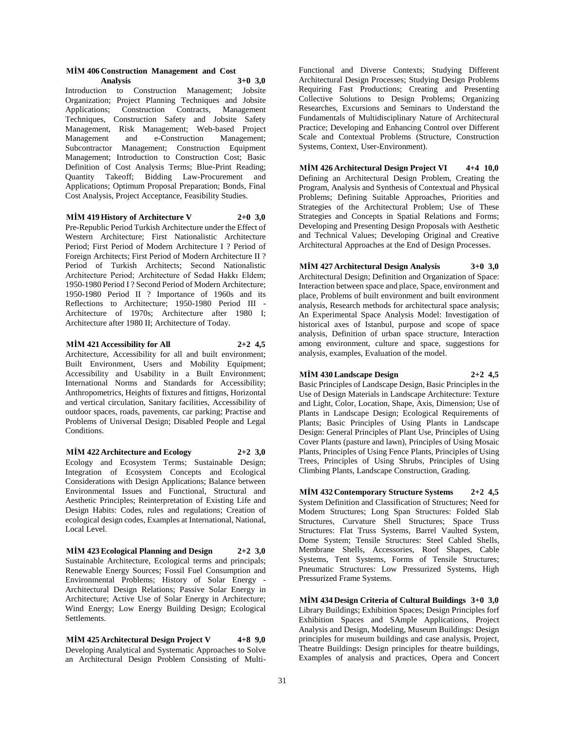**MİM 406 Construction Management and Cost Analysis 3+0 3,0**

Introduction to Construction Management; Jobsite Organization; Project Planning Techniques and Jobsite Applications; Construction Contracts, Management Techniques, Construction Safety and Jobsite Safety Management, Risk Management; Web-based Project Management and e-Construction Management; Subcontractor Management; Construction Equipment Management; Introduction to Construction Cost; Basic Definition of Cost Analysis Terms; Blue-Print Reading; Quantity Takeoff; Bidding Law-Procurement and Applications; Optimum Proposal Preparation; Bonds, Final Cost Analysis, Project Acceptance, Feasibility Studies.

**MİM 419 History of Architecture V 2+0 3,0**

Pre-Republic Period Turkish Architecture under the Effect of Western Architecture; First Nationalistic Architecture Period; First Period of Modern Architecture I ? Period of Foreign Architects; First Period of Modern Architecture II ? Period of Turkish Architects; Second Nationalistic Architecture Period; Architecture of Sedad Hakkı Eldem; 1950-1980 Period I ? Second Period of Modern Architecture; 1950-1980 Period II ? Importance of 1960s and its Reflections to Architecture; 1950-1980 Period III - Architecture of 1970s; Architecture after 1980 I; Architecture after 1980 II; Architecture of Today.

**MİM 421 Accessibility for All 2+2 4,5**

Architecture, Accessibility for all and built environment; Built Environment, Users and Mobility Equipment; Accessibility and Usability in a Built Environment; International Norms and Standards for Accessibility; Anthropometrics, Heights of fixtures and fittigns, Horizontal and vertical circulation, Sanitary facilities, Accessibility of outdoor spaces, roads, pavements, car parking; Practise and Problems of Universal Design; Disabled People and Legal Conditions.

**MİM 422 Architecture and Ecology 2+2 3,0**

Ecology and Ecosystem Terms; Sustainable Design; Integration of Ecosystem Concepts and Ecological Considerations with Design Applications; Balance between Environmental Issues and Functional, Structural and Aesthetic Principles; Reinterpretation of Existing Life and Design Habits: Codes, rules and regulations; Creation of ecological design codes, Examples at International, National, Local Level.

**MİM 423 Ecological Planning and Design 2+2 3,0**

Sustainable Architecture, Ecological terms and principals; Renewable Energy Sources; Fossil Fuel Consumption and Environmental Problems; History of Solar Energy - Architectural Design Relations; Passive Solar Energy in Architecture; Active Use of Solar Energy in Architecture; Wind Energy; Low Energy Building Design; Ecological Settlements.

**MİM 425 Architectural Design Project V 4+8 9,0**

Developing Analytical and Systematic Approaches to Solve an Architectural Design Problem Consisting of Multi-Functional and Diverse Contexts; Studying Different Architectural Design Processes; Studying Design Problems Requiring Fast Productions; Creating and Presenting Collective Solutions to Design Problems; Organizing Researches, Excursions and Seminars to Understand the Fundamentals of Multidisciplinary Nature of Architectural Practice; Developing and Enhancing Control over Different Scale and Contextual Problems (Structure, Construction Systems, Context, User-Environment).

**MİM 426 Architectural Design Project VI 4+4 10,0**

Defining an Architectural Design Problem, Creating the Program, Analysis and Synthesis of Contextual and Physical Problems; Defining Suitable Approaches, Priorities and Strategies of the Architectural Problem; Use of These Strategies and Concepts in Spatial Relations and Forms; Developing and Presenting Design Proposals with Aesthetic and Technical Values; Developing Original and Creative Architectural Approaches at the End of Design Processes.

**MİM 427 Architectural Design Analysis 3+0 3,0**

Architectural Design; Definition and Organization of Space: Interaction between space and place, Space, environment and place, Problems of built environment and built environment analysis, Research methods for architectural space analysis; An Experimental Space Analysis Model: Investigation of historical axes of Istanbul, purpose and scope of space analysis, Definition of urban space structure, Interaction among environment, culture and space, suggestions for analysis, examples, Evaluation of the model.

**MİM 430 Landscape Design 2+2 4,5**

Basic Principles of Landscape Design, Basic Principles in the Use of Design Materials in Landscape Architecture: Texture and Light, Color, Location, Shape, Axis, Dimension; Use of Plants in Landscape Design; Ecological Requirements of Plants; Basic Principles of Using Plants in Landscape Design: General Principles of Plant Use, Principles of Using Cover Plants (pasture and lawn), Principles of Using Mosaic Plants, Principles of Using Fence Plants, Principles of Using Trees, Principles of Using Shrubs, Principles of Using Climbing Plants, Landscape Construction, Grading.

**MİM 432 Contemporary Structure Systems 2+2 4,5**

System Definition and Classification of Structures; Need for Modern Structures; Long Span Structures: Folded Slab Structures, Curvature Shell Structures; Space Truss Structures: Flat Truss Systems, Barrel Vaulted System, Dome System; Tensile Structures: Steel Cabled Shells, Membrane Shells, Accessories, Roof Shapes, Cable Systems, Tent Systems, Forms of Tensile Structures; Pneumatic Structures: Low Pressurized Systems, High Pressurized Frame Systems.

**MİM 434 Design Criteria of Cultural Buildings 3+0 3,0**

Library Buildings; Exhibition Spaces; Design Principles forf Exhibition Spaces and SAmple Applications, Project Analysis and Design, Modeling, Museum Buildings: Design principles for museum buildings and case analysis, Project, Theatre Buildings: Design principles for theatre buildings, Examples of analysis and practices, Opera and Concert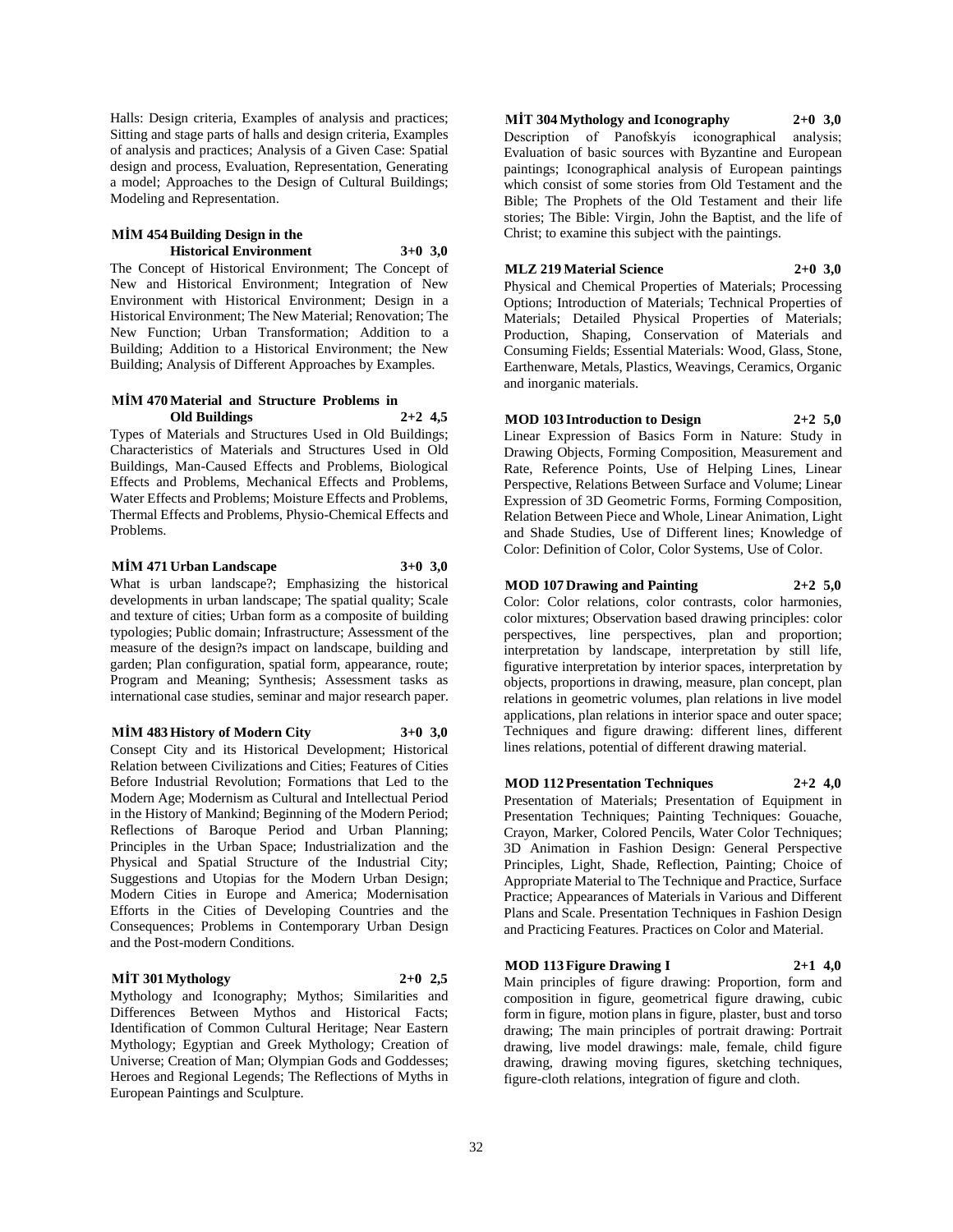Halls: Design criteria, Examples of analysis and practices; Sitting and stage parts of halls and design criteria, Examples of analysis and practices; Analysis of a Given Case: Spatial design and process, Evaluation, Representation, Generating a model; Approaches to the Design of Cultural Buildings; Modeling and Representation.

### MİM 454 Building Design in the Historical Environment 3+0 3,0

The Concept of Historical Environment; The Concept of New and Historical Environment; Integration of New Environment with Historical Environment; Design in a Historical Environment; The New Material; Renovation; The New Function; Urban Transformation; Addition to a Building; Addition to a Historical Environment; the New Building; Analysis of Different Approaches by Examples.

### MİM 470 Material and Structure Problems in Old Buildings 2+2 4,5

Types of Materials and Structures Used in Old Buildings; Characteristics of Materials and Structures Used in Old Buildings, Man-Caused Effects and Problems, Biological Effects and Problems, Mechanical Effects and Problems, Water Effects and Problems; Moisture Effects and Problems, Thermal Effects and Problems, Physio-Chemical Effects and Problems.

### MİM 471 Urban Landscape 3+0 3,0

What is urban landscape?; Emphasizing the historical developments in urban landscape; The spatial quality; Scale and texture of cities; Urban form as a composite of building typologies; Public domain; Infrastructure; Assessment of the measure of the design?s impact on landscape, building and garden; Plan configuration, spatial form, appearance, route; Program and Meaning; Synthesis; Assessment tasks as international case studies, seminar and major research paper.

### MİM 483 History of Modern City 3+0 3,0

Consept City and its Historical Development; Historical Relation between Civilizations and Cities; Features of Cities Before Industrial Revolution; Formations that Led to the Modern Age; Modernism as Cultural and Intellectual Period in the History of Mankind; Beginning of the Modern Period; Reflections of Baroque Period and Urban Planning; Principles in the Urban Space; Industrialization and the Physical and Spatial Structure of the Industrial City; Suggestions and Utopias for the Modern Urban Design; Modern Cities in Europe and America; Modernisation Efforts in the Cities of Developing Countries and the Consequences; Problems in Contemporary Urban Design and the Post-modern Conditions.

### MİT 301 Mythology 2+0 2,5

Mythology and Iconography; Mythos; Similarities and Differences Between Mythos and Historical Facts; Identification of Common Cultural Heritage; Near Eastern Mythology; Egyptian and Greek Mythology; Creation of Universe; Creation of Man; Olympian Gods and Goddesses; Heroes and Regional Legends; The Reflections of Myths in European Paintings and Sculpture.

### MİT 304 Mythology and Iconography 2+0 3,0

Description of Panofskyís iconographical analysis; Evaluation of basic sources with Byzantine and European paintings; Iconographical analysis of European paintings which consist of some stories from Old Testament and the Bible; The Prophets of the Old Testament and their life stories; The Bible: Virgin, John the Baptist, and the life of Christ; to examine this subject with the paintings.

### MLZ 219 Material Science 2+0 3,0

Physical and Chemical Properties of Materials; Processing Options; Introduction of Materials; Technical Properties of Materials; Detailed Physical Properties of Materials; Production, Shaping, Conservation of Materials and Consuming Fields; Essential Materials: Wood, Glass, Stone, Earthenware, Metals, Plastics, Weavings, Ceramics, Organic and inorganic materials.

### MOD 103 Introduction to Design 2+2 5,0

Linear Expression of Basics Form in Nature: Study in Drawing Objects, Forming Composition, Measurement and Rate, Reference Points, Use of Helping Lines, Linear Perspective, Relations Between Surface and Volume; Linear Expression of 3D Geometric Forms, Forming Composition, Relation Between Piece and Whole, Linear Animation, Light and Shade Studies, Use of Different lines; Knowledge of Color: Definition of Color, Color Systems, Use of Color.

### MOD 107 Drawing and Painting 2+2 5,0

Color: Color relations, color contrasts, color harmonies, color mixtures; Observation based drawing principles: color perspectives, line perspectives, plan and proportion; interpretation by landscape, interpretation by still life, figurative interpretation by interior spaces, interpretation by objects, proportions in drawing, measure, plan concept, plan relations in geometric volumes, plan relations in live model applications, plan relations in interior space and outer space; Techniques and figure drawing: different lines, different lines relations, potential of different drawing material.

### MOD 112 Presentation Techniques 2+2 4,0

Presentation of Materials; Presentation of Equipment in Presentation Techniques; Painting Techniques: Gouache, Crayon, Marker, Colored Pencils, Water Color Techniques; 3D Animation in Fashion Design: General Perspective Principles, Light, Shade, Reflection, Painting; Choice of Appropriate Material to The Technique and Practice, Surface Practice; Appearances of Materials in Various and Different Plans and Scale. Presentation Techniques in Fashion Design and Practicing Features. Practices on Color and Material.

### MOD 113 Figure Drawing I 2+1 4,0

Main principles of figure drawing: Proportion, form and composition in figure, geometrical figure drawing, cubic form in figure, motion plans in figure, plaster, bust and torso drawing; The main principles of portrait drawing: Portrait drawing, live model drawings: male, female, child figure drawing, drawing moving figures, sketching techniques, figure-cloth relations, integration of figure and cloth.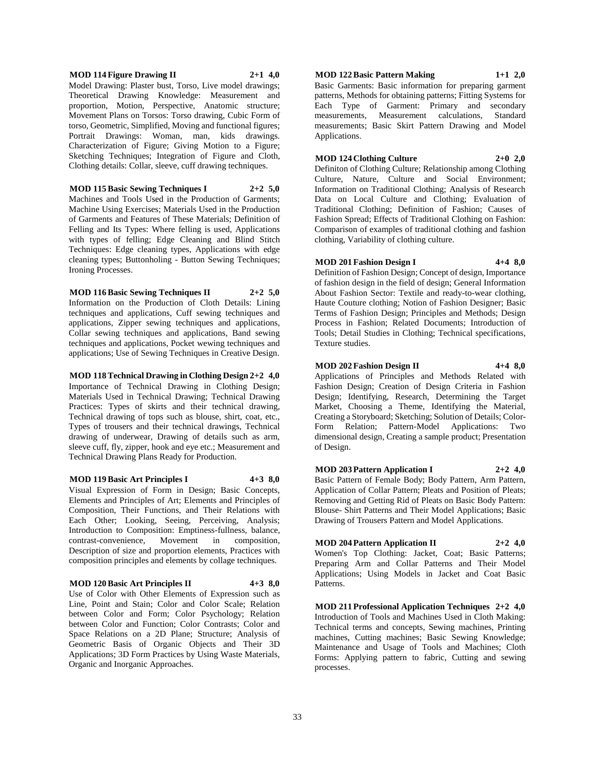**MOD 114 Figure Drawing II 2+1 4,0**

Model Drawing: Plaster bust, Torso, Live model drawings; Theoretical Drawing Knowledge: Measurement and proportion, Motion, Perspective, Anatomic structure; Movement Plans on Torsos: Torso drawing, Cubic Form of torso, Geometric, Simplified, Moving and functional figures; Portrait Drawings: Woman, man, kids drawings. Characterization of Figure; Giving Motion to a Figure; Sketching Techniques; Integration of Figure and Cloth, Clothing details: Collar, sleeve, cuff drawing techniques.

**MOD 115 Basic Sewing Techniques I 2+2 5,0**

Machines and Tools Used in the Production of Garments; Machine Using Exercises; Materials Used in the Production of Garments and Features of These Materials; Definition of Felling and Its Types: Where felling is used, Applications with types of felling; Edge Cleaning and Blind Stitch Techniques: Edge cleaning types, Applications with edge cleaning types; Buttonholing - Button Sewing Techniques; Ironing Processes.

**MOD 116 Basic Sewing Techniques II 2+2 5,0**

Information on the Production of Cloth Details: Lining techniques and applications, Cuff sewing techniques and applications, Zipper sewing techniques and applications, Collar sewing techniques and applications, Band sewing techniques and applications, Pocket wewing techniques and applications; Use of Sewing Techniques in Creative Design.

**MOD 118 Technical Drawing in Clothing Design 2+2 4,0**

Importance of Technical Drawing in Clothing Design; Materials Used in Technical Drawing; Technical Drawing Practices: Types of skirts and their technical drawing, Technical drawing of tops such as blouse, shirt, coat, etc., Types of trousers and their technical drawings, Technical drawing of underwear, Drawing of details such as arm, sleeve cuff, fly, zipper, hook and eye etc.; Measurement and Technical Drawing Plans Ready for Production.

**MOD 119 Basic Art Principles I 4+3 8,0**

Visual Expression of Form in Design; Basic Concepts, Elements and Principles of Art; Elements and Principles of Composition, Their Functions, and Their Relations with Each Other; Looking, Seeing, Perceiving, Analysis; Introduction to Composition: Emptiness-fullness, balance, contrast-convenience, Movement in composition, Description of size and proportion elements, Practices with composition principles and elements by collage techniques.

**MOD 120 Basic Art Principles II 4+3 8,0**

Use of Color with Other Elements of Expression such as Line, Point and Stain; Color and Color Scale; Relation between Color and Form; Color Psychology; Relation between Color and Function; Color Contrasts; Color and Space Relations on a 2D Plane; Structure; Analysis of Geometric Basis of Organic Objects and Their 3D Applications; 3D Form Practices by Using Waste Materials, Organic and Inorganic Approaches.

**MOD 122 Basic Pattern Making 1+1 2,0**

Basic Garments: Basic information for preparing garment patterns, Methods for obtaining patterns; Fitting Systems for Each Type of Garment: Primary and secondary measurements, Measurement calculations, Standard measurements; Basic Skirt Pattern Drawing and Model Applications.

**MOD 124 Clothing Culture 2+0 2,0**

Definiton of Clothing Culture; Relationship among Clothing Culture, Nature, Culture and Social Environment; Information on Traditional Clothing; Analysis of Research Data on Local Culture and Clothing; Evaluation of Traditional Clothing; Definition of Fashion; Causes of Fashion Spread; Effects of Traditional Clothing on Fashion: Comparison of examples of traditional clothing and fashion clothing, Variability of clothing culture.

**MOD 201 Fashion Design I 4+4 8,0**

Definition of Fashion Design; Concept of design, Importance of fashion design in the field of design; General Information About Fashion Sector: Textile and ready-to-wear clothing, Haute Couture clothing; Notion of Fashion Designer; Basic Terms of Fashion Design; Principles and Methods; Design Process in Fashion; Related Documents; Introduction of Tools; Detail Studies in Clothing; Technical specifications, Texture studies.

**MOD 202 Fashion Design II 4+4 8,0**

Applications of Principles and Methods Related with Fashion Design; Creation of Design Criteria in Fashion Design; Identifying, Research, Determining the Target Market, Choosing a Theme, Identifying the Material, Creating a Storyboard; Sketching; Solution of Details; Color-Form Relation; Pattern-Model Applications: Two dimensional design, Creating a sample product; Presentation of Design.

**MOD 203 Pattern Application I 2+2 4,0**

Basic Pattern of Female Body; Body Pattern, Arm Pattern, Application of Collar Pattern; Pleats and Position of Pleats; Removing and Getting Rid of Pleats on Basic Body Pattern: Blouse- Shirt Patterns and Their Model Applications; Basic Drawing of Trousers Pattern and Model Applications.

**MOD 204 Pattern Application II 2+2 4,0**

Women's Top Clothing: Jacket, Coat; Basic Patterns; Preparing Arm and Collar Patterns and Their Model Applications; Using Models in Jacket and Coat Basic Patterns.

**MOD 211 Professional Application Techniques 2+2 4,0**

Introduction of Tools and Machines Used in Cloth Making: Technical terms and concepts, Sewing machines, Printing machines, Cutting machines; Basic Sewing Knowledge; Maintenance and Usage of Tools and Machines; Cloth Forms: Applying pattern to fabric, Cutting and sewing processes.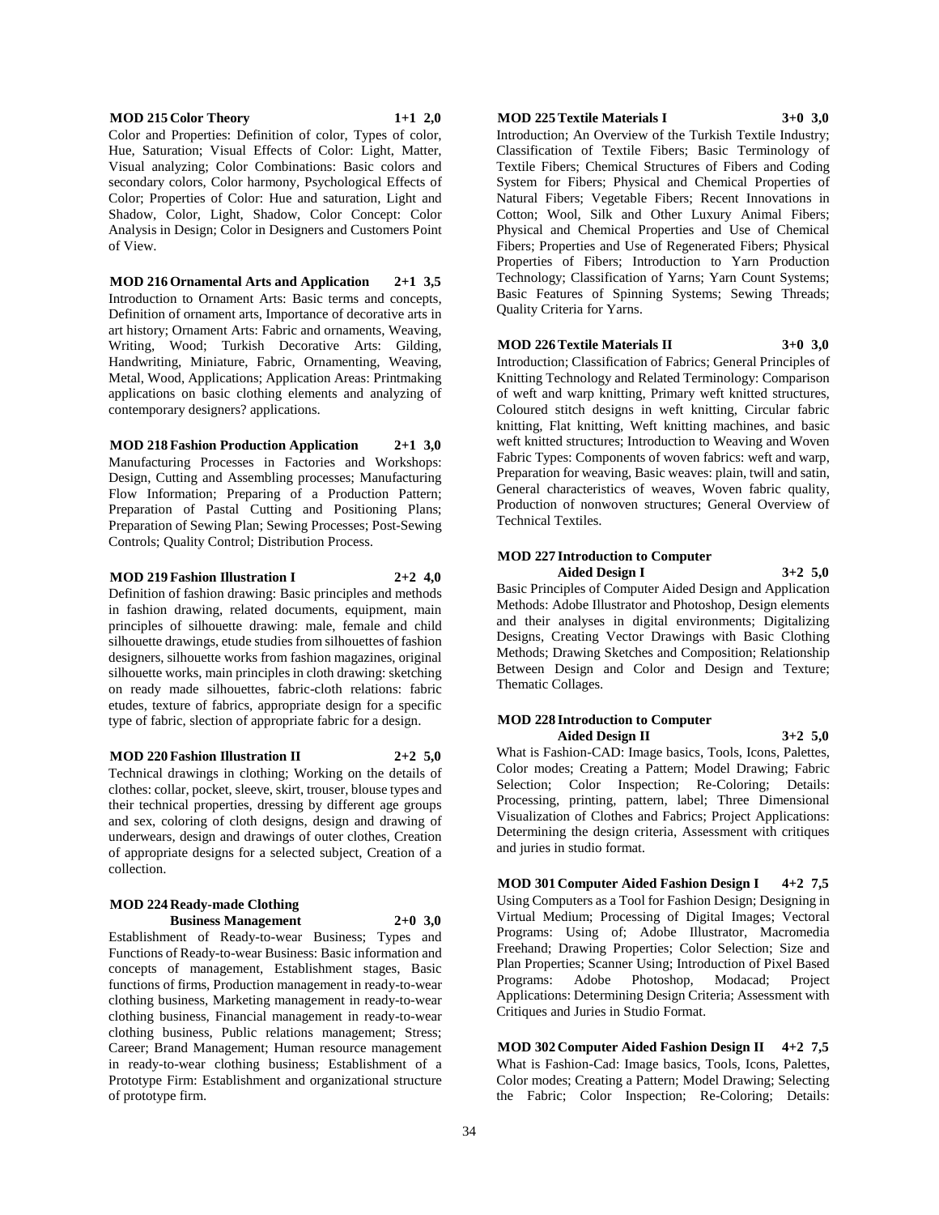**MOD 215 Color Theory 1+1 2,0**

Color and Properties: Definition of color, Types of color, Hue, Saturation; Visual Effects of Color: Light, Matter, Visual analyzing; Color Combinations: Basic colors and secondary colors, Color harmony, Psychological Effects of Color; Properties of Color: Hue and saturation, Light and Shadow, Color, Light, Shadow, Color Concept: Color Analysis in Design; Color in Designers and Customers Point of View.

**MOD 216 Ornamental Arts and Application 2+1 3,5**

Introduction to Ornament Arts: Basic terms and concepts, Definition of ornament arts, Importance of decorative arts in art history; Ornament Arts: Fabric and ornaments, Weaving, Writing, Wood; Turkish Decorative Arts: Gilding, Handwriting, Miniature, Fabric, Ornamenting, Weaving, Metal, Wood, Applications; Application Areas: Printmaking applications on basic clothing elements and analyzing of contemporary designers? applications.

**MOD 218 Fashion Production Application 2+1 3,0**

Manufacturing Processes in Factories and Workshops: Design, Cutting and Assembling processes; Manufacturing Flow Information; Preparing of a Production Pattern; Preparation of Pastal Cutting and Positioning Plans; Preparation of Sewing Plan; Sewing Processes; Post-Sewing Controls; Quality Control; Distribution Process.

**MOD 219 Fashion Illustration I 2+2 4,0**

Definition of fashion drawing: Basic principles and methods in fashion drawing, related documents, equipment, main principles of silhouette drawing: male, female and child silhouette drawings, etude studies from silhouettes of fashion designers, silhouette works from fashion magazines, original silhouette works, main principles in cloth drawing: sketching on ready made silhouettes, fabric-cloth relations: fabric etudes, texture of fabrics, appropriate design for a specific type of fabric, slection of appropriate fabric for a design.

**MOD 220 Fashion Illustration II 2+2 5,0**

Technical drawings in clothing; Working on the details of clothes: collar, pocket, sleeve, skirt, trouser, blouse types and their technical properties, dressing by different age groups and sex, coloring of cloth designs, design and drawing of underwears, design and drawings of outer clothes, Creation of appropriate designs for a selected subject, Creation of a collection.

**MOD 224 Ready-made Clothing Business Management 2+0 3,0**

Establishment of Ready-to-wear Business; Types and Functions of Ready-to-wear Business: Basic information and concepts of management, Establishment stages, Basic functions of firms, Production management in ready-to-wear clothing business, Marketing management in ready-to-wear clothing business, Financial management in ready-to-wear clothing business, Public relations management; Stress; Career; Brand Management; Human resource management in ready-to-wear clothing business; Establishment of a Prototype Firm: Establishment and organizational structure of prototype firm.

**MOD 225 Textile Materials I 3+0 3,0**

Introduction; An Overview of the Turkish Textile Industry; Classification of Textile Fibers; Basic Terminology of Textile Fibers; Chemical Structures of Fibers and Coding System for Fibers; Physical and Chemical Properties of Natural Fibers; Vegetable Fibers; Recent Innovations in Cotton; Wool, Silk and Other Luxury Animal Fibers; Physical and Chemical Properties and Use of Chemical Fibers; Properties and Use of Regenerated Fibers; Physical Properties of Fibers; Introduction to Yarn Production Technology; Classification of Yarns; Yarn Count Systems; Basic Features of Spinning Systems; Sewing Threads; Quality Criteria for Yarns.

**MOD 226 Textile Materials II 3+0 3,0**

Introduction; Classification of Fabrics; General Principles of Knitting Technology and Related Terminology: Comparison of weft and warp knitting, Primary weft knitted structures, Coloured stitch designs in weft knitting, Circular fabric knitting, Flat knitting, Weft knitting machines, and basic weft knitted structures; Introduction to Weaving and Woven Fabric Types: Components of woven fabrics: weft and warp, Preparation for weaving, Basic weaves: plain, twill and satin, General characteristics of weaves, Woven fabric quality, Production of nonwoven structures; General Overview of Technical Textiles.

**MOD 227 Introduction to Computer Aided Design I 3+2 5,0**

Basic Principles of Computer Aided Design and Application Methods: Adobe Illustrator and Photoshop, Design elements and their analyses in digital environments; Digitalizing Designs, Creating Vector Drawings with Basic Clothing Methods; Drawing Sketches and Composition; Relationship Between Design and Color and Design and Texture; Thematic Collages.

**MOD 228 Introduction to Computer Aided Design II 3+2 5,0**

What is Fashion-CAD: Image basics, Tools, Icons, Palettes, Color modes; Creating a Pattern; Model Drawing; Fabric Selection; Color Inspection; Re-Coloring; Details: Processing, printing, pattern, label; Three Dimensional Visualization of Clothes and Fabrics; Project Applications: Determining the design criteria, Assessment with critiques and juries in studio format.

**MOD 301 Computer Aided Fashion Design I 4+2 7,5**

Using Computers as a Tool for Fashion Design; Designing in Virtual Medium; Processing of Digital Images; Vectoral Programs: Using of; Adobe Illustrator, Macromedia Freehand; Drawing Properties; Color Selection; Size and Plan Properties; Scanner Using; Introduction of Pixel Based Programs: Adobe Photoshop, Modacad; Project Applications: Determining Design Criteria; Assessment with Critiques and Juries in Studio Format.

**MOD 302 Computer Aided Fashion Design II 4+2 7,5**

What is Fashion-Cad: Image basics, Tools, Icons, Palettes, Color modes; Creating a Pattern; Model Drawing; Selecting the Fabric; Color Inspection; Re-Coloring; Details: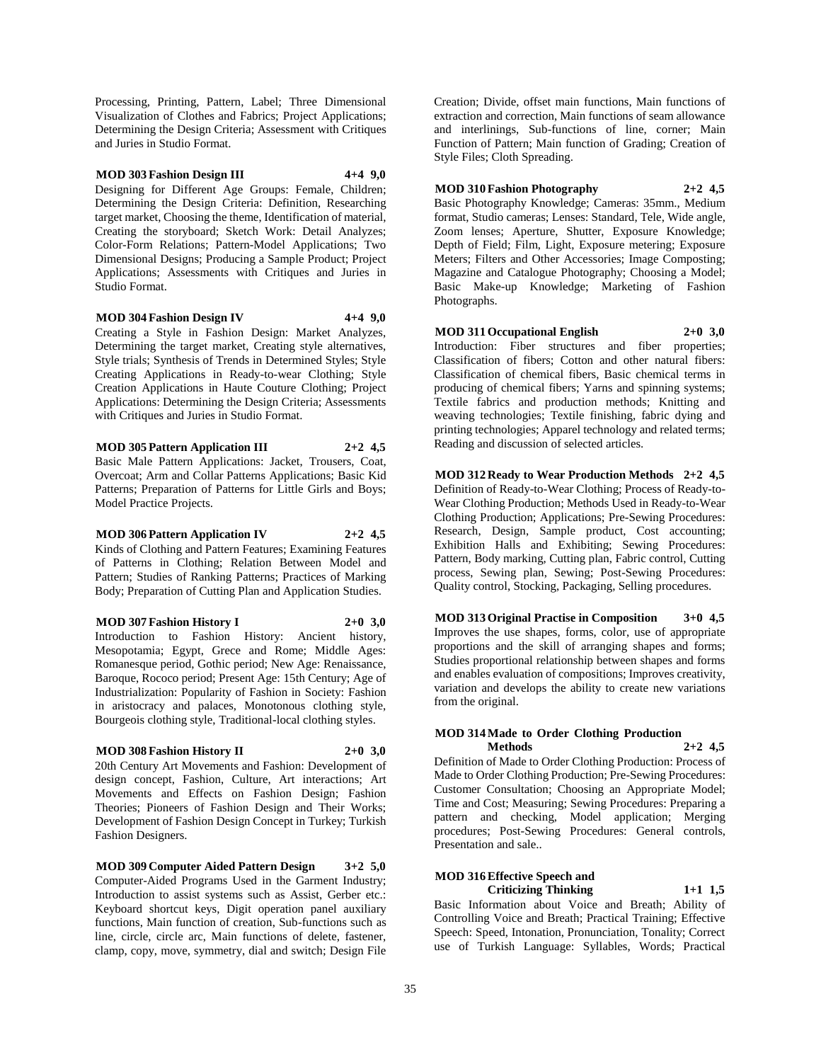Processing, Printing, Pattern, Label; Three Dimensional Visualization of Clothes and Fabrics; Project Applications; Determining the Design Criteria; Assessment with Critiques and Juries in Studio Format.

**MOD 303 Fashion Design III 4+4 9,0**

Designing for Different Age Groups: Female, Children; Determining the Design Criteria: Definition, Researching target market, Choosing the theme, Identification of material, Creating the storyboard; Sketch Work: Detail Analyzes; Color-Form Relations; Pattern-Model Applications; Two Dimensional Designs; Producing a Sample Product; Project Applications; Assessments with Critiques and Juries in Studio Format.

**MOD 304 Fashion Design IV 4+4 9,0**

Creating a Style in Fashion Design: Market Analyzes, Determining the target market, Creating style alternatives, Style trials; Synthesis of Trends in Determined Styles; Style Creating Applications in Ready-to-wear Clothing; Style Creation Applications in Haute Couture Clothing; Project Applications: Determining the Design Criteria; Assessments with Critiques and Juries in Studio Format.

**MOD 305 Pattern Application III 2+2 4,5**

Basic Male Pattern Applications: Jacket, Trousers, Coat, Overcoat; Arm and Collar Patterns Applications; Basic Kid Patterns; Preparation of Patterns for Little Girls and Boys; Model Practice Projects.

**MOD 306 Pattern Application IV 2+2 4,5**

Kinds of Clothing and Pattern Features; Examining Features of Patterns in Clothing; Relation Between Model and Pattern; Studies of Ranking Patterns; Practices of Marking Body; Preparation of Cutting Plan and Application Studies.

**MOD 307 Fashion History I 2+0 3,0**

Introduction to Fashion History: Ancient history, Mesopotamia; Egypt, Grece and Rome; Middle Ages: Romanesque period, Gothic period; New Age: Renaissance, Baroque, Rococo period; Present Age: 15th Century; Age of Industrialization: Popularity of Fashion in Society: Fashion in aristocracy and palaces, Monotonous clothing style, Bourgeois clothing style, Traditional-local clothing styles.

**MOD 308 Fashion History II 2+0 3,0**

20th Century Art Movements and Fashion: Development of design concept, Fashion, Culture, Art interactions; Art Movements and Effects on Fashion Design; Fashion Theories; Pioneers of Fashion Design and Their Works; Development of Fashion Design Concept in Turkey; Turkish Fashion Designers.

**MOD 309 Computer Aided Pattern Design 3+2 5,0**

Computer-Aided Programs Used in the Garment Industry; Introduction to assist systems such as Assist, Gerber etc.: Keyboard shortcut keys, Digit operation panel auxiliary functions, Main function of creation, Sub-functions such as line, circle, circle arc, Main functions of delete, fastener, clamp, copy, move, symmetry, dial and switch; Design File Creation; Divide, offset main functions, Main functions of extraction and correction, Main functions of seam allowance and interlinings, Sub-functions of line, corner; Main Function of Pattern; Main function of Grading; Creation of Style Files; Cloth Spreading.

**MOD 310 Fashion Photography 2+2 4,5**

Basic Photography Knowledge; Cameras: 35mm., Medium format, Studio cameras; Lenses: Standard, Tele, Wide angle, Zoom lenses; Aperture, Shutter, Exposure Knowledge; Depth of Field; Film, Light, Exposure metering; Exposure Meters; Filters and Other Accessories; Image Composting; Magazine and Catalogue Photography; Choosing a Model; Basic Make-up Knowledge; Marketing of Fashion Photographs.

**MOD 311 Occupational English 2+0 3,0**

Introduction: Fiber structures and fiber properties; Classification of fibers; Cotton and other natural fibers: Classification of chemical fibers, Basic chemical terms in producing of chemical fibers; Yarns and spinning systems; Textile fabrics and production methods; Knitting and weaving technologies; Textile finishing, fabric dying and printing technologies; Apparel technology and related terms; Reading and discussion of selected articles.

**MOD 312 Ready to Wear Production Methods 2+2 4,5**

Definition of Ready-to-Wear Clothing; Process of Ready-to-Wear Clothing Production; Methods Used in Ready-to-Wear Clothing Production; Applications; Pre-Sewing Procedures: Research, Design, Sample product, Cost accounting; Exhibition Halls and Exhibiting; Sewing Procedures: Pattern, Body marking, Cutting plan, Fabric control, Cutting process, Sewing plan, Sewing; Post-Sewing Procedures: Quality control, Stocking, Packaging, Selling procedures.

**MOD 313 Original Practise in Composition 3+0 4,5**

Improves the use shapes, forms, color, use of appropriate proportions and the skill of arranging shapes and forms; Studies proportional relationship between shapes and forms and enables evaluation of compositions; Improves creativity, variation and develops the ability to create new variations from the original.

**MOD 314 Made to Order Clothing Production Methods 2+2 4,5**

Definition of Made to Order Clothing Production: Process of Made to Order Clothing Production; Pre-Sewing Procedures: Customer Consultation; Choosing an Appropriate Model; Time and Cost; Measuring; Sewing Procedures: Preparing a pattern and checking, Model application; Merging procedures; Post-Sewing Procedures: General controls, Presentation and sale..

**MOD 316 Effective Speech and Criticizing Thinking 1+1 1,5**

Basic Information about Voice and Breath; Ability of Controlling Voice and Breath; Practical Training; Effective Speech: Speed, Intonation, Pronunciation, Tonality; Correct use of Turkish Language: Syllables, Words; Practical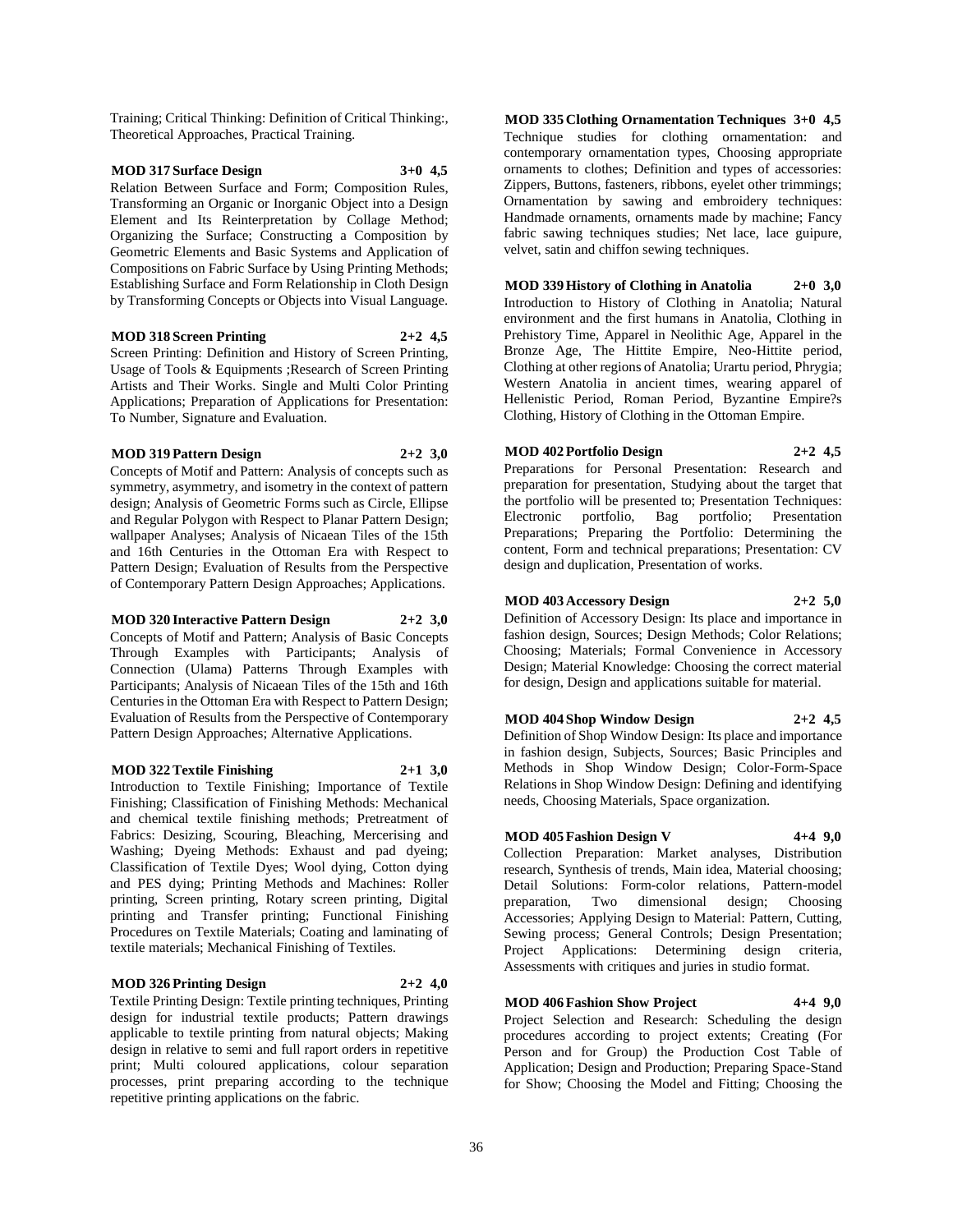Training; Critical Thinking: Definition of Critical Thinking:, Theoretical Approaches, Practical Training.

**MOD 317 Surface Design 3+0 4,5**

Relation Between Surface and Form; Composition Rules, Transforming an Organic or Inorganic Object into a Design Element and Its Reinterpretation by Collage Method; Organizing the Surface; Constructing a Composition by Geometric Elements and Basic Systems and Application of Compositions on Fabric Surface by Using Printing Methods; Establishing Surface and Form Relationship in Cloth Design by Transforming Concepts or Objects into Visual Language.

**MOD 318 Screen Printing 2+2 4,5**

Screen Printing: Definition and History of Screen Printing, Usage of Tools & Equipments ;Research of Screen Printing Artists and Their Works. Single and Multi Color Printing Applications; Preparation of Applications for Presentation: To Number, Signature and Evaluation.

**MOD 319 Pattern Design 2+2 3,0**

Concepts of Motif and Pattern: Analysis of concepts such as symmetry, asymmetry, and isometry in the context of pattern design; Analysis of Geometric Forms such as Circle, Ellipse and Regular Polygon with Respect to Planar Pattern Design; wallpaper Analyses; Analysis of Nicaean Tiles of the 15th and 16th Centuries in the Ottoman Era with Respect to Pattern Design; Evaluation of Results from the Perspective of Contemporary Pattern Design Approaches; Applications.

**MOD 320 Interactive Pattern Design 2+2 3,0**

Concepts of Motif and Pattern; Analysis of Basic Concepts Through Examples with Participants; Analysis of Connection (Ulama) Patterns Through Examples with Participants; Analysis of Nicaean Tiles of the 15th and 16th Centuries in the Ottoman Era with Respect to Pattern Design; Evaluation of Results from the Perspective of Contemporary Pattern Design Approaches; Alternative Applications.

**MOD 322 Textile Finishing 2+1 3,0**

Introduction to Textile Finishing; Importance of Textile Finishing; Classification of Finishing Methods: Mechanical and chemical textile finishing methods; Pretreatment of Fabrics: Desizing, Scouring, Bleaching, Mercerising and Washing; Dyeing Methods: Exhaust and pad dyeing; Classification of Textile Dyes; Wool dying, Cotton dying and PES dying; Printing Methods and Machines: Roller printing, Screen printing, Rotary screen printing, Digital printing and Transfer printing; Functional Finishing Procedures on Textile Materials; Coating and laminating of textile materials; Mechanical Finishing of Textiles.

**MOD 326 Printing Design 2+2 4,0**

Textile Printing Design: Textile printing techniques, Printing design for industrial textile products; Pattern drawings applicable to textile printing from natural objects; Making design in relative to semi and full raport orders in repetitive print; Multi coloured applications, colour separation processes, print preparing according to the technique repetitive printing applications on the fabric.

**MOD 335 Clothing Ornamentation Techniques 3+0 4,5**

Technique studies for clothing ornamentation: and contemporary ornamentation types, Choosing appropriate ornaments to clothes; Definition and types of accessories: Zippers, Buttons, fasteners, ribbons, eyelet other trimmings; Ornamentation by sawing and embroidery techniques: Handmade ornaments, ornaments made by machine; Fancy fabric sawing techniques studies; Net lace, lace guipure, velvet, satin and chiffon sewing techniques.

**MOD 339 History of Clothing in Anatolia 2+0 3,0**

Introduction to History of Clothing in Anatolia; Natural environment and the first humans in Anatolia, Clothing in Prehistory Time, Apparel in Neolithic Age, Apparel in the Bronze Age, The Hittite Empire, Neo-Hittite period, Clothing at other regions of Anatolia; Urartu period, Phrygia; Western Anatolia in ancient times, wearing apparel of Hellenistic Period, Roman Period, Byzantine Empire?s Clothing, History of Clothing in the Ottoman Empire.

**MOD 402 Portfolio Design 2+2 4,5**

Preparations for Personal Presentation: Research and preparation for presentation, Studying about the target that the portfolio will be presented to; Presentation Techniques: Electronic portfolio, Bag portfolio; Presentation Preparations; Preparing the Portfolio: Determining the content, Form and technical preparations; Presentation: CV design and duplication, Presentation of works.

**MOD 403 Accessory Design 2+2 5,0**

Definition of Accessory Design: Its place and importance in fashion design, Sources; Design Methods; Color Relations; Choosing; Materials; Formal Convenience in Accessory Design; Material Knowledge: Choosing the correct material for design, Design and applications suitable for material.

**MOD 404 Shop Window Design 2+2 4,5**

Definition of Shop Window Design: Its place and importance in fashion design, Subjects, Sources; Basic Principles and Methods in Shop Window Design; Color-Form-Space Relations in Shop Window Design: Defining and identifying needs, Choosing Materials, Space organization.

**MOD 405 Fashion Design V 4+4 9,0**

Collection Preparation: Market analyses, Distribution research, Synthesis of trends, Main idea, Material choosing; Detail Solutions: Form-color relations, Pattern-model preparation, Two dimensional design; Choosing Accessories; Applying Design to Material: Pattern, Cutting, Sewing process; General Controls; Design Presentation; Project Applications: Determining design criteria, Assessments with critiques and juries in studio format.

**MOD 406 Fashion Show Project 4+4 9,0**

Project Selection and Research: Scheduling the design procedures according to project extents; Creating (For Person and for Group) the Production Cost Table of Application; Design and Production; Preparing Space-Stand for Show; Choosing the Model and Fitting; Choosing the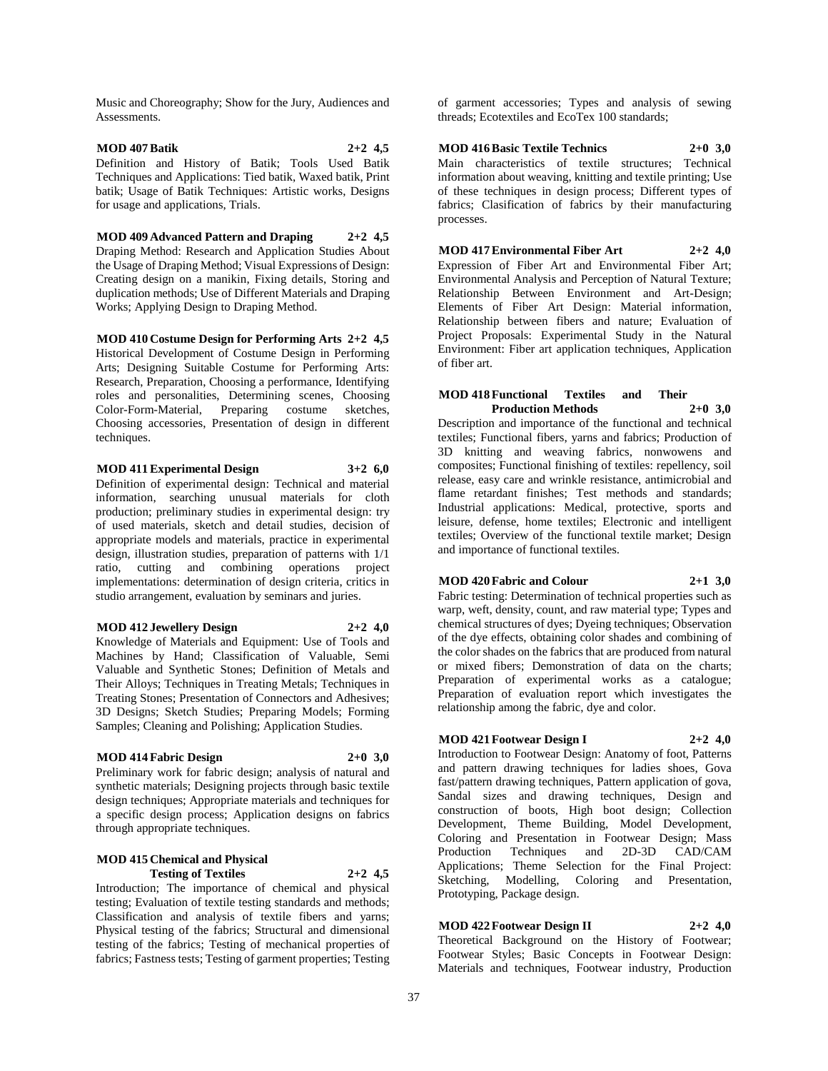Music and Choreography; Show for the Jury, Audiences and Assessments.

**MOD 407 Batik 2+2 4,5**

Definition and History of Batik; Tools Used Batik Techniques and Applications: Tied batik, Waxed batik, Print batik; Usage of Batik Techniques: Artistic works, Designs for usage and applications, Trials.

**MOD 409 Advanced Pattern and Draping 2+2 4,5**

Draping Method: Research and Application Studies About the Usage of Draping Method; Visual Expressions of Design: Creating design on a manikin, Fixing details, Storing and duplication methods; Use of Different Materials and Draping Works; Applying Design to Draping Method.

**MOD 410 Costume Design for Performing Arts 2+2 4,5**

Historical Development of Costume Design in Performing Arts; Designing Suitable Costume for Performing Arts: Research, Preparation, Choosing a performance, Identifying roles and personalities, Determining scenes, Choosing Color-Form-Material, Preparing costume sketches, Choosing accessories, Presentation of design in different techniques.

**MOD 411 Experimental Design 3+2 6,0**

Definition of experimental design: Technical and material information, searching unusual materials for cloth production; preliminary studies in experimental design: try of used materials, sketch and detail studies, decision of appropriate models and materials, practice in experimental design, illustration studies, preparation of patterns with 1/1 ratio, cutting and combining operations project implementations: determination of design criteria, critics in studio arrangement, evaluation by seminars and juries.

**MOD 412 Jewellery Design 2+2 4,0**

Knowledge of Materials and Equipment: Use of Tools and Machines by Hand; Classification of Valuable, Semi Valuable and Synthetic Stones; Definition of Metals and Their Alloys; Techniques in Treating Metals; Techniques in Treating Stones; Presentation of Connectors and Adhesives; 3D Designs; Sketch Studies; Preparing Models; Forming Samples; Cleaning and Polishing; Application Studies.

**MOD 414 Fabric Design 2+0 3,0**

Preliminary work for fabric design; analysis of natural and synthetic materials; Designing projects through basic textile design techniques; Appropriate materials and techniques for a specific design process; Application designs on fabrics through appropriate techniques.

**MOD 415 Chemical and Physical Testing of Textiles 2+2 4,5**

Introduction; The importance of chemical and physical testing; Evaluation of textile testing standards and methods; Classification and analysis of textile fibers and yarns; Physical testing of the fabrics; Structural and dimensional testing of the fabrics; Testing of mechanical properties of fabrics; Fastness tests; Testing of garment properties; Testing of garment accessories; Types and analysis of sewing threads; Ecotextiles and EcoTex 100 standards;

**MOD 416 Basic Textile Technics 2+0 3,0**

Main characteristics of textile structures; Technical information about weaving, knitting and textile printing; Use of these techniques in design process; Different types of fabrics; Clasification of fabrics by their manufacturing processes.

**MOD 417 Environmental Fiber Art 2+2 4,0**

Expression of Fiber Art and Environmental Fiber Art; Environmental Analysis and Perception of Natural Texture; Relationship Between Environment and Art-Design; Elements of Fiber Art Design: Material information, Relationship between fibers and nature; Evaluation of Project Proposals: Experimental Study in the Natural Environment: Fiber art application techniques, Application of fiber art.

**MOD 418 Functional Textiles and Their Production Methods 2+0 3,0**

Description and importance of the functional and technical textiles; Functional fibers, yarns and fabrics; Production of 3D knitting and weaving fabrics, nonwowens and composites; Functional finishing of textiles: repellency, soil release, easy care and wrinkle resistance, antimicrobial and flame retardant finishes; Test methods and standards; Industrial applications: Medical, protective, sports and leisure, defense, home textiles; Electronic and intelligent textiles; Overview of the functional textile market; Design and importance of functional textiles.

**MOD 420 Fabric and Colour 2+1 3,0**

Fabric testing: Determination of technical properties such as warp, weft, density, count, and raw material type; Types and chemical structures of dyes; Dyeing techniques; Observation of the dye effects, obtaining color shades and combining of the color shades on the fabrics that are produced from natural or mixed fibers; Demonstration of data on the charts; Preparation of experimental works as a catalogue; Preparation of evaluation report which investigates the relationship among the fabric, dye and color.

**MOD 421 Footwear Design I 2+2 4,0**

Introduction to Footwear Design: Anatomy of foot, Patterns and pattern drawing techniques for ladies shoes, Gova fast/pattern drawing techniques, Pattern application of gova, Sandal sizes and drawing techniques, Design and construction of boots, High boot design; Collection Development, Theme Building, Model Development, Coloring and Presentation in Footwear Design; Mass Production Techniques and 2D-3D CAD/CAM Applications; Theme Selection for the Final Project: Sketching, Modelling, Coloring and Presentation, Prototyping, Package design.

**MOD 422 Footwear Design II 2+2 4,0**

Theoretical Background on the History of Footwear; Footwear Styles; Basic Concepts in Footwear Design: Materials and techniques, Footwear industry, Production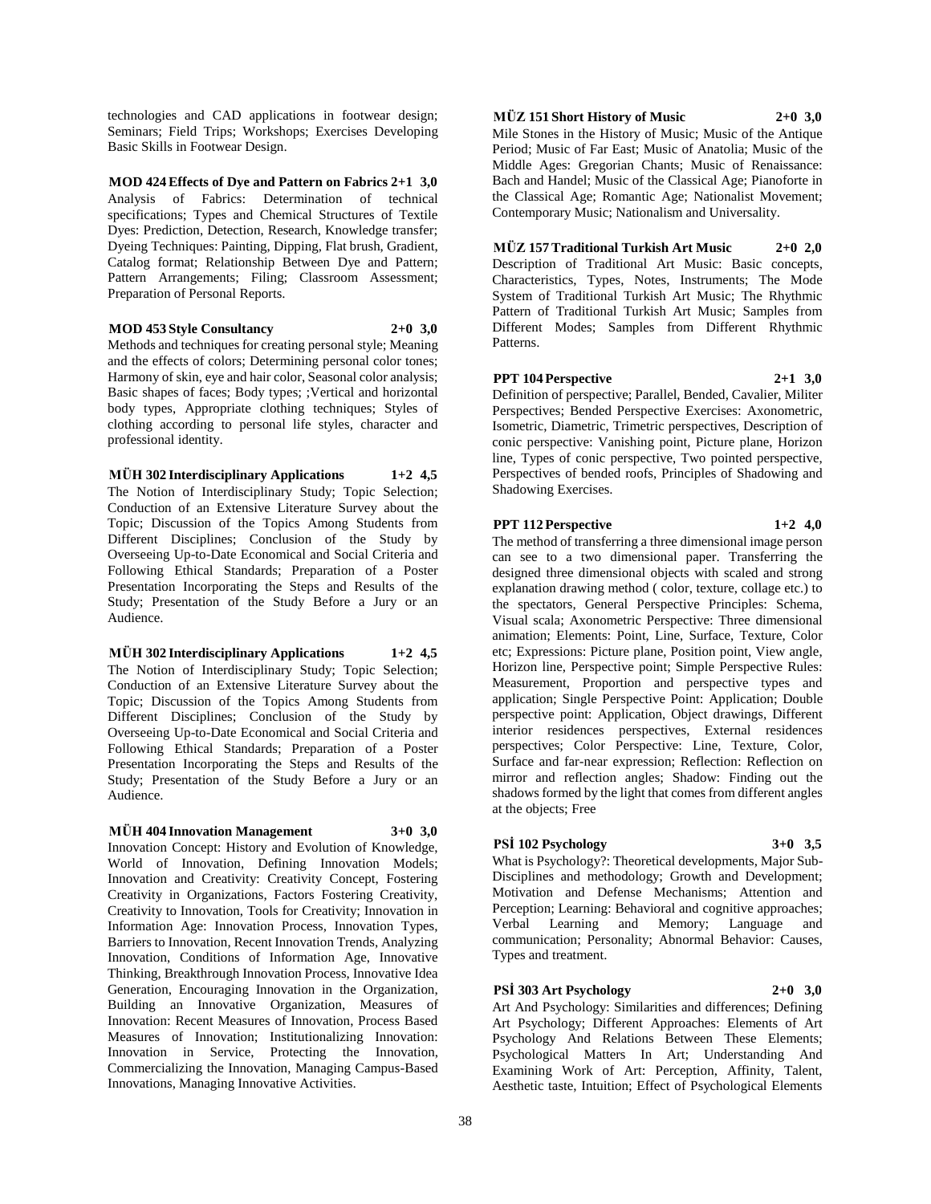technologies and CAD applications in footwear design; Seminars; Field Trips; Workshops; Exercises Developing Basic Skills in Footwear Design.

**MOD 424 Effects of Dye and Pattern on Fabrics 2+1 3,0**
Analysis of Fabrics: Determination of technical specifications; Types and Chemical Structures of Textile Dyes: Prediction, Detection, Research, Knowledge transfer; Dyeing Techniques: Painting, Dipping, Flat brush, Gradient, Catalog format; Relationship Between Dye and Pattern; Pattern Arrangements; Filing; Classroom Assessment; Preparation of Personal Reports.

**MOD 453 Style Consultancy 2+0 3,0**
Methods and techniques for creating personal style; Meaning and the effects of colors; Determining personal color tones; Harmony of skin, eye and hair color, Seasonal color analysis; Basic shapes of faces; Body types; ;Vertical and horizontal body types, Appropriate clothing techniques; Styles of clothing according to personal life styles, character and professional identity.

**MÜH 302 Interdisciplinary Applications 1+2 4,5**
The Notion of Interdisciplinary Study; Topic Selection; Conduction of an Extensive Literature Survey about the Topic; Discussion of the Topics Among Students from Different Disciplines; Conclusion of the Study by Overseeing Up-to-Date Economical and Social Criteria and Following Ethical Standards; Preparation of a Poster Presentation Incorporating the Steps and Results of the Study; Presentation of the Study Before a Jury or an Audience.

**MÜH 302 Interdisciplinary Applications 1+2 4,5**
The Notion of Interdisciplinary Study; Topic Selection; Conduction of an Extensive Literature Survey about the Topic; Discussion of the Topics Among Students from Different Disciplines; Conclusion of the Study by Overseeing Up-to-Date Economical and Social Criteria and Following Ethical Standards; Preparation of a Poster Presentation Incorporating the Steps and Results of the Study; Presentation of the Study Before a Jury or an Audience.

**MÜH 404 Innovation Management 3+0 3,0**
Innovation Concept: History and Evolution of Knowledge, World of Innovation, Defining Innovation Models; Innovation and Creativity: Creativity Concept, Fostering Creativity in Organizations, Factors Fostering Creativity, Creativity to Innovation, Tools for Creativity; Innovation in Information Age: Innovation Process, Innovation Types, Barriers to Innovation, Recent Innovation Trends, Analyzing Innovation, Conditions of Information Age, Innovative Thinking, Breakthrough Innovation Process, Innovative Idea Generation, Encouraging Innovation in the Organization, Building an Innovative Organization, Measures of Innovation: Recent Measures of Innovation, Process Based Measures of Innovation; Institutionalizing Innovation: Innovation in Service, Protecting the Innovation, Commercializing the Innovation, Managing Campus-Based Innovations, Managing Innovative Activities.

**MÜZ 151 Short History of Music 2+0 3,0**
Mile Stones in the History of Music; Music of the Antique Period; Music of Far East; Music of Anatolia; Music of the Middle Ages: Gregorian Chants; Music of Renaissance: Bach and Handel; Music of the Classical Age; Pianoforte in the Classical Age; Romantic Age; Nationalist Movement; Contemporary Music; Nationalism and Universality.

**MÜZ 157 Traditional Turkish Art Music 2+0 2,0**
Description of Traditional Art Music: Basic concepts, Characteristics, Types, Notes, Instruments; The Mode System of Traditional Turkish Art Music; The Rhythmic Pattern of Traditional Turkish Art Music; Samples from Different Modes; Samples from Different Rhythmic Patterns.

**PPT 104 Perspective 2+1 3,0**
Definition of perspective; Parallel, Bended, Cavalier, Militer Perspectives; Bended Perspective Exercises: Axonometric, Isometric, Diametric, Trimetric perspectives, Description of conic perspective: Vanishing point, Picture plane, Horizon line, Types of conic perspective, Two pointed perspective, Perspectives of bended roofs, Principles of Shadowing and Shadowing Exercises.

**PPT 112 Perspective 1+2 4,0**
The method of transferring a three dimensional image person can see to a two dimensional paper. Transferring the designed three dimensional objects with scaled and strong explanation drawing method ( color, texture, collage etc.) to the spectators, General Perspective Principles: Schema, Visual scala; Axonometric Perspective: Three dimensional animation; Elements: Point, Line, Surface, Texture, Color etc; Expressions: Picture plane, Position point, View angle, Horizon line, Perspective point; Simple Perspective Rules: Measurement, Proportion and perspective types and application; Single Perspective Point: Application; Double perspective point: Application, Object drawings, Different interior residences perspectives, External residences perspectives; Color Perspective: Line, Texture, Color, Surface and far-near expression; Reflection: Reflection on mirror and reflection angles; Shadow: Finding out the shadows formed by the light that comes from different angles at the objects; Free

**PSİ 102 Psychology 3+0 3,5**
What is Psychology?: Theoretical developments, Major Sub-Disciplines and methodology; Growth and Development; Motivation and Defense Mechanisms; Attention and Perception; Learning: Behavioral and cognitive approaches; Verbal Learning and Memory; Language and communication; Personality; Abnormal Behavior: Causes, Types and treatment.

**PSİ 303 Art Psychology 2+0 3,0**
Art And Psychology: Similarities and differences; Defining Art Psychology; Different Approaches: Elements of Art Psychology And Relations Between These Elements; Psychological Matters In Art; Understanding And Examining Work of Art: Perception, Affinity, Talent, Aesthetic taste, Intuition; Effect of Psychological Elements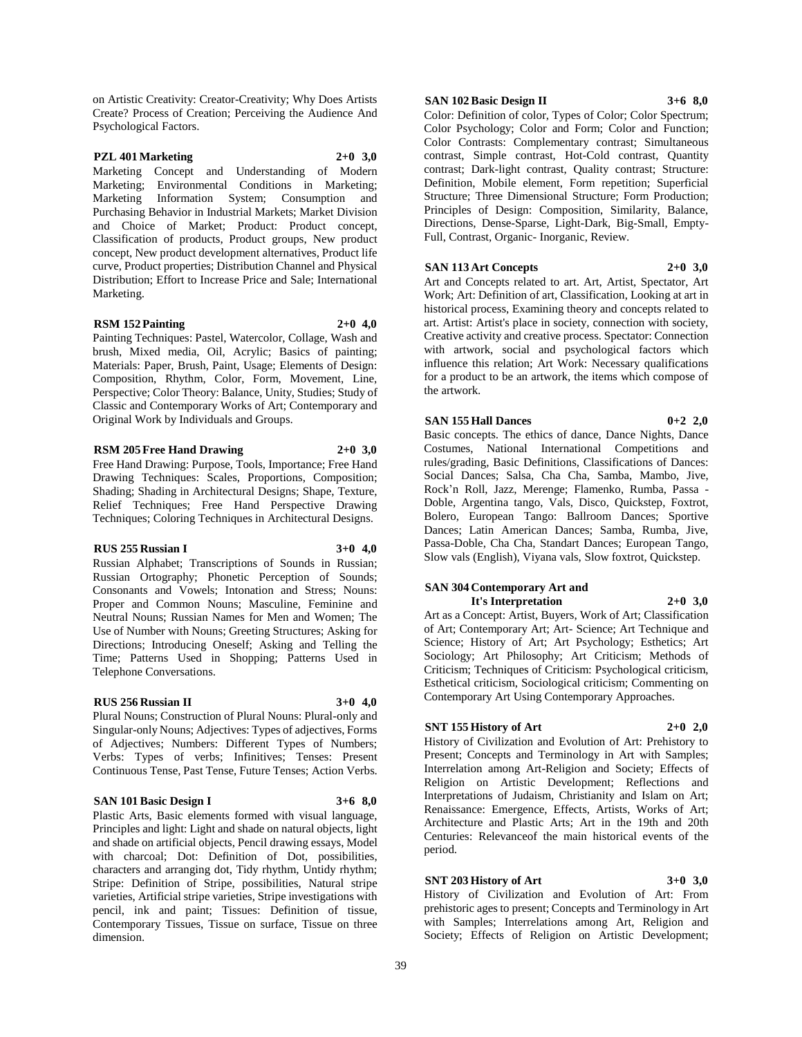on Artistic Creativity: Creator-Creativity; Why Does Artists Create? Process of Creation; Perceiving the Audience And Psychological Factors.

**PZL 401 Marketing 2+0 3,0**

Marketing Concept and Understanding of Modern Marketing; Environmental Conditions in Marketing; Marketing Information System; Consumption and Purchasing Behavior in Industrial Markets; Market Division and Choice of Market; Product: Product concept, Classification of products, Product groups, New product concept, New product development alternatives, Product life curve, Product properties; Distribution Channel and Physical Distribution; Effort to Increase Price and Sale; International Marketing.

**RSM 152 Painting 2+0 4,0**

Painting Techniques: Pastel, Watercolor, Collage, Wash and brush, Mixed media, Oil, Acrylic; Basics of painting; Materials: Paper, Brush, Paint, Usage; Elements of Design: Composition, Rhythm, Color, Form, Movement, Line, Perspective; Color Theory: Balance, Unity, Studies; Study of Classic and Contemporary Works of Art; Contemporary and Original Work by Individuals and Groups.

**RSM 205 Free Hand Drawing 2+0 3,0**

Free Hand Drawing: Purpose, Tools, Importance; Free Hand Drawing Techniques: Scales, Proportions, Composition; Shading; Shading in Architectural Designs; Shape, Texture, Relief Techniques; Free Hand Perspective Drawing Techniques; Coloring Techniques in Architectural Designs.

**RUS 255 Russian I 3+0 4,0**

Russian Alphabet; Transcriptions of Sounds in Russian; Russian Ortography; Phonetic Perception of Sounds; Consonants and Vowels; Intonation and Stress; Nouns: Proper and Common Nouns; Masculine, Feminine and Neutral Nouns; Russian Names for Men and Women; The Use of Number with Nouns; Greeting Structures; Asking for Directions; Introducing Oneself; Asking and Telling the Time; Patterns Used in Shopping; Patterns Used in Telephone Conversations.

**RUS 256 Russian II 3+0 4,0**

Plural Nouns; Construction of Plural Nouns: Plural-only and Singular-only Nouns; Adjectives: Types of adjectives, Forms of Adjectives; Numbers: Different Types of Numbers; Verbs: Types of verbs; Infinitives; Tenses: Present Continuous Tense, Past Tense, Future Tenses; Action Verbs.

**SAN 101 Basic Design I 3+6 8,0**

Plastic Arts, Basic elements formed with visual language, Principles and light: Light and shade on natural objects, light and shade on artificial objects, Pencil drawing essays, Model with charcoal; Dot: Definition of Dot, possibilities, characters and arranging dot, Tidy rhythm, Untidy rhythm; Stripe: Definition of Stripe, possibilities, Natural stripe varieties, Artificial stripe varieties, Stripe investigations with pencil, ink and paint; Tissues: Definition of tissue, Contemporary Tissues, Tissue on surface, Tissue on three dimension.

**SAN 102 Basic Design II 3+6 8,0**

Color: Definition of color, Types of Color; Color Spectrum; Color Psychology; Color and Form; Color and Function; Color Contrasts: Complementary contrast; Simultaneous contrast, Simple contrast, Hot-Cold contrast, Quantity contrast; Dark-light contrast, Quality contrast; Structure: Definition, Mobile element, Form repetition; Superficial Structure; Three Dimensional Structure; Form Production; Principles of Design: Composition, Similarity, Balance, Directions, Dense-Sparse, Light-Dark, Big-Small, Empty-Full, Contrast, Organic- Inorganic, Review.

**SAN 113 Art Concepts 2+0 3,0**

Art and Concepts related to art. Art, Artist, Spectator, Art Work; Art: Definition of art, Classification, Looking at art in historical process, Examining theory and concepts related to art. Artist: Artist's place in society, connection with society, Creative activity and creative process. Spectator: Connection with artwork, social and psychological factors which influence this relation; Art Work: Necessary qualifications for a product to be an artwork, the items which compose of the artwork.

**SAN 155 Hall Dances 0+2 2,0**

Basic concepts. The ethics of dance, Dance Nights, Dance Costumes, National International Competitions and rules/grading, Basic Definitions, Classifications of Dances: Social Dances; Salsa, Cha Cha, Samba, Mambo, Jive, Rock'n Roll, Jazz, Merenge; Flamenko, Rumba, Passa - Doble, Argentina tango, Vals, Disco, Quickstep, Foxtrot, Bolero, European Tango: Ballroom Dances; Sportive Dances; Latin American Dances; Samba, Rumba, Jive, Passa-Doble, Cha Cha, Standart Dances; European Tango, Slow vals (English), Viyana vals, Slow foxtrot, Quickstep.

**SAN 304 Contemporary Art and It's Interpretation 2+0 3,0**

Art as a Concept: Artist, Buyers, Work of Art; Classification of Art; Contemporary Art; Art- Science; Art Technique and Science; History of Art; Art Psychology; Esthetics; Art Sociology; Art Philosophy; Art Criticism; Methods of Criticism; Techniques of Criticism: Psychological criticism, Esthetical criticism, Sociological criticism; Commenting on Contemporary Art Using Contemporary Approaches.

**SNT 155 History of Art 2+0 2,0**

History of Civilization and Evolution of Art: Prehistory to Present; Concepts and Terminology in Art with Samples; Interrelation among Art-Religion and Society; Effects of Religion on Artistic Development; Reflections and Interpretations of Judaism, Christianity and Islam on Art; Renaissance: Emergence, Effects, Artists, Works of Art; Architecture and Plastic Arts; Art in the 19th and 20th Centuries: Relevanceof the main historical events of the period.

**SNT 203 History of Art 3+0 3,0**

History of Civilization and Evolution of Art: From prehistoric ages to present; Concepts and Terminology in Art with Samples; Interrelations among Art, Religion and Society; Effects of Religion on Artistic Development;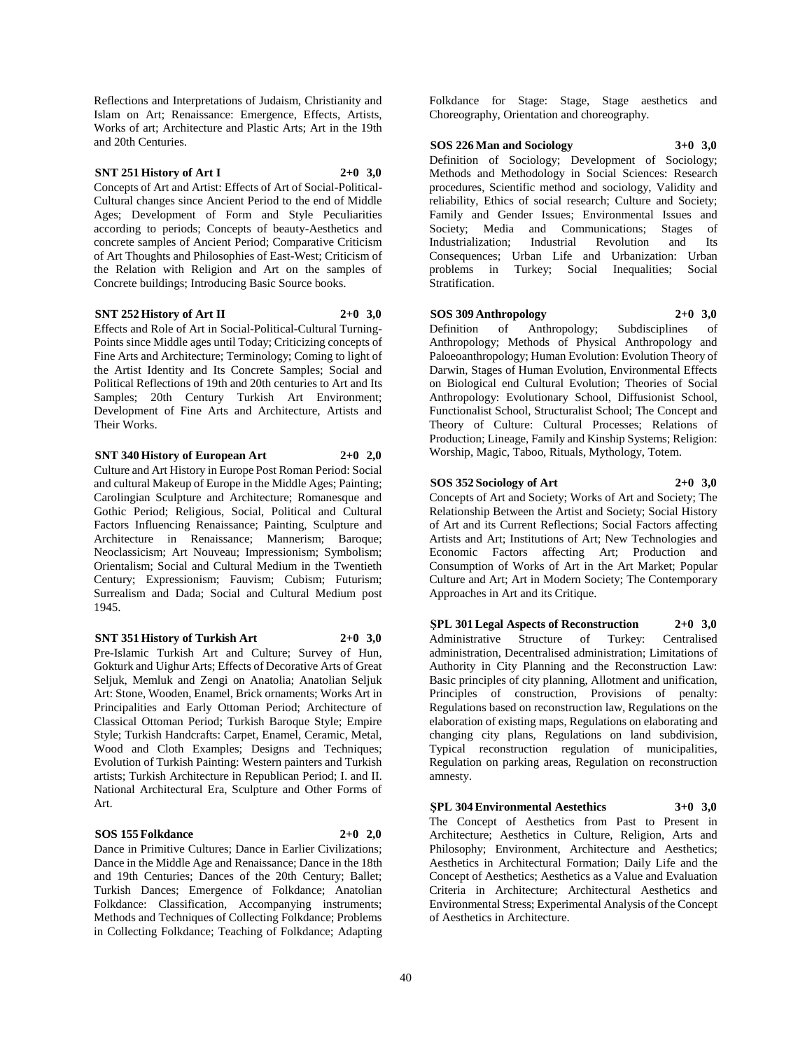Reflections and Interpretations of Judaism, Christianity and Islam on Art; Renaissance: Emergence, Effects, Artists, Works of art; Architecture and Plastic Arts; Art in the 19th and 20th Centuries.

**SNT 251 History of Art I 2+0 3,0**

Concepts of Art and Artist: Effects of Art of Social-Political-Cultural changes since Ancient Period to the end of Middle Ages; Development of Form and Style Peculiarities according to periods; Concepts of beauty-Aesthetics and concrete samples of Ancient Period; Comparative Criticism of Art Thoughts and Philosophies of East-West; Criticism of the Relation with Religion and Art on the samples of Concrete buildings; Introducing Basic Source books.

**SNT 252 History of Art II 2+0 3,0**

Effects and Role of Art in Social-Political-Cultural Turning-Points since Middle ages until Today; Criticizing concepts of Fine Arts and Architecture; Terminology; Coming to light of the Artist Identity and Its Concrete Samples; Social and Political Reflections of 19th and 20th centuries to Art and Its Samples; 20th Century Turkish Art Environment; Development of Fine Arts and Architecture, Artists and Their Works.

**SNT 340 History of European Art 2+0 2,0**

Culture and Art History in Europe Post Roman Period: Social and cultural Makeup of Europe in the Middle Ages; Painting; Carolingian Sculpture and Architecture; Romanesque and Gothic Period; Religious, Social, Political and Cultural Factors Influencing Renaissance; Painting, Sculpture and Architecture in Renaissance; Mannerism; Baroque; Neoclassicism; Art Nouveau; Impressionism; Symbolism; Orientalism; Social and Cultural Medium in the Twentieth Century; Expressionism; Fauvism; Cubism; Futurism; Surrealism and Dada; Social and Cultural Medium post 1945.

**SNT 351 History of Turkish Art 2+0 3,0**

Pre-Islamic Turkish Art and Culture; Survey of Hun, Gokturk and Uighur Arts; Effects of Decorative Arts of Great Seljuk, Memluk and Zengi on Anatolia; Anatolian Seljuk Art: Stone, Wooden, Enamel, Brick ornaments; Works Art in Principalities and Early Ottoman Period; Architecture of Classical Ottoman Period; Turkish Baroque Style; Empire Style; Turkish Handcrafts: Carpet, Enamel, Ceramic, Metal, Wood and Cloth Examples; Designs and Techniques; Evolution of Turkish Painting: Western painters and Turkish artists; Turkish Architecture in Republican Period; I. and II. National Architectural Era, Sculpture and Other Forms of Art.

**SOS 155 Folkdance 2+0 2,0**

Dance in Primitive Cultures; Dance in Earlier Civilizations; Dance in the Middle Age and Renaissance; Dance in the 18th and 19th Centuries; Dances of the 20th Century; Ballet; Turkish Dances; Emergence of Folkdance; Anatolian Folkdance: Classification, Accompanying instruments; Methods and Techniques of Collecting Folkdance; Problems in Collecting Folkdance; Teaching of Folkdance; Adapting Folkdance for Stage: Stage, Stage aesthetics and Choreography, Orientation and choreography.

**SOS 226 Man and Sociology 3+0 3,0**

Definition of Sociology; Development of Sociology; Methods and Methodology in Social Sciences: Research procedures, Scientific method and sociology, Validity and reliability, Ethics of social research; Culture and Society; Family and Gender Issues; Environmental Issues and Society; Media and Communications; Stages of Industrialization; Industrial Revolution and Its Consequences; Urban Life and Urbanization: Urban problems in Turkey; Social Inequalities; Social Stratification.

**SOS 309 Anthropology 2+0 3,0**

Definition of Anthropology; Subdisciplines of Anthropology; Methods of Physical Anthropology and Paloeoanthropology; Human Evolution: Evolution Theory of Darwin, Stages of Human Evolution, Environmental Effects on Biological end Cultural Evolution; Theories of Social Anthropology: Evolutionary School, Diffusionist School, Functionalist School, Structuralist School; The Concept and Theory of Culture: Cultural Processes; Relations of Production; Lineage, Family and Kinship Systems; Religion: Worship, Magic, Taboo, Rituals, Mythology, Totem.

**SOS 352 Sociology of Art 2+0 3,0**

Concepts of Art and Society; Works of Art and Society; The Relationship Between the Artist and Society; Social History of Art and its Current Reflections; Social Factors affecting Artists and Art; Institutions of Art; New Technologies and Economic Factors affecting Art; Production and Consumption of Works of Art in the Art Market; Popular Culture and Art; Art in Modern Society; The Contemporary Approaches in Art and its Critique.

**ŞPL 301 Legal Aspects of Reconstruction 2+0 3,0**

Administrative Structure of Turkey: Centralised administration, Decentralised administration; Limitations of Authority in City Planning and the Reconstruction Law: Basic principles of city planning, Allotment and unification, Principles of construction, Provisions of penalty: Regulations based on reconstruction law, Regulations on the elaboration of existing maps, Regulations on elaborating and changing city plans, Regulations on land subdivision, Typical reconstruction regulation of municipalities, Regulation on parking areas, Regulation on reconstruction amnesty.

**ŞPL 304 Environmental Aestethics 3+0 3,0**

The Concept of Aesthetics from Past to Present in Architecture; Aesthetics in Culture, Religion, Arts and Philosophy; Environment, Architecture and Aesthetics; Aesthetics in Architectural Formation; Daily Life and the Concept of Aesthetics; Aesthetics as a Value and Evaluation Criteria in Architecture; Architectural Aesthetics and Environmental Stress; Experimental Analysis of the Concept of Aesthetics in Architecture.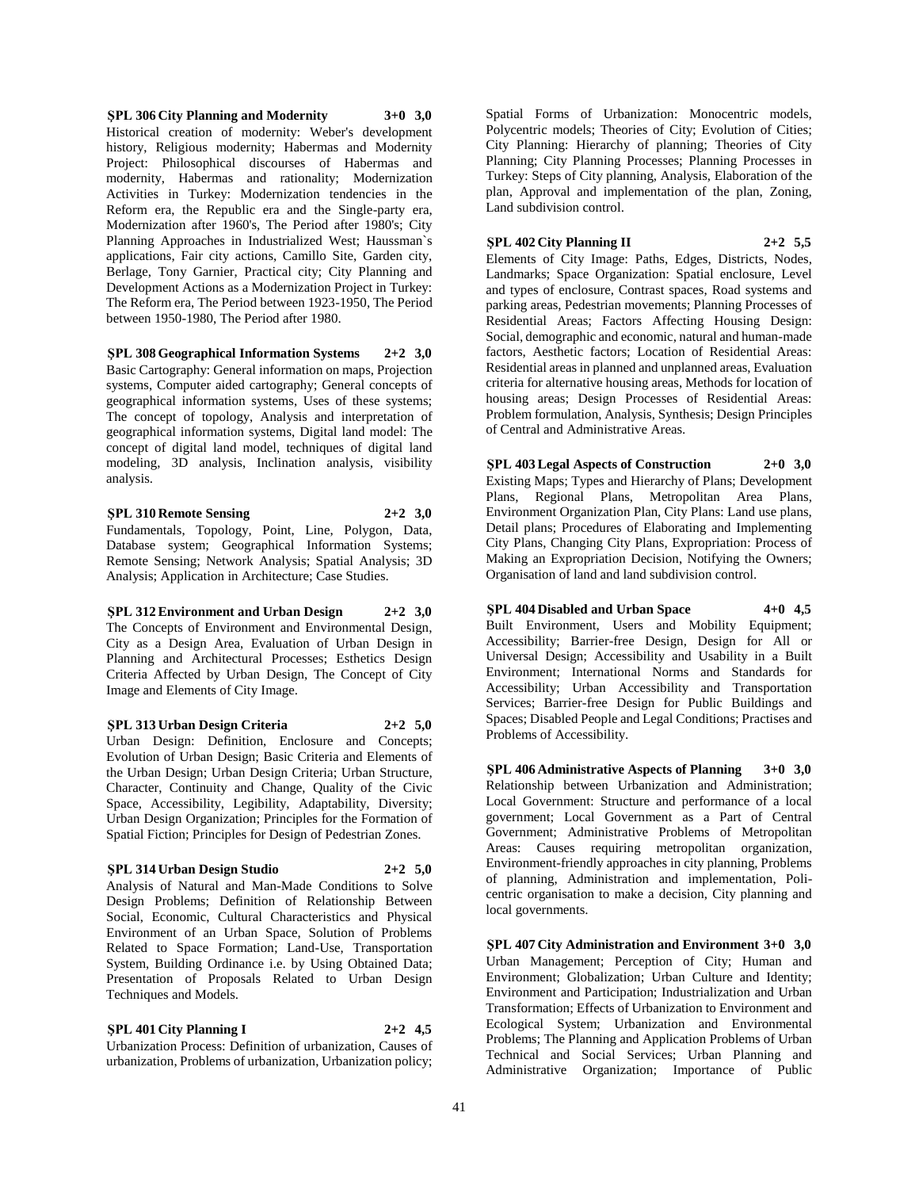**ŞPL 306 City Planning and Modernity 3+0 3,0**
Historical creation of modernity: Weber's development history, Religious modernity; Habermas and Modernity Project: Philosophical discourses of Habermas and modernity, Habermas and rationality; Modernization Activities in Turkey: Modernization tendencies in the Reform era, the Republic era and the Single-party era, Modernization after 1960's, The Period after 1980's; City Planning Approaches in Industrialized West; Haussman`s applications, Fair city actions, Camillo Site, Garden city, Berlage, Tony Garnier, Practical city; City Planning and Development Actions as a Modernization Project in Turkey: The Reform era, The Period between 1923-1950, The Period between 1950-1980, The Period after 1980.

**ŞPL 308 Geographical Information Systems 2+2 3,0**
Basic Cartography: General information on maps, Projection systems, Computer aided cartography; General concepts of geographical information systems, Uses of these systems; The concept of topology, Analysis and interpretation of geographical information systems, Digital land model: The concept of digital land model, techniques of digital land modeling, 3D analysis, Inclination analysis, visibility analysis.

**ŞPL 310 Remote Sensing 2+2 3,0**
Fundamentals, Topology, Point, Line, Polygon, Data, Database system; Geographical Information Systems; Remote Sensing; Network Analysis; Spatial Analysis; 3D Analysis; Application in Architecture; Case Studies.

**ŞPL 312 Environment and Urban Design 2+2 3,0**
The Concepts of Environment and Environmental Design, City as a Design Area, Evaluation of Urban Design in Planning and Architectural Processes; Esthetics Design Criteria Affected by Urban Design, The Concept of City Image and Elements of City Image.

**ŞPL 313 Urban Design Criteria 2+2 5,0**
Urban Design: Definition, Enclosure and Concepts; Evolution of Urban Design; Basic Criteria and Elements of the Urban Design; Urban Design Criteria; Urban Structure, Character, Continuity and Change, Quality of the Civic Space, Accessibility, Legibility, Adaptability, Diversity; Urban Design Organization; Principles for the Formation of Spatial Fiction; Principles for Design of Pedestrian Zones.

**ŞPL 314 Urban Design Studio 2+2 5,0**
Analysis of Natural and Man-Made Conditions to Solve Design Problems; Definition of Relationship Between Social, Economic, Cultural Characteristics and Physical Environment of an Urban Space, Solution of Problems Related to Space Formation; Land-Use, Transportation System, Building Ordinance i.e. by Using Obtained Data; Presentation of Proposals Related to Urban Design Techniques and Models.

**ŞPL 401 City Planning I 2+2 4,5**
Urbanization Process: Definition of urbanization, Causes of urbanization, Problems of urbanization, Urbanization policy; Spatial Forms of Urbanization: Monocentric models, Polycentric models; Theories of City; Evolution of Cities; City Planning: Hierarchy of planning; Theories of City Planning; City Planning Processes; Planning Processes in Turkey: Steps of City planning, Analysis, Elaboration of the plan, Approval and implementation of the plan, Zoning, Land subdivision control.

**ŞPL 402 City Planning II 2+2 5,5**
Elements of City Image: Paths, Edges, Districts, Nodes, Landmarks; Space Organization: Spatial enclosure, Level and types of enclosure, Contrast spaces, Road systems and parking areas, Pedestrian movements; Planning Processes of Residential Areas; Factors Affecting Housing Design: Social, demographic and economic, natural and human-made factors, Aesthetic factors; Location of Residential Areas: Residential areas in planned and unplanned areas, Evaluation criteria for alternative housing areas, Methods for location of housing areas; Design Processes of Residential Areas: Problem formulation, Analysis, Synthesis; Design Principles of Central and Administrative Areas.

**ŞPL 403 Legal Aspects of Construction 2+0 3,0**
Existing Maps; Types and Hierarchy of Plans; Development Plans, Regional Plans, Metropolitan Area Plans, Environment Organization Plan, City Plans: Land use plans, Detail plans; Procedures of Elaborating and Implementing City Plans, Changing City Plans, Expropriation: Process of Making an Expropriation Decision, Notifying the Owners; Organisation of land and land subdivision control.

**ŞPL 404 Disabled and Urban Space 4+0 4,5**
Built Environment, Users and Mobility Equipment; Accessibility; Barrier-free Design, Design for All or Universal Design; Accessibility and Usability in a Built Environment; International Norms and Standards for Accessibility; Urban Accessibility and Transportation Services; Barrier-free Design for Public Buildings and Spaces; Disabled People and Legal Conditions; Practises and Problems of Accessibility.

**ŞPL 406 Administrative Aspects of Planning 3+0 3,0**
Relationship between Urbanization and Administration; Local Government: Structure and performance of a local government; Local Government as a Part of Central Government; Administrative Problems of Metropolitan Areas: Causes requiring metropolitan organization, Environment-friendly approaches in city planning, Problems of planning, Administration and implementation, Poli-centric organisation to make a decision, City planning and local governments.

**ŞPL 407 City Administration and Environment 3+0 3,0**
Urban Management; Perception of City; Human and Environment; Globalization; Urban Culture and Identity; Environment and Participation; Industrialization and Urban Transformation; Effects of Urbanization to Environment and Ecological System; Urbanization and Environmental Problems; The Planning and Application Problems of Urban Technical and Social Services; Urban Planning and Administrative Organization; Importance of Public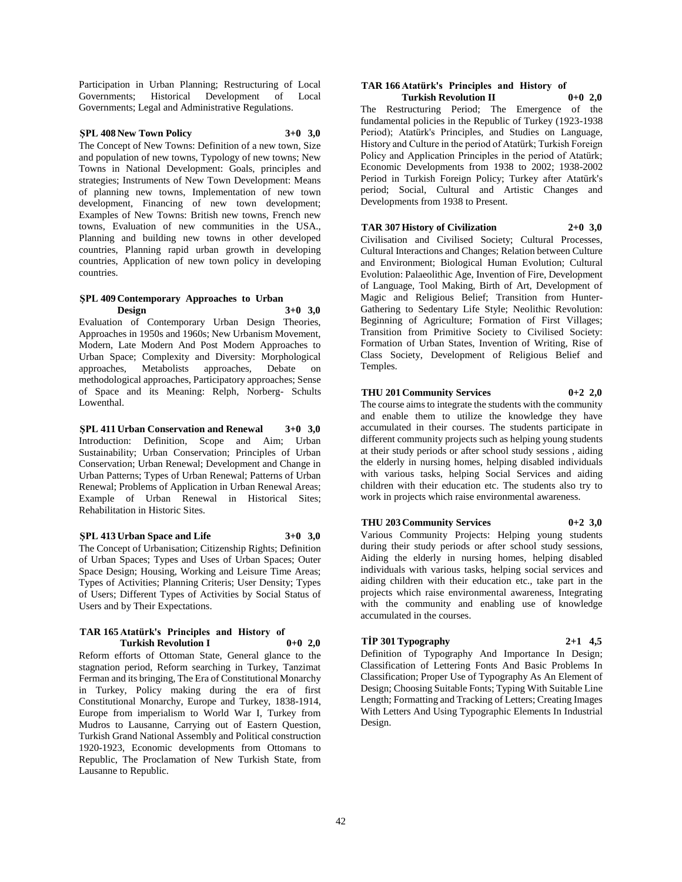Participation in Urban Planning; Restructuring of Local Governments; Historical Development of Local Governments; Legal and Administrative Regulations.

**ŞPL 408 New Town Policy 3+0 3,0**

The Concept of New Towns: Definition of a new town, Size and population of new towns, Typology of new towns; New Towns in National Development: Goals, principles and strategies; Instruments of New Town Development: Means of planning new towns, Implementation of new town development, Financing of new town development; Examples of New Towns: British new towns, French new towns, Evaluation of new communities in the USA., Planning and building new towns in other developed countries, Planning rapid urban growth in developing countries, Application of new town policy in developing countries.

**ŞPL 409 Contemporary Approaches to Urban Design 3+0 3,0**

Evaluation of Contemporary Urban Design Theories, Approaches in 1950s and 1960s; New Urbanism Movement, Modern, Late Modern And Post Modern Approaches to Urban Space; Complexity and Diversity: Morphological approaches, Metabolists approaches, Debate on methodological approaches, Participatory approaches; Sense of Space and its Meaning: Relph, Norberg- Schults Lowenthal.

**ŞPL 411 Urban Conservation and Renewal 3+0 3,0**

Introduction: Definition, Scope and Aim; Urban Sustainability; Urban Conservation; Principles of Urban Conservation; Urban Renewal; Development and Change in Urban Patterns; Types of Urban Renewal; Patterns of Urban Renewal; Problems of Application in Urban Renewal Areas; Example of Urban Renewal in Historical Sites; Rehabilitation in Historic Sites.

**ŞPL 413 Urban Space and Life 3+0 3,0**

The Concept of Urbanisation; Citizenship Rights; Definition of Urban Spaces; Types and Uses of Urban Spaces; Outer Space Design; Housing, Working and Leisure Time Areas; Types of Activities; Planning Criteris; User Density; Types of Users; Different Types of Activities by Social Status of Users and by Their Expectations.

**TAR 165 Atatürk's Principles and History of Turkish Revolution I 0+0 2,0**

Reform efforts of Ottoman State, General glance to the stagnation period, Reform searching in Turkey, Tanzimat Ferman and its bringing, The Era of Constitutional Monarchy in Turkey, Policy making during the era of first Constitutional Monarchy, Europe and Turkey, 1838-1914, Europe from imperialism to World War I, Turkey from Mudros to Lausanne, Carrying out of Eastern Question, Turkish Grand National Assembly and Political construction 1920-1923, Economic developments from Ottomans to Republic, The Proclamation of New Turkish State, from Lausanne to Republic.

**TAR 166 Atatürk's Principles and History of Turkish Revolution II 0+0 2,0**

The Restructuring Period; The Emergence of the fundamental policies in the Republic of Turkey (1923-1938 Period); Atatürk's Principles, and Studies on Language, History and Culture in the period of Atatürk; Turkish Foreign Policy and Application Principles in the period of Atatürk; Economic Developments from 1938 to 2002; 1938-2002 Period in Turkish Foreign Policy; Turkey after Atatürk's period; Social, Cultural and Artistic Changes and Developments from 1938 to Present.

**TAR 307 History of Civilization 2+0 3,0**

Civilisation and Civilised Society; Cultural Processes, Cultural Interactions and Changes; Relation between Culture and Environment; Biological Human Evolution; Cultural Evolution: Palaeolithic Age, Invention of Fire, Development of Language, Tool Making, Birth of Art, Development of Magic and Religious Belief; Transition from Hunter-Gathering to Sedentary Life Style; Neolithic Revolution: Beginning of Agriculture; Formation of First Villages; Transition from Primitive Society to Civilised Society: Formation of Urban States, Invention of Writing, Rise of Class Society, Development of Religious Belief and Temples.

**THU 201 Community Services 0+2 2,0**

The course aims to integrate the students with the community and enable them to utilize the knowledge they have accumulated in their courses. The students participate in different community projects such as helping young students at their study periods or after school study sessions , aiding the elderly in nursing homes, helping disabled individuals with various tasks, helping Social Services and aiding children with their education etc. The students also try to work in projects which raise environmental awareness.

**THU 203 Community Services 0+2 3,0**

Various Community Projects: Helping young students during their study periods or after school study sessions, Aiding the elderly in nursing homes, helping disabled individuals with various tasks, helping social services and aiding children with their education etc., take part in the projects which raise environmental awareness, Integrating with the community and enabling use of knowledge accumulated in the courses.

**TİP 301 Typography 2+1 4,5**

Definition of Typography And Importance In Design; Classification of Lettering Fonts And Basic Problems In Classification; Proper Use of Typography As An Element of Design; Choosing Suitable Fonts; Typing With Suitable Line Length; Formatting and Tracking of Letters; Creating Images With Letters And Using Typographic Elements In Industrial Design.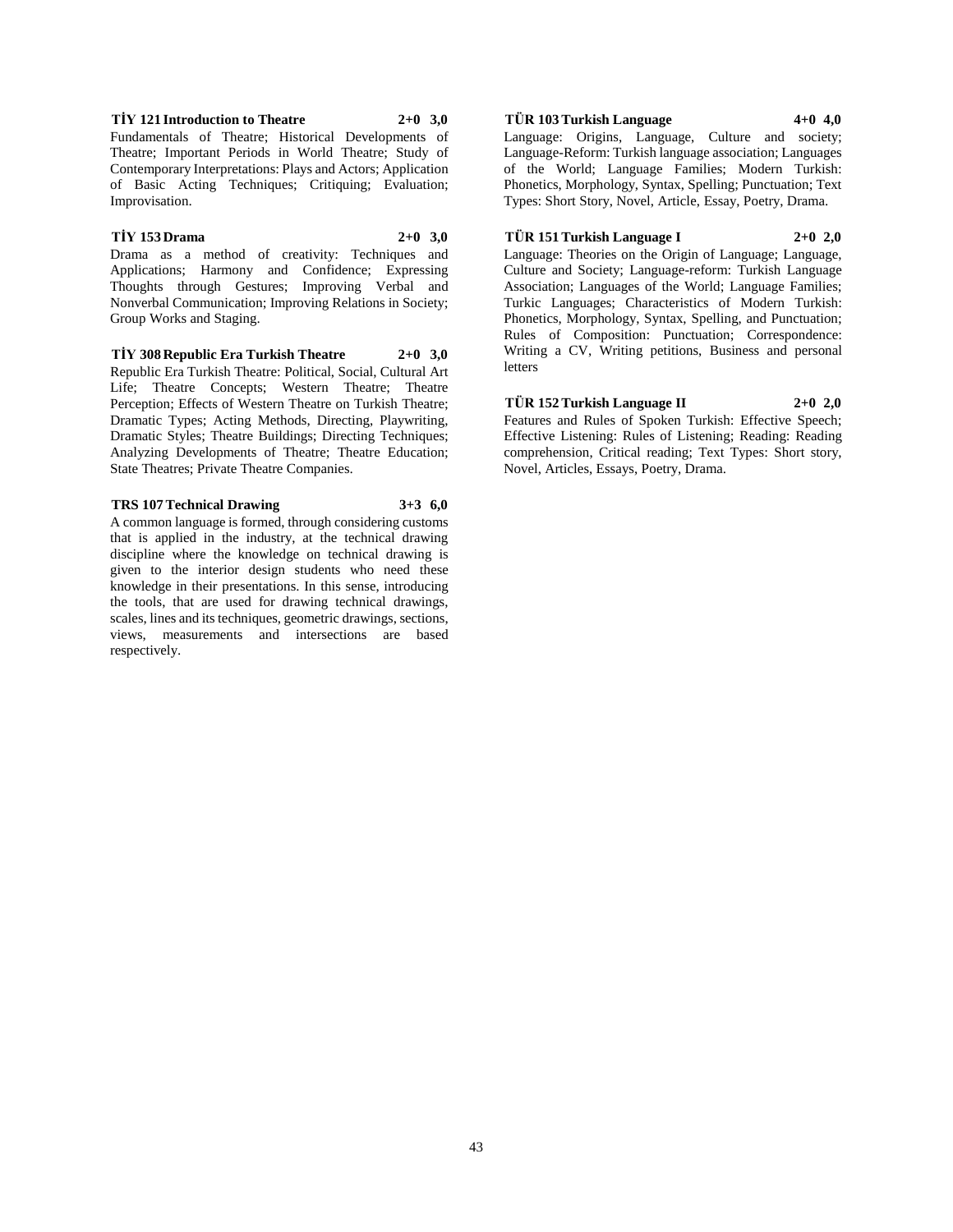**TİY 121 Introduction to Theatre 2+0 3,0**

Fundamentals of Theatre; Historical Developments of Theatre; Important Periods in World Theatre; Study of Contemporary Interpretations: Plays and Actors; Application of Basic Acting Techniques; Critiquing; Evaluation; Improvisation.

**TİY 153 Drama 2+0 3,0**

Drama as a method of creativity: Techniques and Applications; Harmony and Confidence; Expressing Thoughts through Gestures; Improving Verbal and Nonverbal Communication; Improving Relations in Society; Group Works and Staging.

**TİY 308 Republic Era Turkish Theatre 2+0 3,0**

Republic Era Turkish Theatre: Political, Social, Cultural Art Life; Theatre Concepts; Western Theatre; Theatre Perception; Effects of Western Theatre on Turkish Theatre; Dramatic Types; Acting Methods, Directing, Playwriting, Dramatic Styles; Theatre Buildings; Directing Techniques; Analyzing Developments of Theatre; Theatre Education; State Theatres; Private Theatre Companies.

**TRS 107 Technical Drawing 3+3 6,0**

A common language is formed, through considering customs that is applied in the industry, at the technical drawing discipline where the knowledge on technical drawing is given to the interior design students who need these knowledge in their presentations. In this sense, introducing the tools, that are used for drawing technical drawings, scales, lines and its techniques, geometric drawings, sections, views, measurements and intersections are based respectively.

**TÜR 103 Turkish Language 4+0 4,0**

Language: Origins, Language, Culture and society; Language-Reform: Turkish language association; Languages of the World; Language Families; Modern Turkish: Phonetics, Morphology, Syntax, Spelling; Punctuation; Text Types: Short Story, Novel, Article, Essay, Poetry, Drama.

**TÜR 151 Turkish Language I 2+0 2,0**

Language: Theories on the Origin of Language; Language, Culture and Society; Language-reform: Turkish Language Association; Languages of the World; Language Families; Turkic Languages; Characteristics of Modern Turkish: Phonetics, Morphology, Syntax, Spelling, and Punctuation; Rules of Composition: Punctuation; Correspondence: Writing a CV, Writing petitions, Business and personal letters

**TÜR 152 Turkish Language II 2+0 2,0**

Features and Rules of Spoken Turkish: Effective Speech; Effective Listening: Rules of Listening; Reading: Reading comprehension, Critical reading; Text Types: Short story, Novel, Articles, Essays, Poetry, Drama.